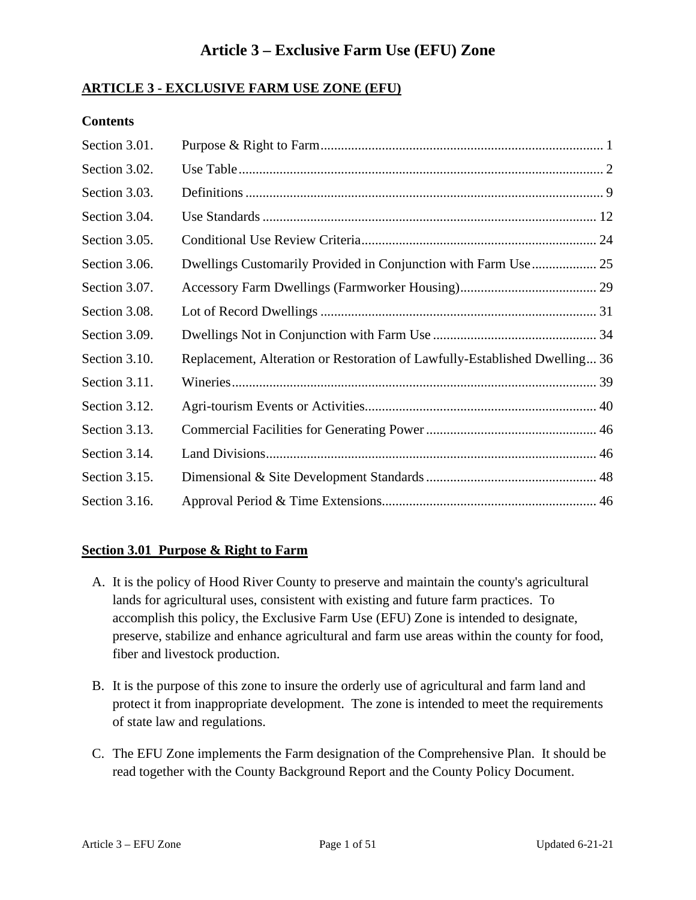# Article 3 – Exclusive Farm Use (EFU) Zone

## ARTICLE 3 - EXCLUSIVE FARM USE ZONE (EFU)

**Contents**

| Section | Title | Page |
|---|---|---|
| Section 3.01. | Purpose & Right to Farm | 1 |
| Section 3.02. | Use Table | 2 |
| Section 3.03. | Definitions | 9 |
| Section 3.04. | Use Standards | 12 |
| Section 3.05. | Conditional Use Review Criteria | 24 |
| Section 3.06. | Dwellings Customarily Provided in Conjunction with Farm Use | 25 |
| Section 3.07. | Accessory Farm Dwellings (Farmworker Housing) | 29 |
| Section 3.08. | Lot of Record Dwellings | 31 |
| Section 3.09. | Dwellings Not in Conjunction with Farm Use | 34 |
| Section 3.10. | Replacement, Alteration or Restoration of Lawfully-Established Dwelling | 36 |
| Section 3.11. | Wineries | 39 |
| Section 3.12. | Agri-tourism Events or Activities | 40 |
| Section 3.13. | Commercial Facilities for Generating Power | 46 |
| Section 3.14. | Land Divisions | 46 |
| Section 3.15. | Dimensional & Site Development Standards | 48 |
| Section 3.16. | Approval Period & Time Extensions | 46 |

### Section 3.01 Purpose & Right to Farm

A. It is the policy of Hood River County to preserve and maintain the county's agricultural lands for agricultural uses, consistent with existing and future farm practices. To accomplish this policy, the Exclusive Farm Use (EFU) Zone is intended to designate, preserve, stabilize and enhance agricultural and farm use areas within the county for food, fiber and livestock production.

B. It is the purpose of this zone to insure the orderly use of agricultural and farm land and protect it from inappropriate development. The zone is intended to meet the requirements of state law and regulations.

C. The EFU Zone implements the Farm designation of the Comprehensive Plan. It should be read together with the County Background Report and the County Policy Document.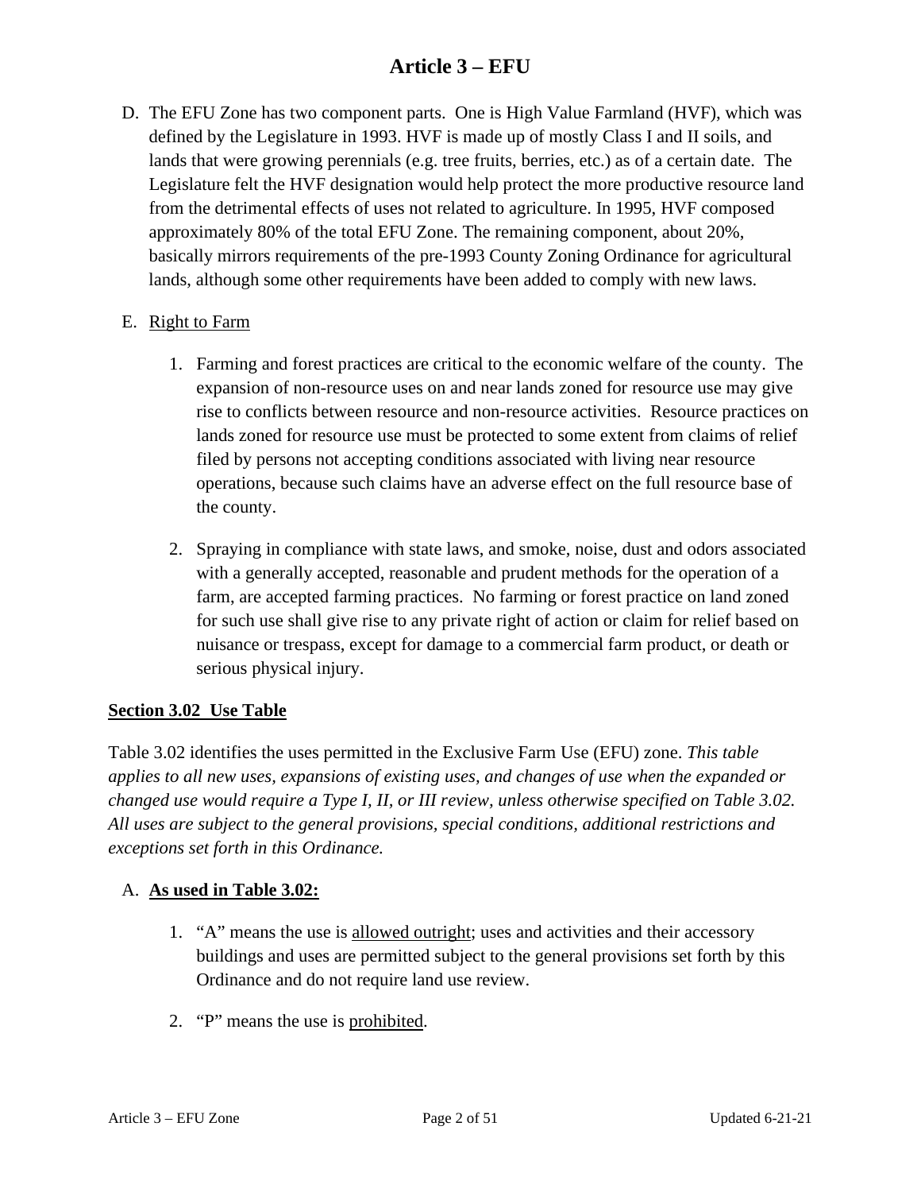D. The EFU Zone has two component parts. One is High Value Farmland (HVF), which was defined by the Legislature in 1993. HVF is made up of mostly Class I and II soils, and lands that were growing perennials (e.g. tree fruits, berries, etc.) as of a certain date. The Legislature felt the HVF designation would help protect the more productive resource land from the detrimental effects of uses not related to agriculture. In 1995, HVF composed approximately 80% of the total EFU Zone. The remaining component, about 20%, basically mirrors requirements of the pre-1993 County Zoning Ordinance for agricultural lands, although some other requirements have been added to comply with new laws.

E. <u>Right to Farm</u>

   1. Farming and forest practices are critical to the economic welfare of the county. The expansion of non-resource uses on and near lands zoned for resource use may give rise to conflicts between resource and non-resource activities. Resource practices on lands zoned for resource use must be protected to some extent from claims of relief filed by persons not accepting conditions associated with living near resource operations, because such claims have an adverse effect on the full resource base of the county.

   2. Spraying in compliance with state laws, and smoke, noise, dust and odors associated with a generally accepted, reasonable and prudent methods for the operation of a farm, are accepted farming practices. No farming or forest practice on land zoned for such use shall give rise to any private right of action or claim for relief based on nuisance or trespass, except for damage to a commercial farm product, or death or serious physical injury.

## Section 3.02 Use Table

Table 3.02 identifies the uses permitted in the Exclusive Farm Use (EFU) zone. *This table applies to all new uses, expansions of existing uses, and changes of use when the expanded or changed use would require a Type I, II, or III review, unless otherwise specified on Table 3.02. All uses are subject to the general provisions, special conditions, additional restrictions and exceptions set forth in this Ordinance.*

A. **As used in Table 3.02:**

   1. "A" means the use is <u>allowed outright</u>; uses and activities and their accessory buildings and uses are permitted subject to the general provisions set forth by this Ordinance and do not require land use review.

   2. "P" means the use is <u>prohibited</u>.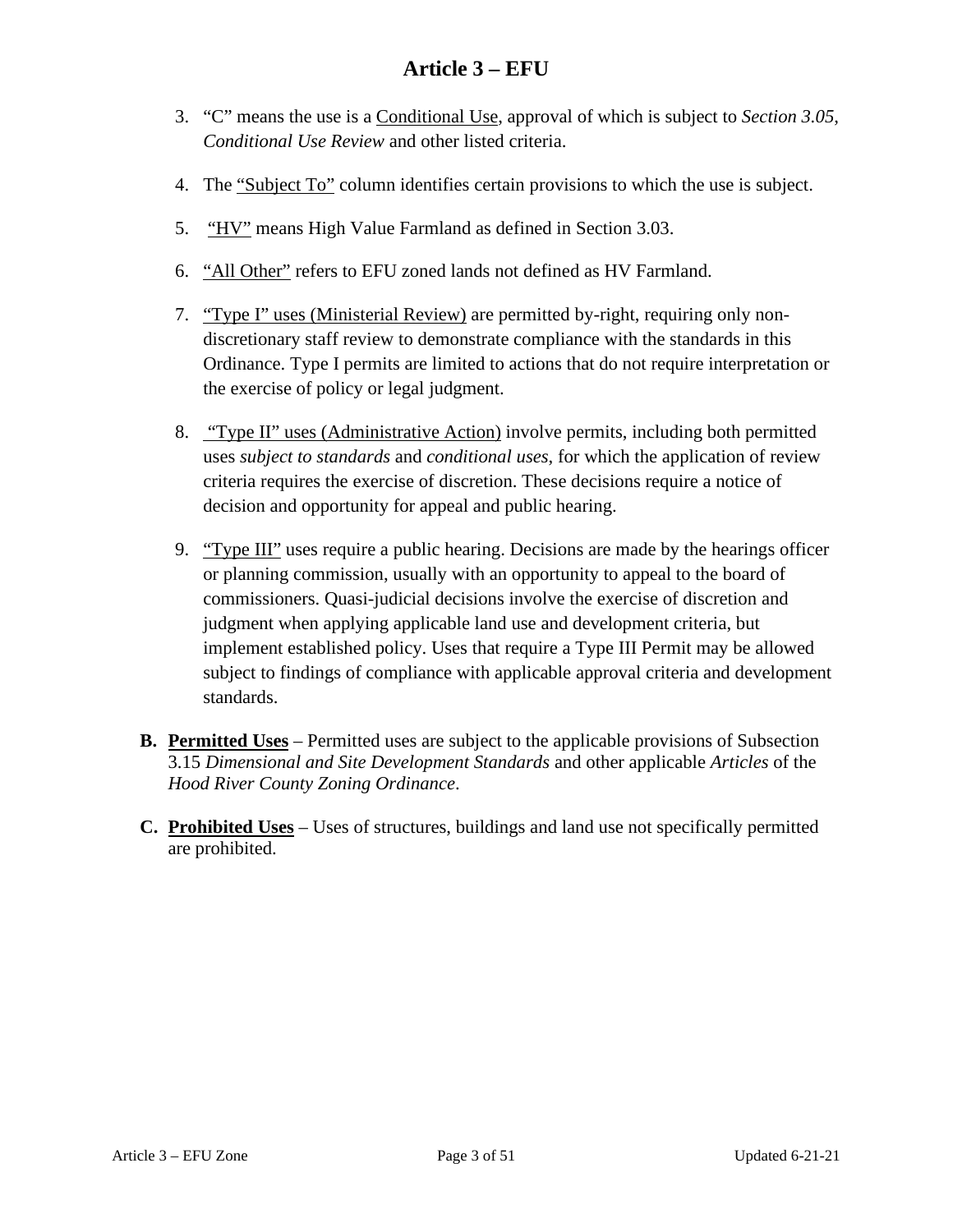3. "C" means the use is a Conditional Use, approval of which is subject to *Section 3.05, Conditional Use Review* and other listed criteria.

4. The "Subject To" column identifies certain provisions to which the use is subject.

5. "HV" means High Value Farmland as defined in Section 3.03.

6. "All Other" refers to EFU zoned lands not defined as HV Farmland.

7. "Type I" uses (Ministerial Review) are permitted by-right, requiring only non-discretionary staff review to demonstrate compliance with the standards in this Ordinance. Type I permits are limited to actions that do not require interpretation or the exercise of policy or legal judgment.

8. "Type II" uses (Administrative Action) involve permits, including both permitted uses *subject to standards* and *conditional uses*, for which the application of review criteria requires the exercise of discretion. These decisions require a notice of decision and opportunity for appeal and public hearing.

9. "Type III" uses require a public hearing. Decisions are made by the hearings officer or planning commission, usually with an opportunity to appeal to the board of commissioners. Quasi-judicial decisions involve the exercise of discretion and judgment when applying applicable land use and development criteria, but implement established policy. Uses that require a Type III Permit may be allowed subject to findings of compliance with applicable approval criteria and development standards.

**B. Permitted Uses** – Permitted uses are subject to the applicable provisions of Subsection 3.15 *Dimensional and Site Development Standards* and other applicable *Articles* of the *Hood River County Zoning Ordinance*.

**C. Prohibited Uses** – Uses of structures, buildings and land use not specifically permitted are prohibited.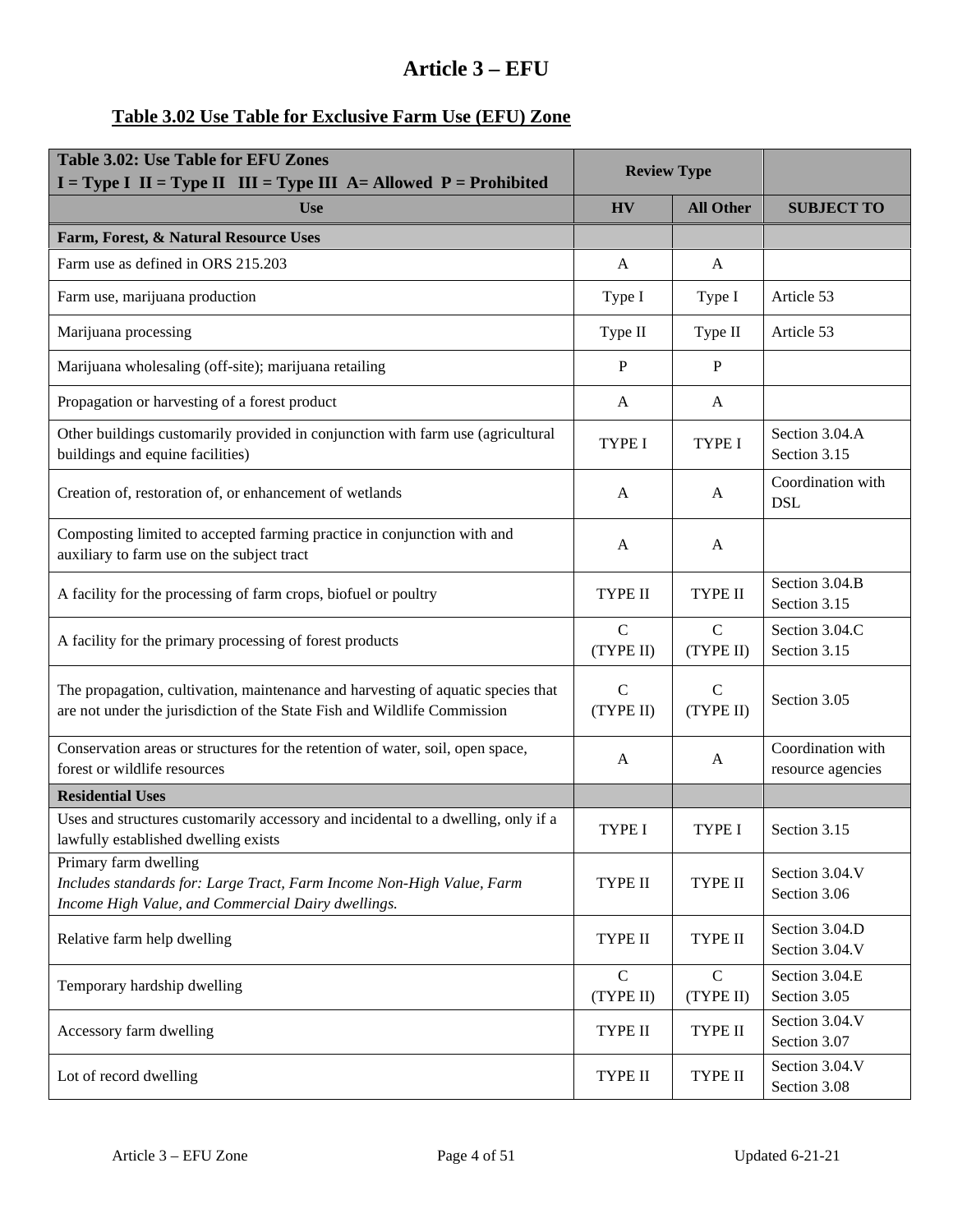# Article 3 – EFU

## Table 3.02 Use Table for Exclusive Farm Use (EFU) Zone

| **Table 3.02: Use Table for EFU Zones**<br>**I = Type I II = Type II III = Type III A= Allowed P = Prohibited** | **Review Type** | | |
|---|---|---|---|
| **Use** | **HV** | **All Other** | **SUBJECT TO** |
| **Farm, Forest, & Natural Resource Uses** | | | |
| Farm use as defined in ORS 215.203 | A | A | |
| Farm use, marijuana production | Type I | Type I | Article 53 |
| Marijuana processing | Type II | Type II | Article 53 |
| Marijuana wholesaling (off-site); marijuana retailing | P | P | |
| Propagation or harvesting of a forest product | A | A | |
| Other buildings customarily provided in conjunction with farm use (agricultural buildings and equine facilities) | TYPE I | TYPE I | Section 3.04.A<br>Section 3.15 |
| Creation of, restoration of, or enhancement of wetlands | A | A | Coordination with DSL |
| Composting limited to accepted farming practice in conjunction with and auxiliary to farm use on the subject tract | A | A | |
| A facility for the processing of farm crops, biofuel or poultry | TYPE II | TYPE II | Section 3.04.B<br>Section 3.15 |
| A facility for the primary processing of forest products | C<br>(TYPE II) | C<br>(TYPE II) | Section 3.04.C<br>Section 3.15 |
| The propagation, cultivation, maintenance and harvesting of aquatic species that are not under the jurisdiction of the State Fish and Wildlife Commission | C<br>(TYPE II) | C<br>(TYPE II) | Section 3.05 |
| Conservation areas or structures for the retention of water, soil, open space, forest or wildlife resources | A | A | Coordination with resource agencies |
| **Residential Uses** | | | |
| Uses and structures customarily accessory and incidental to a dwelling, only if a lawfully established dwelling exists | TYPE I | TYPE I | Section 3.15 |
| Primary farm dwelling<br>*Includes standards for: Large Tract, Farm Income Non-High Value, Farm Income High Value, and Commercial Dairy dwellings.* | TYPE II | TYPE II | Section 3.04.V<br>Section 3.06 |
| Relative farm help dwelling | TYPE II | TYPE II | Section 3.04.D<br>Section 3.04.V |
| Temporary hardship dwelling | C<br>(TYPE II) | C<br>(TYPE II) | Section 3.04.E<br>Section 3.05 |
| Accessory farm dwelling | TYPE II | TYPE II | Section 3.04.V<br>Section 3.07 |
| Lot of record dwelling | TYPE II | TYPE II | Section 3.04.V<br>Section 3.08 |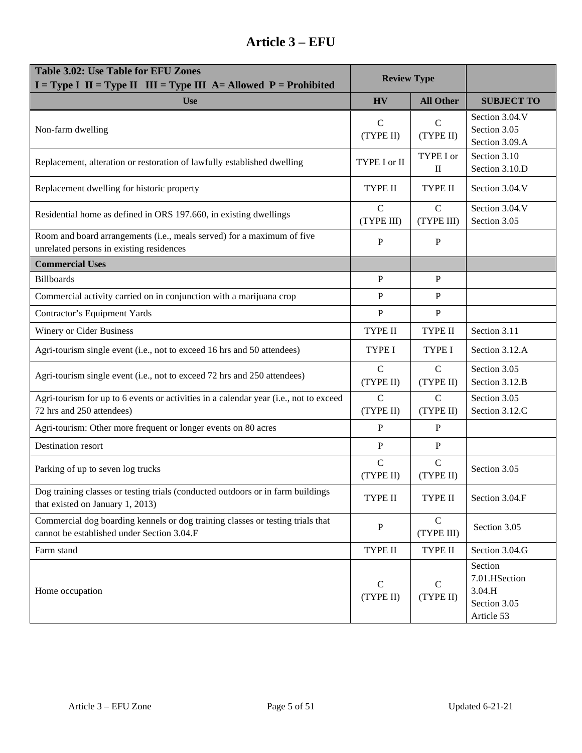# Article 3 – EFU

| Table 3.02: Use Table for EFU Zones<br>I = Type I II = Type II III = Type III A= Allowed P = Prohibited | Review Type | | |
|---|---|---|---|
| **Use** | **HV** | **All Other** | **SUBJECT TO** |
| Non-farm dwelling | C<br>(TYPE II) | C<br>(TYPE II) | Section 3.04.V<br>Section 3.05<br>Section 3.09.A |
| Replacement, alteration or restoration of lawfully established dwelling | TYPE I or II | TYPE I or II | Section 3.10<br>Section 3.10.D |
| Replacement dwelling for historic property | TYPE II | TYPE II | Section 3.04.V |
| Residential home as defined in ORS 197.660, in existing dwellings | C<br>(TYPE III) | C<br>(TYPE III) | Section 3.04.V<br>Section 3.05 |
| Room and board arrangements (i.e., meals served) for a maximum of five unrelated persons in existing residences | P | P | |
| **Commercial Uses** | | | |
| Billboards | P | P | |
| Commercial activity carried on in conjunction with a marijuana crop | P | P | |
| Contractor's Equipment Yards | P | P | |
| Winery or Cider Business | TYPE II | TYPE II | Section 3.11 |
| Agri-tourism single event (i.e., not to exceed 16 hrs and 50 attendees) | TYPE I | TYPE I | Section 3.12.A |
| Agri-tourism single event (i.e., not to exceed 72 hrs and 250 attendees) | C<br>(TYPE II) | C<br>(TYPE II) | Section 3.05<br>Section 3.12.B |
| Agri-tourism for up to 6 events or activities in a calendar year (i.e., not to exceed 72 hrs and 250 attendees) | C<br>(TYPE II) | C<br>(TYPE II) | Section 3.05<br>Section 3.12.C |
| Agri-tourism: Other more frequent or longer events on 80 acres | P | P | |
| Destination resort | P | P | |
| Parking of up to seven log trucks | C<br>(TYPE II) | C<br>(TYPE II) | Section 3.05 |
| Dog training classes or testing trials (conducted outdoors or in farm buildings that existed on January 1, 2013) | TYPE II | TYPE II | Section 3.04.F |
| Commercial dog boarding kennels or dog training classes or testing trials that cannot be established under Section 3.04.F | P | C<br>(TYPE III) | Section 3.05 |
| Farm stand | TYPE II | TYPE II | Section 3.04.G |
| Home occupation | C<br>(TYPE II) | C<br>(TYPE II) | Section 7.01.HSection 3.04.H<br>Section 3.05<br>Article 53 |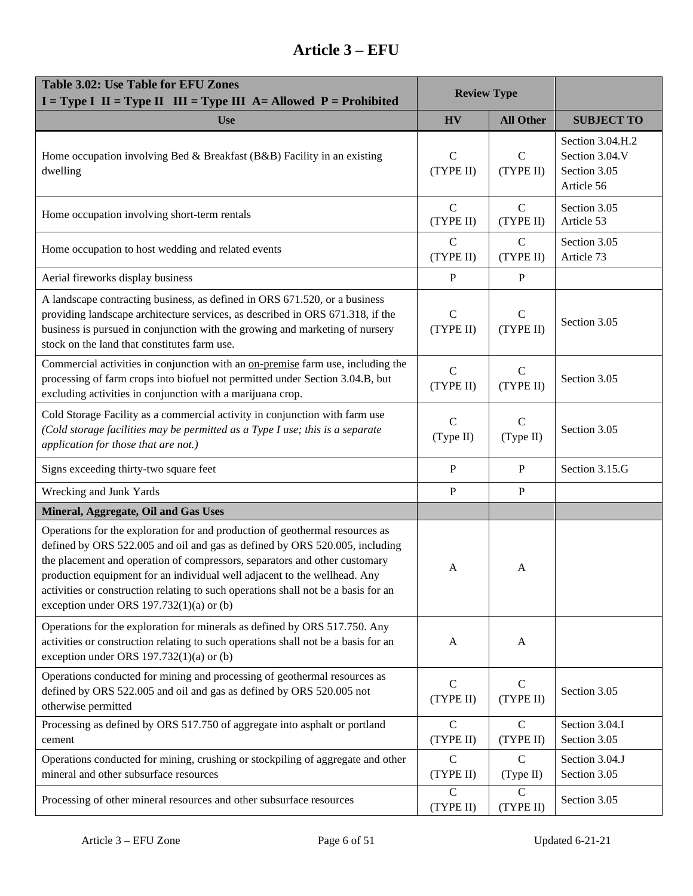# Article 3 – EFU

| Table 3.02: Use Table for EFU Zones<br>I = Type I II = Type II III = Type III A= Allowed P = Prohibited | Review Type | | |
|---|---|---|---|
| **Use** | **HV** | **All Other** | **SUBJECT TO** |
| Home occupation involving Bed & Breakfast (B&B) Facility in an existing dwelling | C (TYPE II) | C (TYPE II) | Section 3.04.H.2<br>Section 3.04.V<br>Section 3.05<br>Article 56 |
| Home occupation involving short-term rentals | C (TYPE II) | C (TYPE II) | Section 3.05<br>Article 53 |
| Home occupation to host wedding and related events | C (TYPE II) | C (TYPE II) | Section 3.05<br>Article 73 |
| Aerial fireworks display business | P | P | |
| A landscape contracting business, as defined in ORS 671.520, or a business providing landscape architecture services, as described in ORS 671.318, if the business is pursued in conjunction with the growing and marketing of nursery stock on the land that constitutes farm use. | C (TYPE II) | C (TYPE II) | Section 3.05 |
| Commercial activities in conjunction with an <u>on-premise</u> farm use, including the processing of farm crops into biofuel not permitted under Section 3.04.B, but excluding activities in conjunction with a marijuana crop. | C (TYPE II) | C (TYPE II) | Section 3.05 |
| Cold Storage Facility as a commercial activity in conjunction with farm use *(Cold storage facilities may be permitted as a Type I use; this is a separate application for those that are not.)* | C (Type II) | C (Type II) | Section 3.05 |
| Signs exceeding thirty-two square feet | P | P | Section 3.15.G |
| Wrecking and Junk Yards | P | P | |
| **Mineral, Aggregate, Oil and Gas Uses** | | | |
| Operations for the exploration for and production of geothermal resources as defined by ORS 522.005 and oil and gas as defined by ORS 520.005, including the placement and operation of compressors, separators and other customary production equipment for an individual well adjacent to the wellhead. Any activities or construction relating to such operations shall not be a basis for an exception under ORS 197.732(1)(a) or (b) | A | A | |
| Operations for the exploration for minerals as defined by ORS 517.750. Any activities or construction relating to such operations shall not be a basis for an exception under ORS 197.732(1)(a) or (b) | A | A | |
| Operations conducted for mining and processing of geothermal resources as defined by ORS 522.005 and oil and gas as defined by ORS 520.005 not otherwise permitted | C (TYPE II) | C (TYPE II) | Section 3.05 |
| Processing as defined by ORS 517.750 of aggregate into asphalt or portland cement | C (TYPE II) | C (TYPE II) | Section 3.04.I<br>Section 3.05 |
| Operations conducted for mining, crushing or stockpiling of aggregate and other mineral and other subsurface resources | C (TYPE II) | C (Type II) | Section 3.04.J<br>Section 3.05 |
| Processing of other mineral resources and other subsurface resources | C (TYPE II) | C (TYPE II) | Section 3.05 |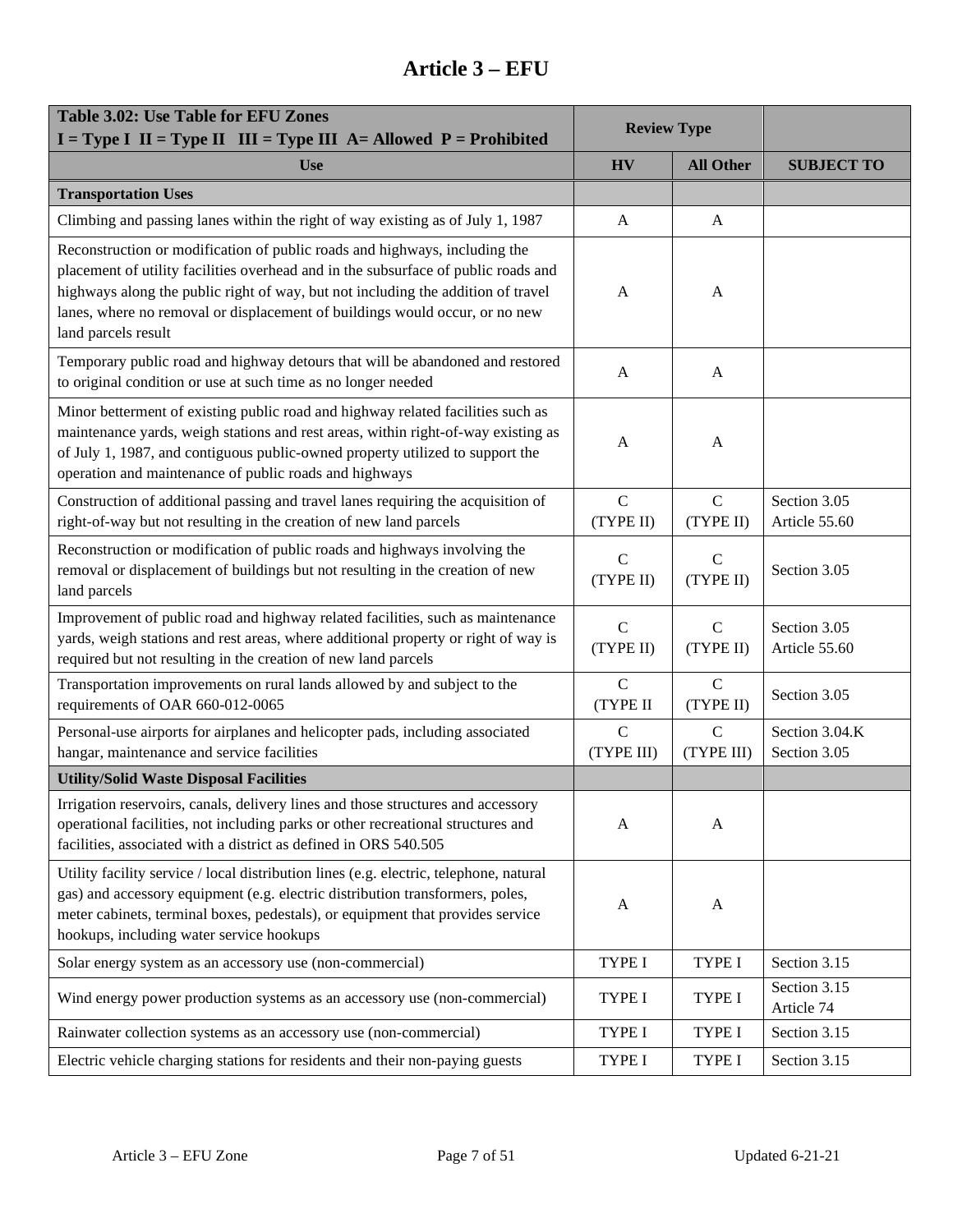# Article 3 – EFU

| Table 3.02: Use Table for EFU Zones<br>I = Type I II = Type II III = Type III A= Allowed P = Prohibited | Review Type | | |
|---|---|---|---|
| **Use** | **HV** | **All Other** | **SUBJECT TO** |
| **Transportation Uses** | | | |
| Climbing and passing lanes within the right of way existing as of July 1, 1987 | A | A | |
| Reconstruction or modification of public roads and highways, including the placement of utility facilities overhead and in the subsurface of public roads and highways along the public right of way, but not including the addition of travel lanes, where no removal or displacement of buildings would occur, or no new land parcels result | A | A | |
| Temporary public road and highway detours that will be abandoned and restored to original condition or use at such time as no longer needed | A | A | |
| Minor betterment of existing public road and highway related facilities such as maintenance yards, weigh stations and rest areas, within right-of-way existing as of July 1, 1987, and contiguous public-owned property utilized to support the operation and maintenance of public roads and highways | A | A | |
| Construction of additional passing and travel lanes requiring the acquisition of right-of-way but not resulting in the creation of new land parcels | C (TYPE II) | C (TYPE II) | Section 3.05<br>Article 55.60 |
| Reconstruction or modification of public roads and highways involving the removal or displacement of buildings but not resulting in the creation of new land parcels | C (TYPE II) | C (TYPE II) | Section 3.05 |
| Improvement of public road and highway related facilities, such as maintenance yards, weigh stations and rest areas, where additional property or right of way is required but not resulting in the creation of new land parcels | C (TYPE II) | C (TYPE II) | Section 3.05<br>Article 55.60 |
| Transportation improvements on rural lands allowed by and subject to the requirements of OAR 660-012-0065 | C (TYPE II | C (TYPE II) | Section 3.05 |
| Personal-use airports for airplanes and helicopter pads, including associated hangar, maintenance and service facilities | C (TYPE III) | C (TYPE III) | Section 3.04.K<br>Section 3.05 |
| **Utility/Solid Waste Disposal Facilities** | | | |
| Irrigation reservoirs, canals, delivery lines and those structures and accessory operational facilities, not including parks or other recreational structures and facilities, associated with a district as defined in ORS 540.505 | A | A | |
| Utility facility service / local distribution lines (e.g. electric, telephone, natural gas) and accessory equipment (e.g. electric distribution transformers, poles, meter cabinets, terminal boxes, pedestals), or equipment that provides service hookups, including water service hookups | A | A | |
| Solar energy system as an accessory use (non-commercial) | TYPE I | TYPE I | Section 3.15 |
| Wind energy power production systems as an accessory use (non-commercial) | TYPE I | TYPE I | Section 3.15<br>Article 74 |
| Rainwater collection systems as an accessory use (non-commercial) | TYPE I | TYPE I | Section 3.15 |
| Electric vehicle charging stations for residents and their non-paying guests | TYPE I | TYPE I | Section 3.15 |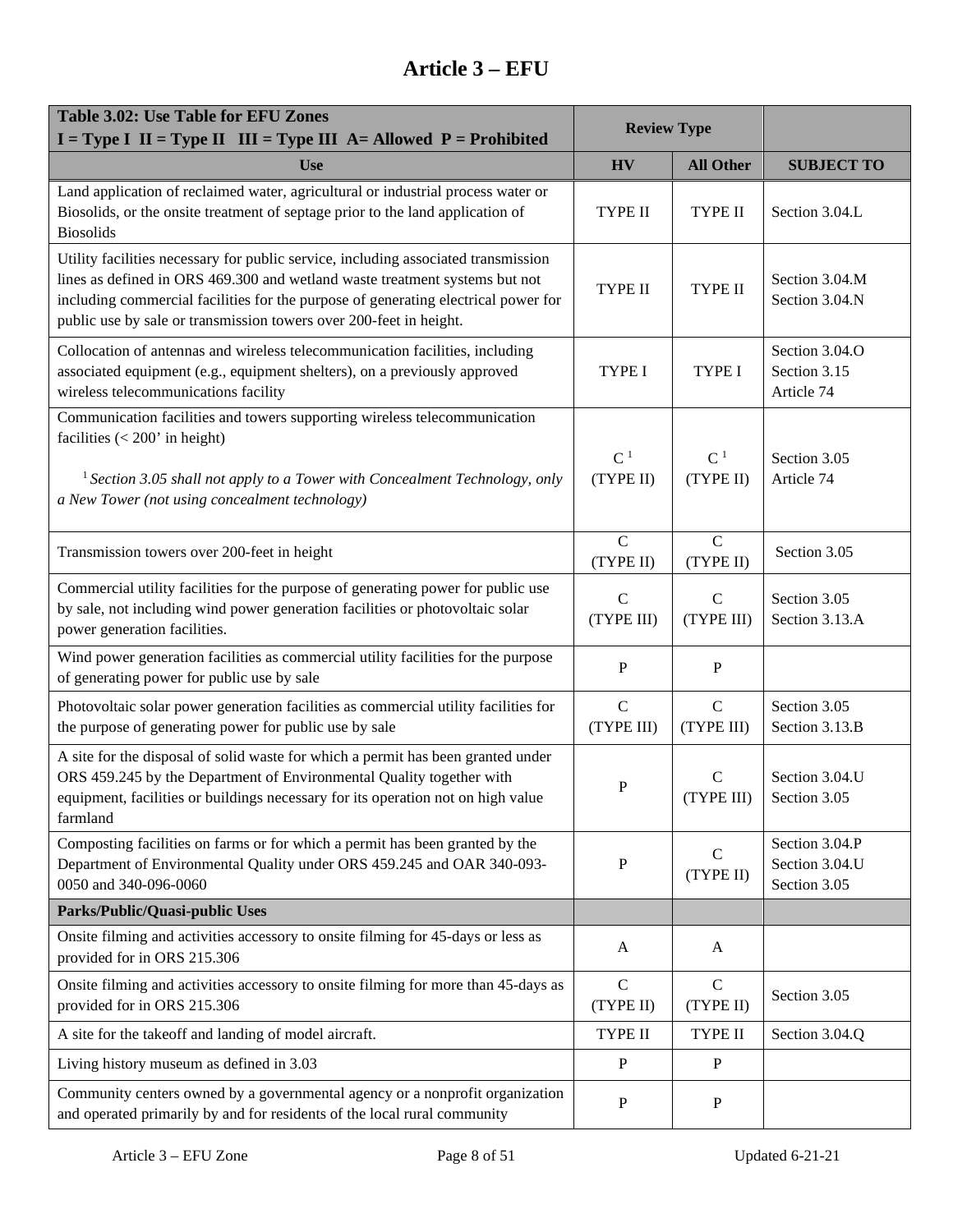# Article 3 – EFU

| Table 3.02: Use Table for EFU Zones<br>I = Type I II = Type II III = Type III A= Allowed P = Prohibited | Review Type | | |
|---|---|---|---|
| **Use** | **HV** | **All Other** | **SUBJECT TO** |
| Land application of reclaimed water, agricultural or industrial process water or Biosolids, or the onsite treatment of septage prior to the land application of Biosolids | TYPE II | TYPE II | Section 3.04.L |
| Utility facilities necessary for public service, including associated transmission lines as defined in ORS 469.300 and wetland waste treatment systems but not including commercial facilities for the purpose of generating electrical power for public use by sale or transmission towers over 200-feet in height. | TYPE II | TYPE II | Section 3.04.M<br>Section 3.04.N |
| Collocation of antennas and wireless telecommunication facilities, including associated equipment (e.g., equipment shelters), on a previously approved wireless telecommunications facility | TYPE I | TYPE I | Section 3.04.O<br>Section 3.15<br>Article 74 |
| Communication facilities and towers supporting wireless telecommunication facilities (< 200' in height)<br><br>[1] *Section 3.05 shall not apply to a Tower with Concealment Technology, only a New Tower (not using concealment technology)* | C [1]<br>(TYPE II) | C [1]<br>(TYPE II) | Section 3.05<br>Article 74 |
| Transmission towers over 200-feet in height | C<br>(TYPE II) | C<br>(TYPE II) | Section 3.05 |
| Commercial utility facilities for the purpose of generating power for public use by sale, not including wind power generation facilities or photovoltaic solar power generation facilities. | C<br>(TYPE III) | C<br>(TYPE III) | Section 3.05<br>Section 3.13.A |
| Wind power generation facilities as commercial utility facilities for the purpose of generating power for public use by sale | P | P | |
| Photovoltaic solar power generation facilities as commercial utility facilities for the purpose of generating power for public use by sale | C<br>(TYPE III) | C<br>(TYPE III) | Section 3.05<br>Section 3.13.B |
| A site for the disposal of solid waste for which a permit has been granted under ORS 459.245 by the Department of Environmental Quality together with equipment, facilities or buildings necessary for its operation not on high value farmland | P | C<br>(TYPE III) | Section 3.04.U<br>Section 3.05 |
| Composting facilities on farms or for which a permit has been granted by the Department of Environmental Quality under ORS 459.245 and OAR 340-093-0050 and 340-096-0060 | P | C<br>(TYPE II) | Section 3.04.P<br>Section 3.04.U<br>Section 3.05 |
| **Parks/Public/Quasi-public Uses** | | | |
| Onsite filming and activities accessory to onsite filming for 45-days or less as provided for in ORS 215.306 | A | A | |
| Onsite filming and activities accessory to onsite filming for more than 45-days as provided for in ORS 215.306 | C<br>(TYPE II) | C<br>(TYPE II) | Section 3.05 |
| A site for the takeoff and landing of model aircraft. | TYPE II | TYPE II | Section 3.04.Q |
| Living history museum as defined in 3.03 | P | P | |
| Community centers owned by a governmental agency or a nonprofit organization and operated primarily by and for residents of the local rural community | P | P | |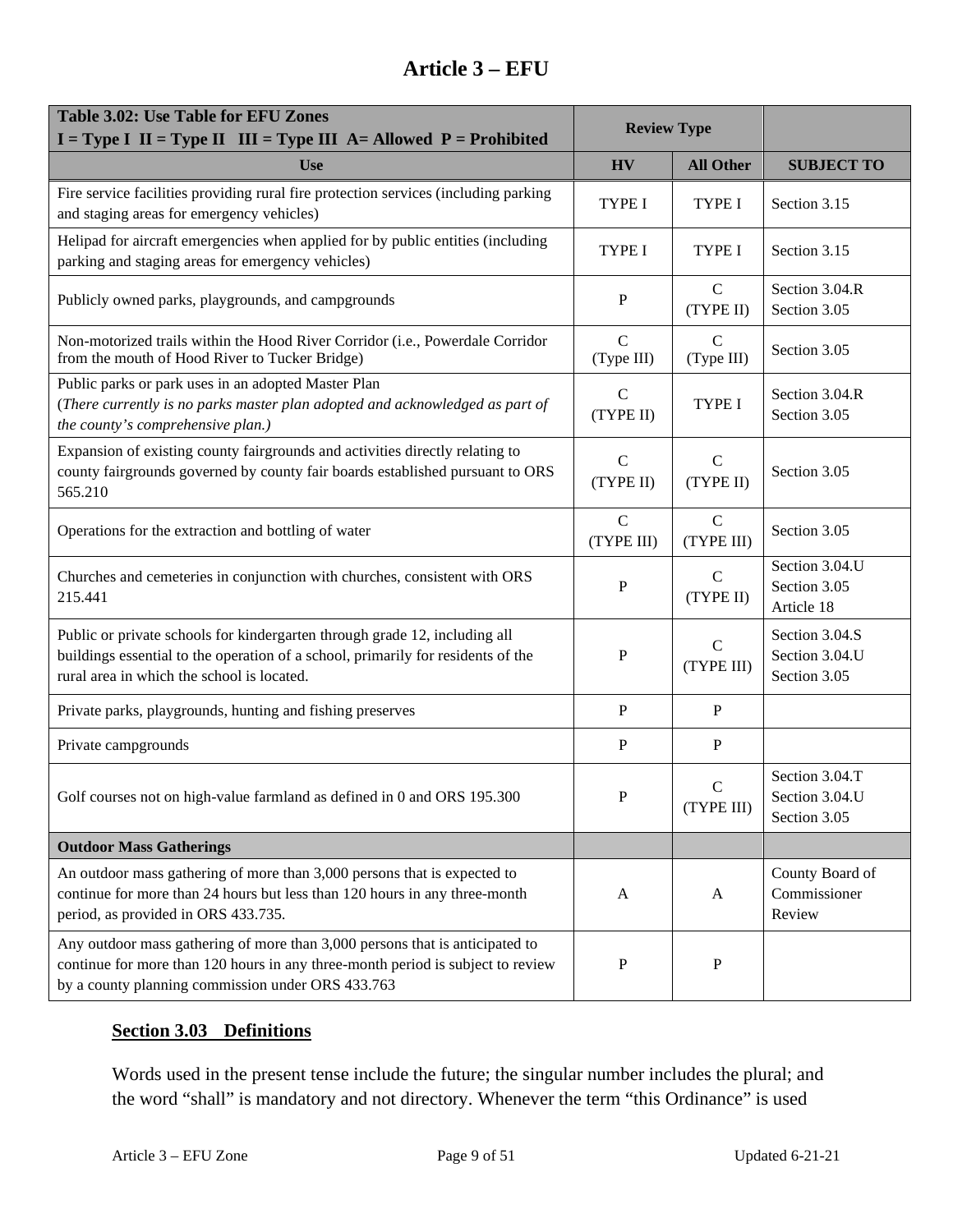# Article 3 – EFU

| Table 3.02: Use Table for EFU Zones<br>I = Type I II = Type II III = Type III A= Allowed P = Prohibited | Review Type | | |
|---|---|---|---|
| **Use** | **HV** | **All Other** | **SUBJECT TO** |
| Fire service facilities providing rural fire protection services (including parking and staging areas for emergency vehicles) | TYPE I | TYPE I | Section 3.15 |
| Helipad for aircraft emergencies when applied for by public entities (including parking and staging areas for emergency vehicles) | TYPE I | TYPE I | Section 3.15 |
| Publicly owned parks, playgrounds, and campgrounds | P | C (TYPE II) | Section 3.04.R Section 3.05 |
| Non-motorized trails within the Hood River Corridor (i.e., Powerdale Corridor from the mouth of Hood River to Tucker Bridge) | C (Type III) | C (Type III) | Section 3.05 |
| Public parks or park uses in an adopted Master Plan (*There currently is no parks master plan adopted and acknowledged as part of the county's comprehensive plan.)* | C (TYPE II) | TYPE I | Section 3.04.R Section 3.05 |
| Expansion of existing county fairgrounds and activities directly relating to county fairgrounds governed by county fair boards established pursuant to ORS 565.210 | C (TYPE II) | C (TYPE II) | Section 3.05 |
| Operations for the extraction and bottling of water | C (TYPE III) | C (TYPE III) | Section 3.05 |
| Churches and cemeteries in conjunction with churches, consistent with ORS 215.441 | P | C (TYPE II) | Section 3.04.U Section 3.05 Article 18 |
| Public or private schools for kindergarten through grade 12, including all buildings essential to the operation of a school, primarily for residents of the rural area in which the school is located. | P | C (TYPE III) | Section 3.04.S Section 3.04.U Section 3.05 |
| Private parks, playgrounds, hunting and fishing preserves | P | P | |
| Private campgrounds | P | P | |
| Golf courses not on high-value farmland as defined in 0 and ORS 195.300 | P | C (TYPE III) | Section 3.04.T Section 3.04.U Section 3.05 |
| **Outdoor Mass Gatherings** | | | |
| An outdoor mass gathering of more than 3,000 persons that is expected to continue for more than 24 hours but less than 120 hours in any three-month period, as provided in ORS 433.735. | A | A | County Board of Commissioner Review |
| Any outdoor mass gathering of more than 3,000 persons that is anticipated to continue for more than 120 hours in any three-month period is subject to review by a county planning commission under ORS 433.763 | P | P | |

## Section 3.03 Definitions

Words used in the present tense include the future; the singular number includes the plural; and the word "shall" is mandatory and not directory. Whenever the term "this Ordinance" is used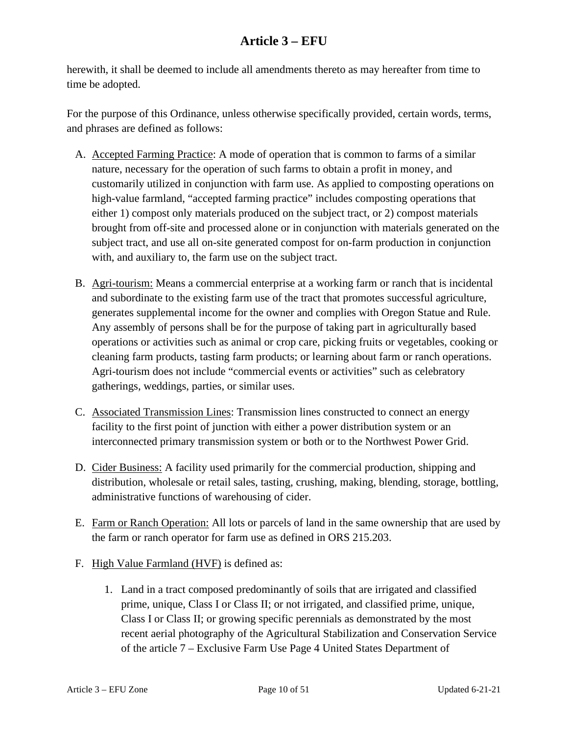herewith, it shall be deemed to include all amendments thereto as may hereafter from time to time be adopted.

For the purpose of this Ordinance, unless otherwise specifically provided, certain words, terms, and phrases are defined as follows:

A. Accepted Farming Practice: A mode of operation that is common to farms of a similar nature, necessary for the operation of such farms to obtain a profit in money, and customarily utilized in conjunction with farm use. As applied to composting operations on high-value farmland, "accepted farming practice" includes composting operations that either 1) compost only materials produced on the subject tract, or 2) compost materials brought from off-site and processed alone or in conjunction with materials generated on the subject tract, and use all on-site generated compost for on-farm production in conjunction with, and auxiliary to, the farm use on the subject tract.

B. Agri-tourism: Means a commercial enterprise at a working farm or ranch that is incidental and subordinate to the existing farm use of the tract that promotes successful agriculture, generates supplemental income for the owner and complies with Oregon Statue and Rule. Any assembly of persons shall be for the purpose of taking part in agriculturally based operations or activities such as animal or crop care, picking fruits or vegetables, cooking or cleaning farm products, tasting farm products; or learning about farm or ranch operations. Agri-tourism does not include "commercial events or activities" such as celebratory gatherings, weddings, parties, or similar uses.

C. Associated Transmission Lines: Transmission lines constructed to connect an energy facility to the first point of junction with either a power distribution system or an interconnected primary transmission system or both or to the Northwest Power Grid.

D. Cider Business: A facility used primarily for the commercial production, shipping and distribution, wholesale or retail sales, tasting, crushing, making, blending, storage, bottling, administrative functions of warehousing of cider.

E. Farm or Ranch Operation: All lots or parcels of land in the same ownership that are used by the farm or ranch operator for farm use as defined in ORS 215.203.

F. High Value Farmland (HVF) is defined as:

   1. Land in a tract composed predominantly of soils that are irrigated and classified prime, unique, Class I or Class II; or not irrigated, and classified prime, unique, Class I or Class II; or growing specific perennials as demonstrated by the most recent aerial photography of the Agricultural Stabilization and Conservation Service of the article 7 – Exclusive Farm Use Page 4 United States Department of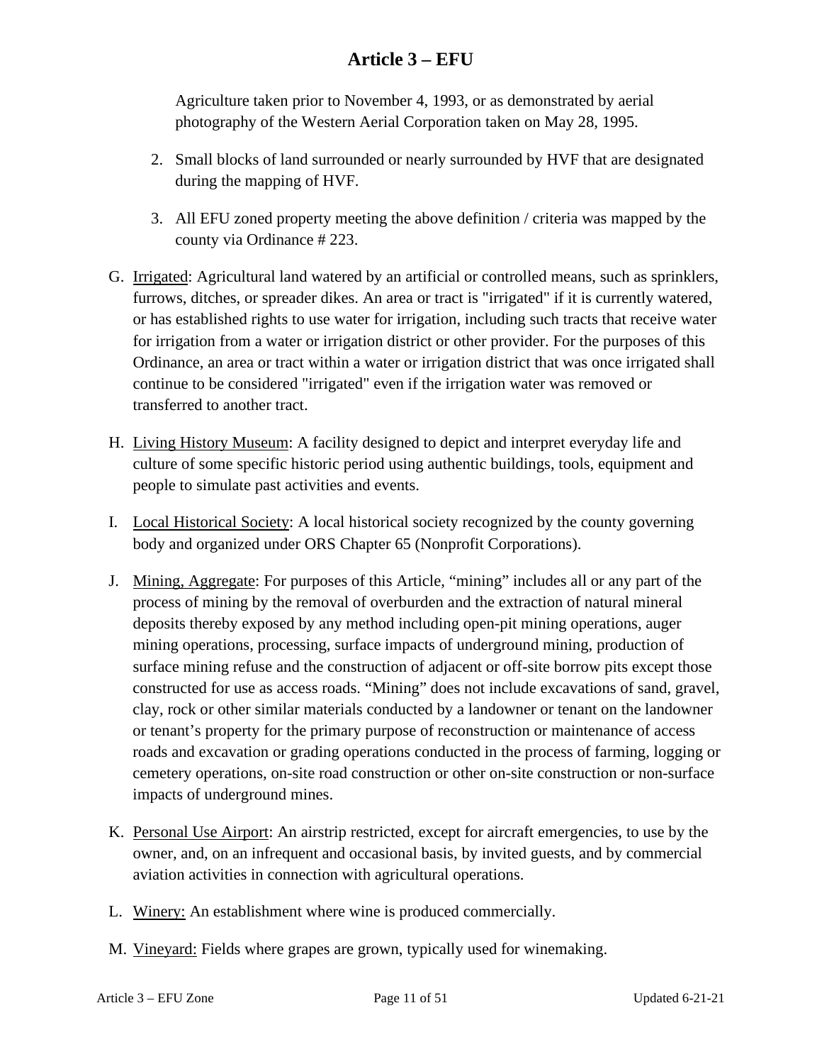Agriculture taken prior to November 4, 1993, or as demonstrated by aerial photography of the Western Aerial Corporation taken on May 28, 1995.

2. Small blocks of land surrounded or nearly surrounded by HVF that are designated during the mapping of HVF.

3. All EFU zoned property meeting the above definition / criteria was mapped by the county via Ordinance # 223.

G. Irrigated: Agricultural land watered by an artificial or controlled means, such as sprinklers, furrows, ditches, or spreader dikes. An area or tract is "irrigated" if it is currently watered, or has established rights to use water for irrigation, including such tracts that receive water for irrigation from a water or irrigation district or other provider. For the purposes of this Ordinance, an area or tract within a water or irrigation district that was once irrigated shall continue to be considered "irrigated" even if the irrigation water was removed or transferred to another tract.

H. Living History Museum: A facility designed to depict and interpret everyday life and culture of some specific historic period using authentic buildings, tools, equipment and people to simulate past activities and events.

I. Local Historical Society: A local historical society recognized by the county governing body and organized under ORS Chapter 65 (Nonprofit Corporations).

J. Mining, Aggregate: For purposes of this Article, "mining" includes all or any part of the process of mining by the removal of overburden and the extraction of natural mineral deposits thereby exposed by any method including open-pit mining operations, auger mining operations, processing, surface impacts of underground mining, production of surface mining refuse and the construction of adjacent or off-site borrow pits except those constructed for use as access roads. "Mining" does not include excavations of sand, gravel, clay, rock or other similar materials conducted by a landowner or tenant on the landowner or tenant's property for the primary purpose of reconstruction or maintenance of access roads and excavation or grading operations conducted in the process of farming, logging or cemetery operations, on-site road construction or other on-site construction or non-surface impacts of underground mines.

K. Personal Use Airport: An airstrip restricted, except for aircraft emergencies, to use by the owner, and, on an infrequent and occasional basis, by invited guests, and by commercial aviation activities in connection with agricultural operations.

L. Winery: An establishment where wine is produced commercially.

M. Vineyard: Fields where grapes are grown, typically used for winemaking.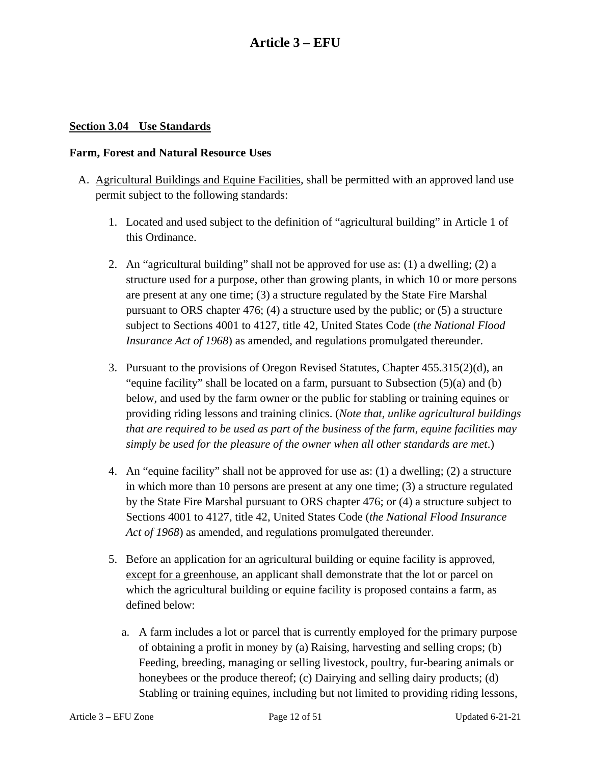# Article 3 – EFU

## Section 3.04 Use Standards

### Farm, Forest and Natural Resource Uses

A. Agricultural Buildings and Equine Facilities, shall be permitted with an approved land use permit subject to the following standards:

   1. Located and used subject to the definition of "agricultural building" in Article 1 of this Ordinance.

   2. An "agricultural building" shall not be approved for use as: (1) a dwelling; (2) a structure used for a purpose, other than growing plants, in which 10 or more persons are present at any one time; (3) a structure regulated by the State Fire Marshal pursuant to ORS chapter 476; (4) a structure used by the public; or (5) a structure subject to Sections 4001 to 4127, title 42, United States Code (*the National Flood Insurance Act of 1968*) as amended, and regulations promulgated thereunder.

   3. Pursuant to the provisions of Oregon Revised Statutes, Chapter 455.315(2)(d), an "equine facility" shall be located on a farm, pursuant to Subsection (5)(a) and (b) below, and used by the farm owner or the public for stabling or training equines or providing riding lessons and training clinics. (*Note that, unlike agricultural buildings that are required to be used as part of the business of the farm, equine facilities may simply be used for the pleasure of the owner when all other standards are met*.)

   4. An "equine facility" shall not be approved for use as: (1) a dwelling; (2) a structure in which more than 10 persons are present at any one time; (3) a structure regulated by the State Fire Marshal pursuant to ORS chapter 476; or (4) a structure subject to Sections 4001 to 4127, title 42, United States Code (*the National Flood Insurance Act of 1968*) as amended, and regulations promulgated thereunder.

   5. Before an application for an agricultural building or equine facility is approved, except for a greenhouse, an applicant shall demonstrate that the lot or parcel on which the agricultural building or equine facility is proposed contains a farm, as defined below:

      a. A farm includes a lot or parcel that is currently employed for the primary purpose of obtaining a profit in money by (a) Raising, harvesting and selling crops; (b) Feeding, breeding, managing or selling livestock, poultry, fur-bearing animals or honeybees or the produce thereof; (c) Dairying and selling dairy products; (d) Stabling or training equines, including but not limited to providing riding lessons,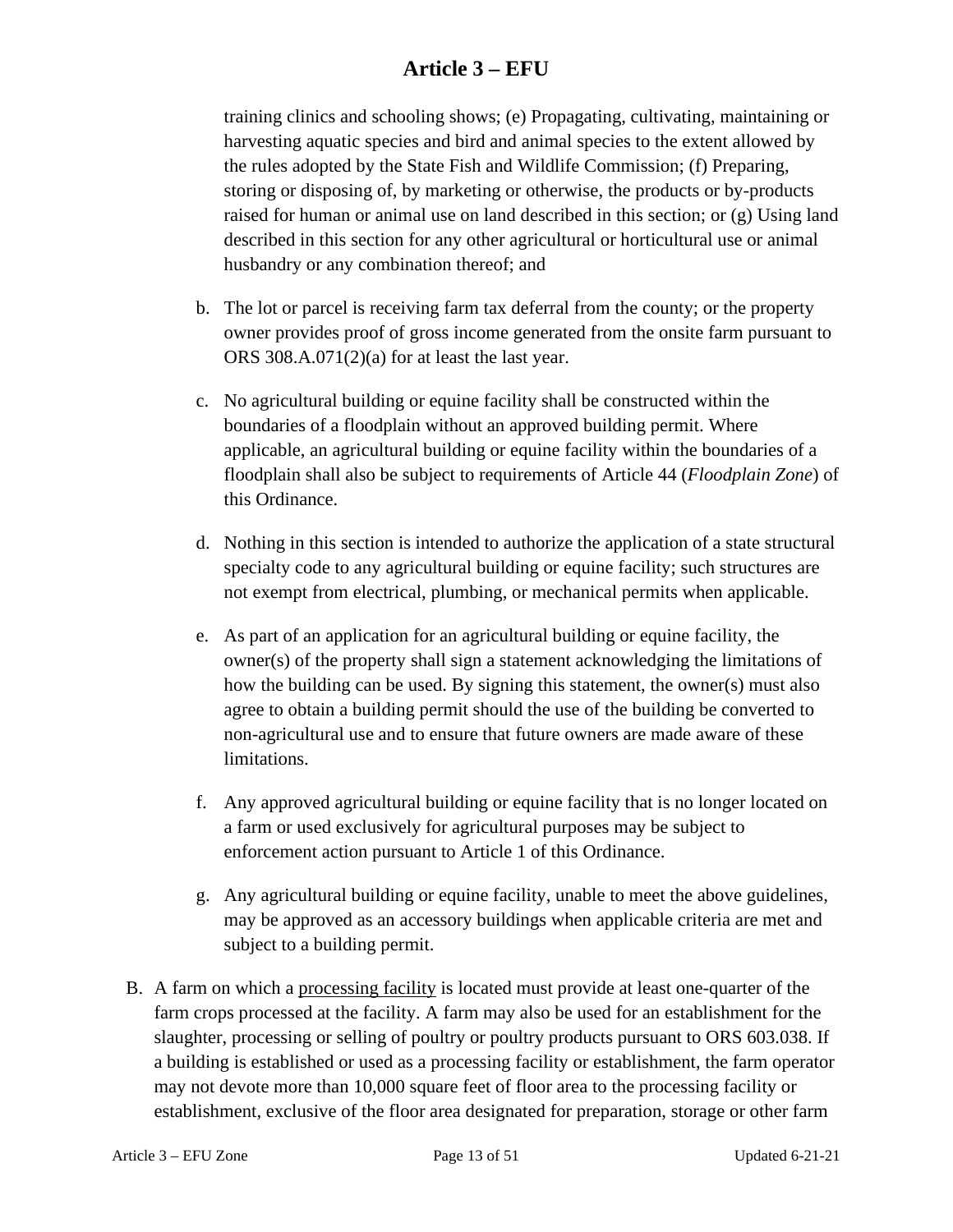training clinics and schooling shows; (e) Propagating, cultivating, maintaining or harvesting aquatic species and bird and animal species to the extent allowed by the rules adopted by the State Fish and Wildlife Commission; (f) Preparing, storing or disposing of, by marketing or otherwise, the products or by-products raised for human or animal use on land described in this section; or (g) Using land described in this section for any other agricultural or horticultural use or animal husbandry or any combination thereof; and

b. The lot or parcel is receiving farm tax deferral from the county; or the property owner provides proof of gross income generated from the onsite farm pursuant to ORS 308.A.071(2)(a) for at least the last year.

c. No agricultural building or equine facility shall be constructed within the boundaries of a floodplain without an approved building permit. Where applicable, an agricultural building or equine facility within the boundaries of a floodplain shall also be subject to requirements of Article 44 (*Floodplain Zone*) of this Ordinance.

d. Nothing in this section is intended to authorize the application of a state structural specialty code to any agricultural building or equine facility; such structures are not exempt from electrical, plumbing, or mechanical permits when applicable.

e. As part of an application for an agricultural building or equine facility, the owner(s) of the property shall sign a statement acknowledging the limitations of how the building can be used. By signing this statement, the owner(s) must also agree to obtain a building permit should the use of the building be converted to non-agricultural use and to ensure that future owners are made aware of these limitations.

f. Any approved agricultural building or equine facility that is no longer located on a farm or used exclusively for agricultural purposes may be subject to enforcement action pursuant to Article 1 of this Ordinance.

g. Any agricultural building or equine facility, unable to meet the above guidelines, may be approved as an accessory buildings when applicable criteria are met and subject to a building permit.

B. A farm on which a <u>processing facility</u> is located must provide at least one-quarter of the farm crops processed at the facility. A farm may also be used for an establishment for the slaughter, processing or selling of poultry or poultry products pursuant to ORS 603.038. If a building is established or used as a processing facility or establishment, the farm operator may not devote more than 10,000 square feet of floor area to the processing facility or establishment, exclusive of the floor area designated for preparation, storage or other farm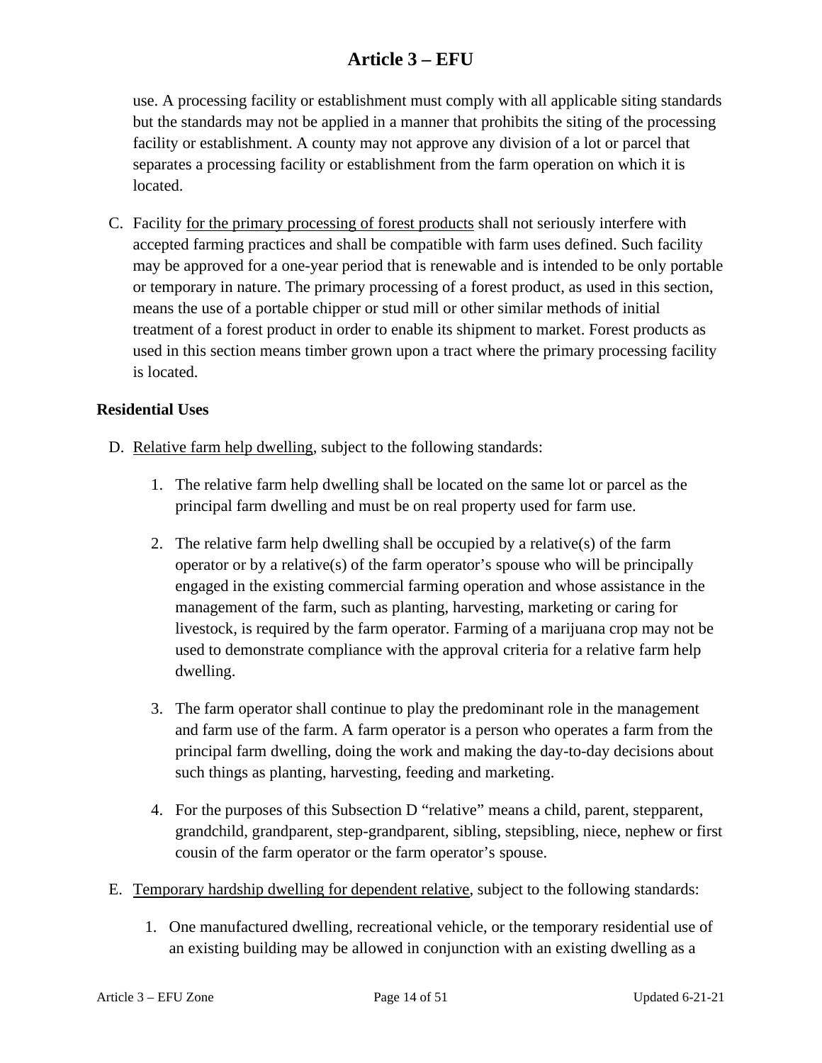use. A processing facility or establishment must comply with all applicable siting standards but the standards may not be applied in a manner that prohibits the siting of the processing facility or establishment. A county may not approve any division of a lot or parcel that separates a processing facility or establishment from the farm operation on which it is located.

C. Facility for the primary processing of forest products shall not seriously interfere with accepted farming practices and shall be compatible with farm uses defined. Such facility may be approved for a one-year period that is renewable and is intended to be only portable or temporary in nature. The primary processing of a forest product, as used in this section, means the use of a portable chipper or stud mill or other similar methods of initial treatment of a forest product in order to enable its shipment to market. Forest products as used in this section means timber grown upon a tract where the primary processing facility is located.

**Residential Uses**

D. Relative farm help dwelling, subject to the following standards:

   1. The relative farm help dwelling shall be located on the same lot or parcel as the principal farm dwelling and must be on real property used for farm use.

   2. The relative farm help dwelling shall be occupied by a relative(s) of the farm operator or by a relative(s) of the farm operator's spouse who will be principally engaged in the existing commercial farming operation and whose assistance in the management of the farm, such as planting, harvesting, marketing or caring for livestock, is required by the farm operator. Farming of a marijuana crop may not be used to demonstrate compliance with the approval criteria for a relative farm help dwelling.

   3. The farm operator shall continue to play the predominant role in the management and farm use of the farm. A farm operator is a person who operates a farm from the principal farm dwelling, doing the work and making the day-to-day decisions about such things as planting, harvesting, feeding and marketing.

   4. For the purposes of this Subsection D "relative" means a child, parent, stepparent, grandchild, grandparent, step-grandparent, sibling, stepsibling, niece, nephew or first cousin of the farm operator or the farm operator's spouse.

E. Temporary hardship dwelling for dependent relative, subject to the following standards:

   1. One manufactured dwelling, recreational vehicle, or the temporary residential use of an existing building may be allowed in conjunction with an existing dwelling as a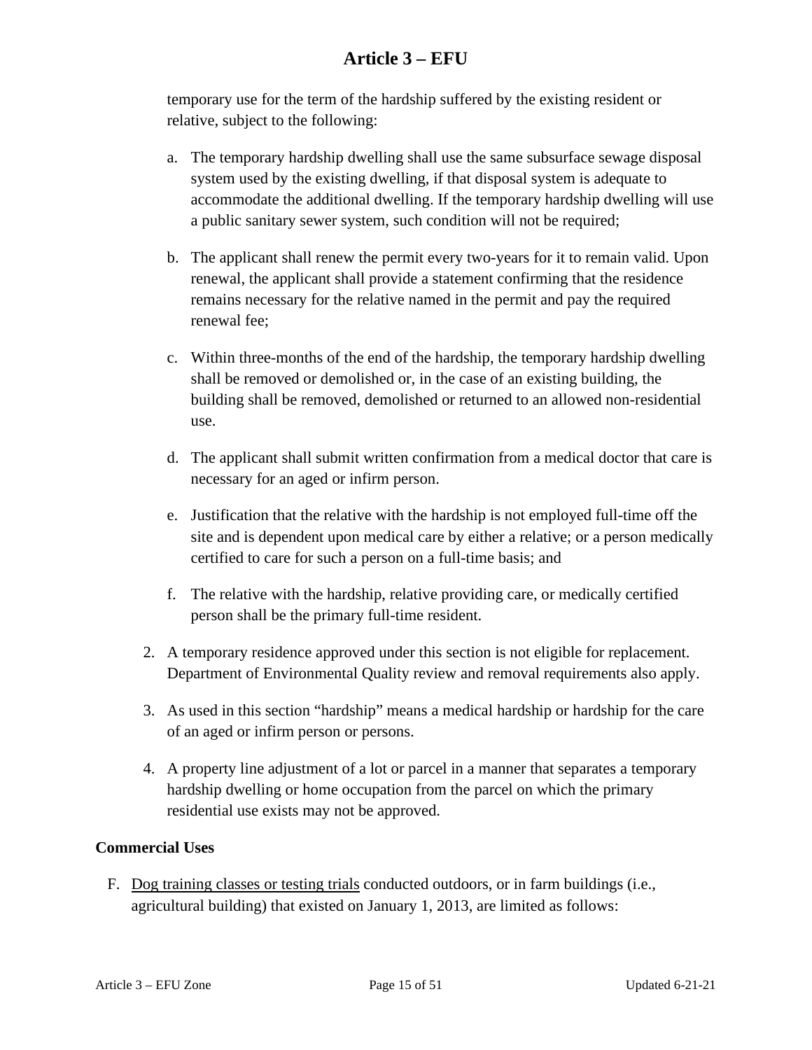temporary use for the term of the hardship suffered by the existing resident or relative, subject to the following:

a. The temporary hardship dwelling shall use the same subsurface sewage disposal system used by the existing dwelling, if that disposal system is adequate to accommodate the additional dwelling. If the temporary hardship dwelling will use a public sanitary sewer system, such condition will not be required;

b. The applicant shall renew the permit every two-years for it to remain valid. Upon renewal, the applicant shall provide a statement confirming that the residence remains necessary for the relative named in the permit and pay the required renewal fee;

c. Within three-months of the end of the hardship, the temporary hardship dwelling shall be removed or demolished or, in the case of an existing building, the building shall be removed, demolished or returned to an allowed non-residential use.

d. The applicant shall submit written confirmation from a medical doctor that care is necessary for an aged or infirm person.

e. Justification that the relative with the hardship is not employed full-time off the site and is dependent upon medical care by either a relative; or a person medically certified to care for such a person on a full-time basis; and

f. The relative with the hardship, relative providing care, or medically certified person shall be the primary full-time resident.

2. A temporary residence approved under this section is not eligible for replacement. Department of Environmental Quality review and removal requirements also apply.

3. As used in this section "hardship" means a medical hardship or hardship for the care of an aged or infirm person or persons.

4. A property line adjustment of a lot or parcel in a manner that separates a temporary hardship dwelling or home occupation from the parcel on which the primary residential use exists may not be approved.

**Commercial Uses**

F. <u>Dog training classes or testing trials</u> conducted outdoors, or in farm buildings (i.e., agricultural building) that existed on January 1, 2013, are limited as follows: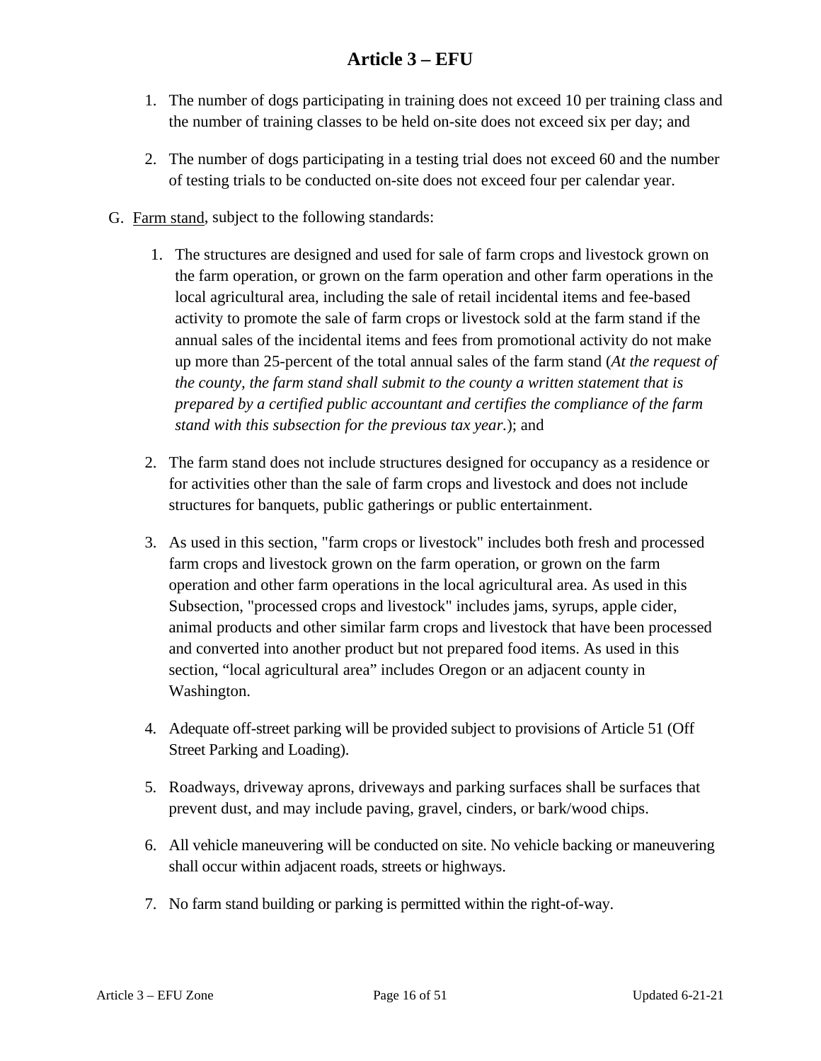1. The number of dogs participating in training does not exceed 10 per training class and the number of training classes to be held on-site does not exceed six per day; and

2. The number of dogs participating in a testing trial does not exceed 60 and the number of testing trials to be conducted on-site does not exceed four per calendar year.

G. Farm stand, subject to the following standards:

1. The structures are designed and used for sale of farm crops and livestock grown on the farm operation, or grown on the farm operation and other farm operations in the local agricultural area, including the sale of retail incidental items and fee-based activity to promote the sale of farm crops or livestock sold at the farm stand if the annual sales of the incidental items and fees from promotional activity do not make up more than 25-percent of the total annual sales of the farm stand (*At the request of the county, the farm stand shall submit to the county a written statement that is prepared by a certified public accountant and certifies the compliance of the farm stand with this subsection for the previous tax year.*); and

2. The farm stand does not include structures designed for occupancy as a residence or for activities other than the sale of farm crops and livestock and does not include structures for banquets, public gatherings or public entertainment.

3. As used in this section, "farm crops or livestock" includes both fresh and processed farm crops and livestock grown on the farm operation, or grown on the farm operation and other farm operations in the local agricultural area. As used in this Subsection, "processed crops and livestock" includes jams, syrups, apple cider, animal products and other similar farm crops and livestock that have been processed and converted into another product but not prepared food items. As used in this section, "local agricultural area" includes Oregon or an adjacent county in Washington.

4. Adequate off-street parking will be provided subject to provisions of Article 51 (Off Street Parking and Loading).

5. Roadways, driveway aprons, driveways and parking surfaces shall be surfaces that prevent dust, and may include paving, gravel, cinders, or bark/wood chips.

6. All vehicle maneuvering will be conducted on site. No vehicle backing or maneuvering shall occur within adjacent roads, streets or highways.

7. No farm stand building or parking is permitted within the right-of-way.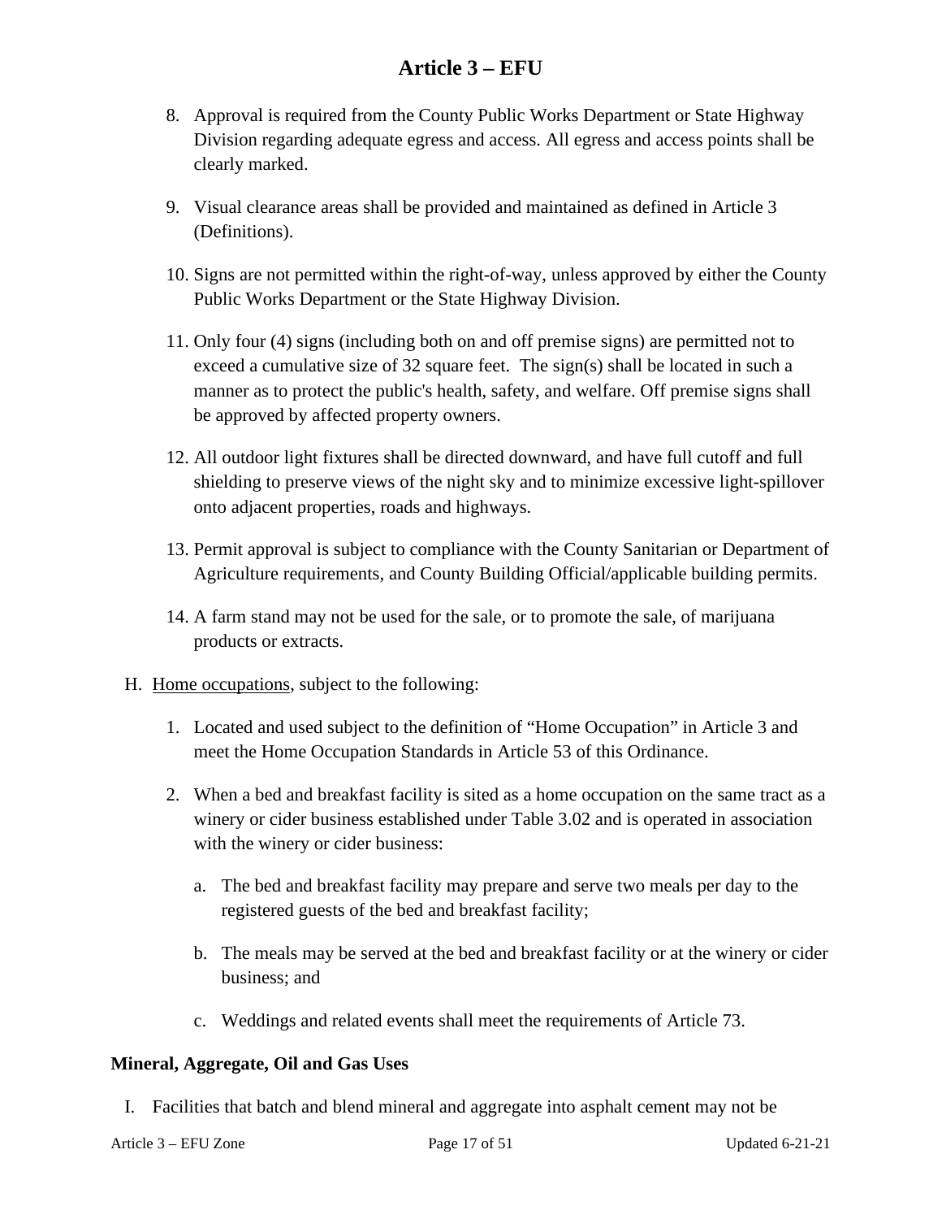8. Approval is required from the County Public Works Department or State Highway Division regarding adequate egress and access. All egress and access points shall be clearly marked.

9. Visual clearance areas shall be provided and maintained as defined in Article 3 (Definitions).

10. Signs are not permitted within the right-of-way, unless approved by either the County Public Works Department or the State Highway Division.

11. Only four (4) signs (including both on and off premise signs) are permitted not to exceed a cumulative size of 32 square feet. The sign(s) shall be located in such a manner as to protect the public's health, safety, and welfare. Off premise signs shall be approved by affected property owners.

12. All outdoor light fixtures shall be directed downward, and have full cutoff and full shielding to preserve views of the night sky and to minimize excessive light-spillover onto adjacent properties, roads and highways.

13. Permit approval is subject to compliance with the County Sanitarian or Department of Agriculture requirements, and County Building Official/applicable building permits.

14. A farm stand may not be used for the sale, or to promote the sale, of marijuana products or extracts.

H. Home occupations, subject to the following:

1. Located and used subject to the definition of "Home Occupation" in Article 3 and meet the Home Occupation Standards in Article 53 of this Ordinance.

2. When a bed and breakfast facility is sited as a home occupation on the same tract as a winery or cider business established under Table 3.02 and is operated in association with the winery or cider business:

   a. The bed and breakfast facility may prepare and serve two meals per day to the registered guests of the bed and breakfast facility;

   b. The meals may be served at the bed and breakfast facility or at the winery or cider business; and

   c. Weddings and related events shall meet the requirements of Article 73.

**Mineral, Aggregate, Oil and Gas Uses**

I. Facilities that batch and blend mineral and aggregate into asphalt cement may not be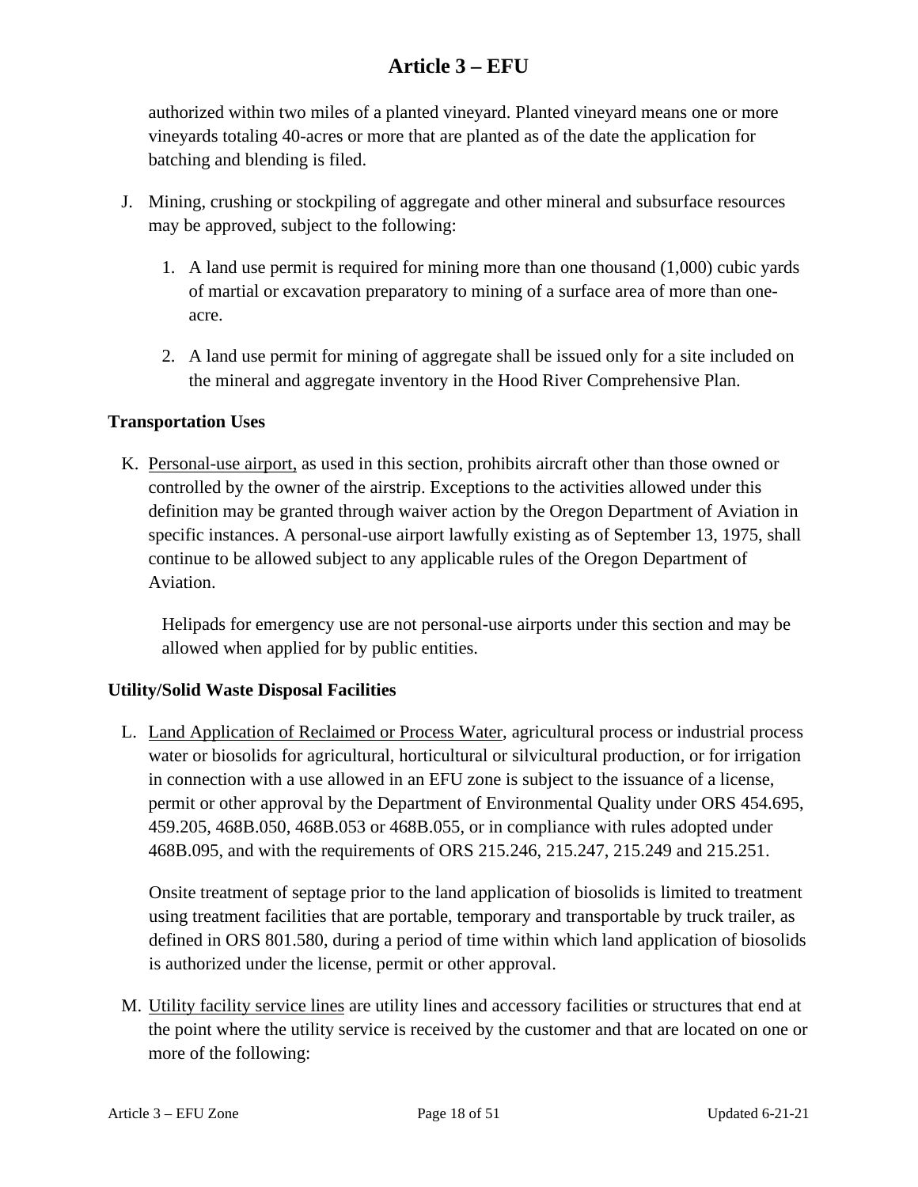authorized within two miles of a planted vineyard. Planted vineyard means one or more vineyards totaling 40-acres or more that are planted as of the date the application for batching and blending is filed.

J. Mining, crushing or stockpiling of aggregate and other mineral and subsurface resources may be approved, subject to the following:

   1. A land use permit is required for mining more than one thousand (1,000) cubic yards of martial or excavation preparatory to mining of a surface area of more than one-acre.

   2. A land use permit for mining of aggregate shall be issued only for a site included on the mineral and aggregate inventory in the Hood River Comprehensive Plan.

**Transportation Uses**

K. <u>Personal-use airport,</u> as used in this section, prohibits aircraft other than those owned or controlled by the owner of the airstrip. Exceptions to the activities allowed under this definition may be granted through waiver action by the Oregon Department of Aviation in specific instances. A personal-use airport lawfully existing as of September 13, 1975, shall continue to be allowed subject to any applicable rules of the Oregon Department of Aviation.

   Helipads for emergency use are not personal-use airports under this section and may be allowed when applied for by public entities.

**Utility/Solid Waste Disposal Facilities**

L. <u>Land Application of Reclaimed or Process Water</u>, agricultural process or industrial process water or biosolids for agricultural, horticultural or silvicultural production, or for irrigation in connection with a use allowed in an EFU zone is subject to the issuance of a license, permit or other approval by the Department of Environmental Quality under ORS 454.695, 459.205, 468B.050, 468B.053 or 468B.055, or in compliance with rules adopted under 468B.095, and with the requirements of ORS 215.246, 215.247, 215.249 and 215.251.

   Onsite treatment of septage prior to the land application of biosolids is limited to treatment using treatment facilities that are portable, temporary and transportable by truck trailer, as defined in ORS 801.580, during a period of time within which land application of biosolids is authorized under the license, permit or other approval.

M. <u>Utility facility service lines</u> are utility lines and accessory facilities or structures that end at the point where the utility service is received by the customer and that are located on one or more of the following: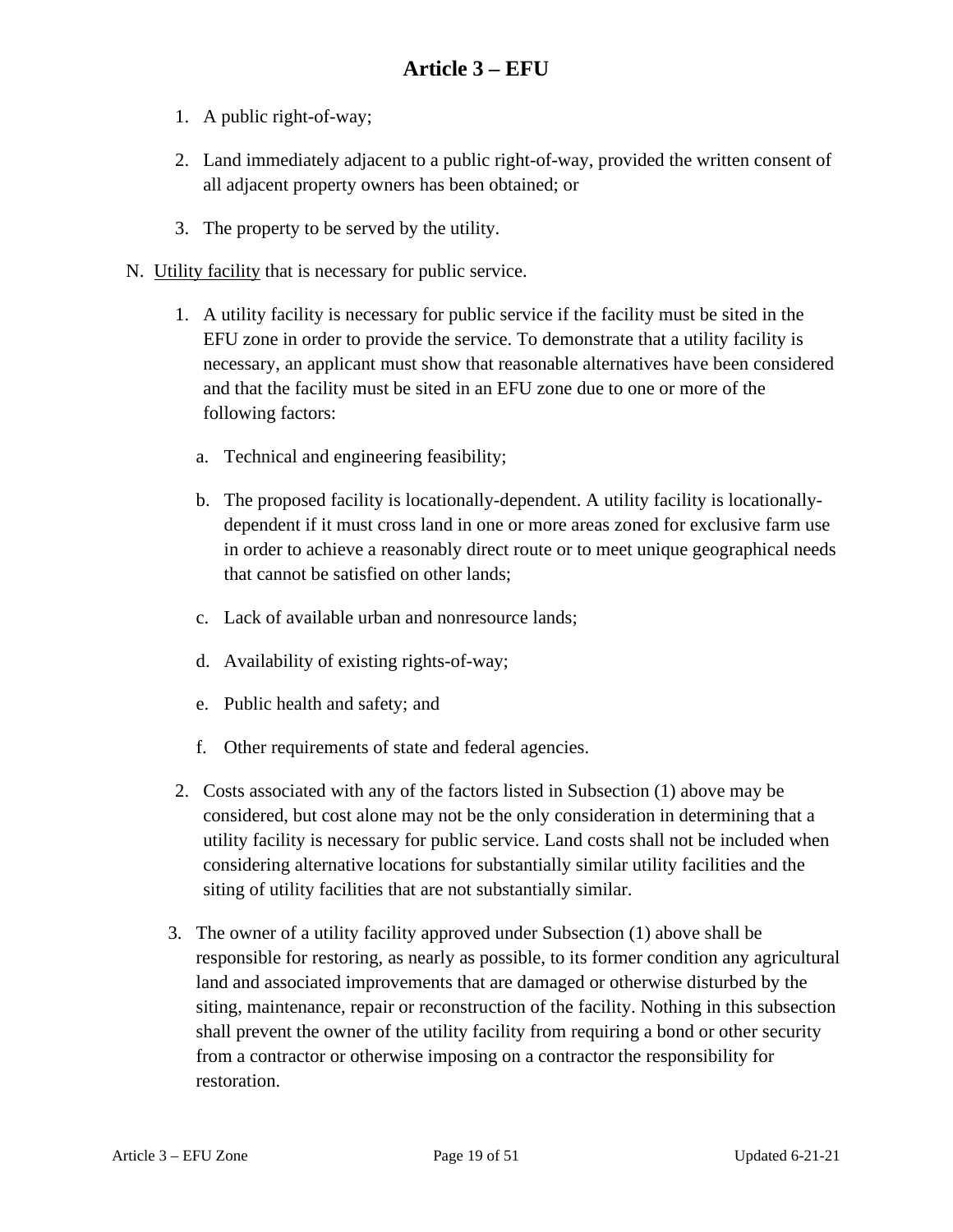1. A public right-of-way;

2. Land immediately adjacent to a public right-of-way, provided the written consent of all adjacent property owners has been obtained; or

3. The property to be served by the utility.

N. Utility facility that is necessary for public service.

1. A utility facility is necessary for public service if the facility must be sited in the EFU zone in order to provide the service. To demonstrate that a utility facility is necessary, an applicant must show that reasonable alternatives have been considered and that the facility must be sited in an EFU zone due to one or more of the following factors:

   a. Technical and engineering feasibility;

   b. The proposed facility is locationally-dependent. A utility facility is locationally-dependent if it must cross land in one or more areas zoned for exclusive farm use in order to achieve a reasonably direct route or to meet unique geographical needs that cannot be satisfied on other lands;

   c. Lack of available urban and nonresource lands;

   d. Availability of existing rights-of-way;

   e. Public health and safety; and

   f. Other requirements of state and federal agencies.

2. Costs associated with any of the factors listed in Subsection (1) above may be considered, but cost alone may not be the only consideration in determining that a utility facility is necessary for public service. Land costs shall not be included when considering alternative locations for substantially similar utility facilities and the siting of utility facilities that are not substantially similar.

3. The owner of a utility facility approved under Subsection (1) above shall be responsible for restoring, as nearly as possible, to its former condition any agricultural land and associated improvements that are damaged or otherwise disturbed by the siting, maintenance, repair or reconstruction of the facility. Nothing in this subsection shall prevent the owner of the utility facility from requiring a bond or other security from a contractor or otherwise imposing on a contractor the responsibility for restoration.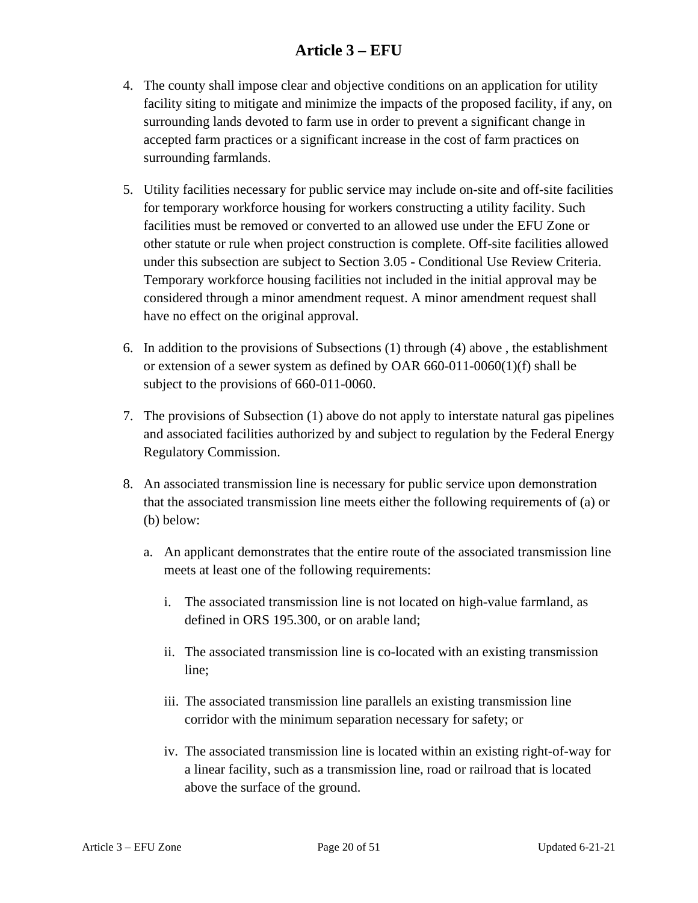4. The county shall impose clear and objective conditions on an application for utility facility siting to mitigate and minimize the impacts of the proposed facility, if any, on surrounding lands devoted to farm use in order to prevent a significant change in accepted farm practices or a significant increase in the cost of farm practices on surrounding farmlands.

5. Utility facilities necessary for public service may include on-site and off-site facilities for temporary workforce housing for workers constructing a utility facility. Such facilities must be removed or converted to an allowed use under the EFU Zone or other statute or rule when project construction is complete. Off-site facilities allowed under this subsection are subject to Section 3.05 - Conditional Use Review Criteria. Temporary workforce housing facilities not included in the initial approval may be considered through a minor amendment request. A minor amendment request shall have no effect on the original approval.

6. In addition to the provisions of Subsections (1) through (4) above , the establishment or extension of a sewer system as defined by OAR 660-011-0060(1)(f) shall be subject to the provisions of 660-011-0060.

7. The provisions of Subsection (1) above do not apply to interstate natural gas pipelines and associated facilities authorized by and subject to regulation by the Federal Energy Regulatory Commission.

8. An associated transmission line is necessary for public service upon demonstration that the associated transmission line meets either the following requirements of (a) or (b) below:

   a. An applicant demonstrates that the entire route of the associated transmission line meets at least one of the following requirements:

      i. The associated transmission line is not located on high-value farmland, as defined in ORS 195.300, or on arable land;

      ii. The associated transmission line is co-located with an existing transmission line;

      iii. The associated transmission line parallels an existing transmission line corridor with the minimum separation necessary for safety; or

      iv. The associated transmission line is located within an existing right-of-way for a linear facility, such as a transmission line, road or railroad that is located above the surface of the ground.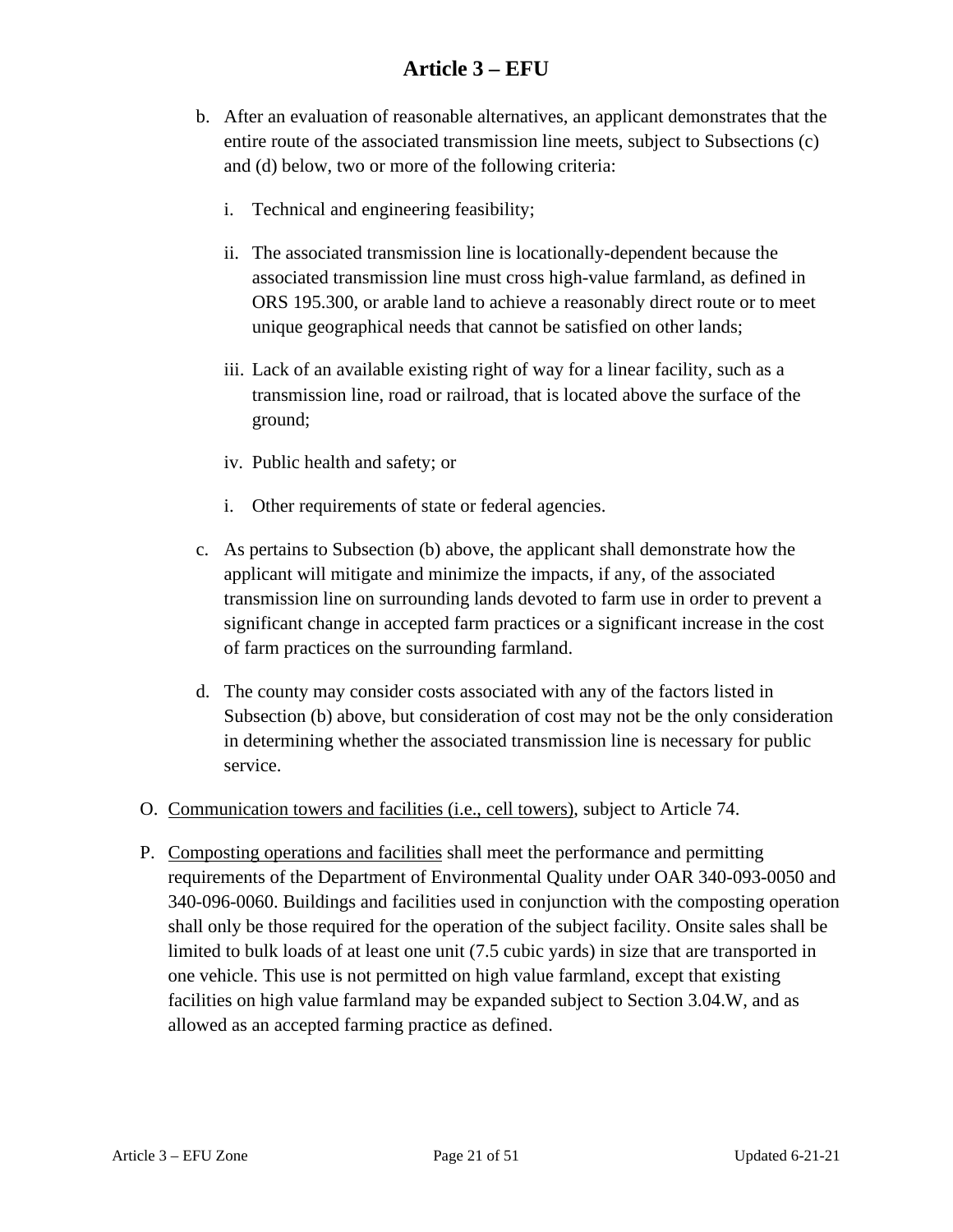b. After an evaluation of reasonable alternatives, an applicant demonstrates that the entire route of the associated transmission line meets, subject to Subsections (c) and (d) below, two or more of the following criteria:

   i. Technical and engineering feasibility;

   ii. The associated transmission line is locationally-dependent because the associated transmission line must cross high-value farmland, as defined in ORS 195.300, or arable land to achieve a reasonably direct route or to meet unique geographical needs that cannot be satisfied on other lands;

   iii. Lack of an available existing right of way for a linear facility, such as a transmission line, road or railroad, that is located above the surface of the ground;

   iv. Public health and safety; or

   i. Other requirements of state or federal agencies.

c. As pertains to Subsection (b) above, the applicant shall demonstrate how the applicant will mitigate and minimize the impacts, if any, of the associated transmission line on surrounding lands devoted to farm use in order to prevent a significant change in accepted farm practices or a significant increase in the cost of farm practices on the surrounding farmland.

d. The county may consider costs associated with any of the factors listed in Subsection (b) above, but consideration of cost may not be the only consideration in determining whether the associated transmission line is necessary for public service.

O. Communication towers and facilities (i.e., cell towers), subject to Article 74.

P. Composting operations and facilities shall meet the performance and permitting requirements of the Department of Environmental Quality under OAR 340-093-0050 and 340-096-0060. Buildings and facilities used in conjunction with the composting operation shall only be those required for the operation of the subject facility. Onsite sales shall be limited to bulk loads of at least one unit (7.5 cubic yards) in size that are transported in one vehicle. This use is not permitted on high value farmland, except that existing facilities on high value farmland may be expanded subject to Section 3.04.W, and as allowed as an accepted farming practice as defined.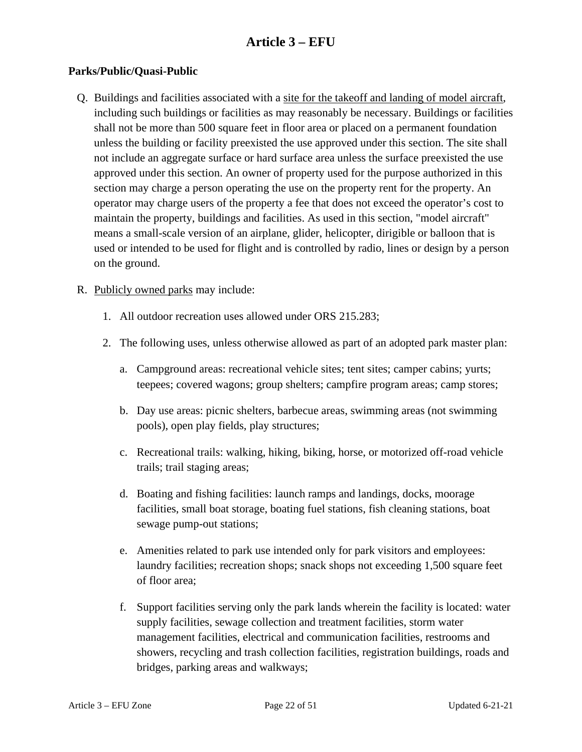# Article 3 – EFU

**Parks/Public/Quasi-Public**

Q. Buildings and facilities associated with a site for the takeoff and landing of model aircraft, including such buildings or facilities as may reasonably be necessary. Buildings or facilities shall not be more than 500 square feet in floor area or placed on a permanent foundation unless the building or facility preexisted the use approved under this section. The site shall not include an aggregate surface or hard surface area unless the surface preexisted the use approved under this section. An owner of property used for the purpose authorized in this section may charge a person operating the use on the property rent for the property. An operator may charge users of the property a fee that does not exceed the operator's cost to maintain the property, buildings and facilities. As used in this section, "model aircraft" means a small-scale version of an airplane, glider, helicopter, dirigible or balloon that is used or intended to be used for flight and is controlled by radio, lines or design by a person on the ground.

R. Publicly owned parks may include:

1. All outdoor recreation uses allowed under ORS 215.283;

2. The following uses, unless otherwise allowed as part of an adopted park master plan:

   a. Campground areas: recreational vehicle sites; tent sites; camper cabins; yurts; teepees; covered wagons; group shelters; campfire program areas; camp stores;

   b. Day use areas: picnic shelters, barbecue areas, swimming areas (not swimming pools), open play fields, play structures;

   c. Recreational trails: walking, hiking, biking, horse, or motorized off-road vehicle trails; trail staging areas;

   d. Boating and fishing facilities: launch ramps and landings, docks, moorage facilities, small boat storage, boating fuel stations, fish cleaning stations, boat sewage pump-out stations;

   e. Amenities related to park use intended only for park visitors and employees: laundry facilities; recreation shops; snack shops not exceeding 1,500 square feet of floor area;

   f. Support facilities serving only the park lands wherein the facility is located: water supply facilities, sewage collection and treatment facilities, storm water management facilities, electrical and communication facilities, restrooms and showers, recycling and trash collection facilities, registration buildings, roads and bridges, parking areas and walkways;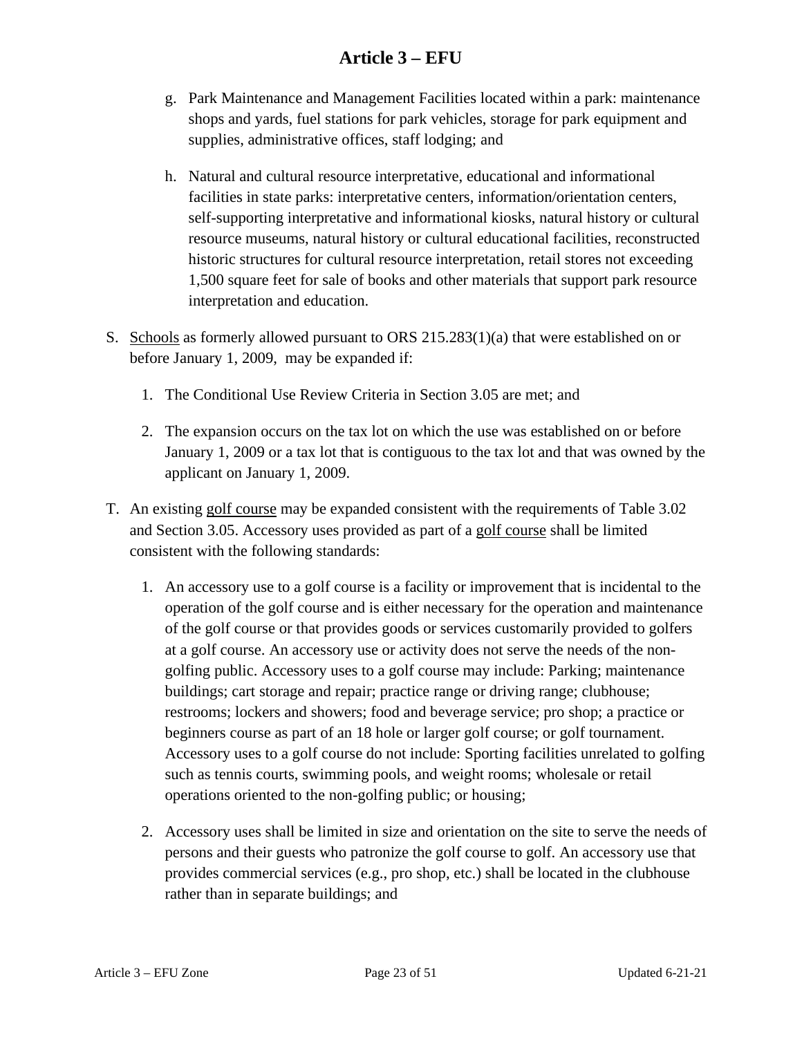g. Park Maintenance and Management Facilities located within a park: maintenance shops and yards, fuel stations for park vehicles, storage for park equipment and supplies, administrative offices, staff lodging; and

h. Natural and cultural resource interpretative, educational and informational facilities in state parks: interpretative centers, information/orientation centers, self-supporting interpretative and informational kiosks, natural history or cultural resource museums, natural history or cultural educational facilities, reconstructed historic structures for cultural resource interpretation, retail stores not exceeding 1,500 square feet for sale of books and other materials that support park resource interpretation and education.

S. <u>Schools</u> as formerly allowed pursuant to ORS 215.283(1)(a) that were established on or before January 1, 2009, may be expanded if:

1. The Conditional Use Review Criteria in Section 3.05 are met; and

2. The expansion occurs on the tax lot on which the use was established on or before January 1, 2009 or a tax lot that is contiguous to the tax lot and that was owned by the applicant on January 1, 2009.

T. An existing <u>golf course</u> may be expanded consistent with the requirements of Table 3.02 and Section 3.05. Accessory uses provided as part of a <u>golf course</u> shall be limited consistent with the following standards:

1. An accessory use to a golf course is a facility or improvement that is incidental to the operation of the golf course and is either necessary for the operation and maintenance of the golf course or that provides goods or services customarily provided to golfers at a golf course. An accessory use or activity does not serve the needs of the non-golfing public. Accessory uses to a golf course may include: Parking; maintenance buildings; cart storage and repair; practice range or driving range; clubhouse; restrooms; lockers and showers; food and beverage service; pro shop; a practice or beginners course as part of an 18 hole or larger golf course; or golf tournament. Accessory uses to a golf course do not include: Sporting facilities unrelated to golfing such as tennis courts, swimming pools, and weight rooms; wholesale or retail operations oriented to the non-golfing public; or housing;

2. Accessory uses shall be limited in size and orientation on the site to serve the needs of persons and their guests who patronize the golf course to golf. An accessory use that provides commercial services (e.g., pro shop, etc.) shall be located in the clubhouse rather than in separate buildings; and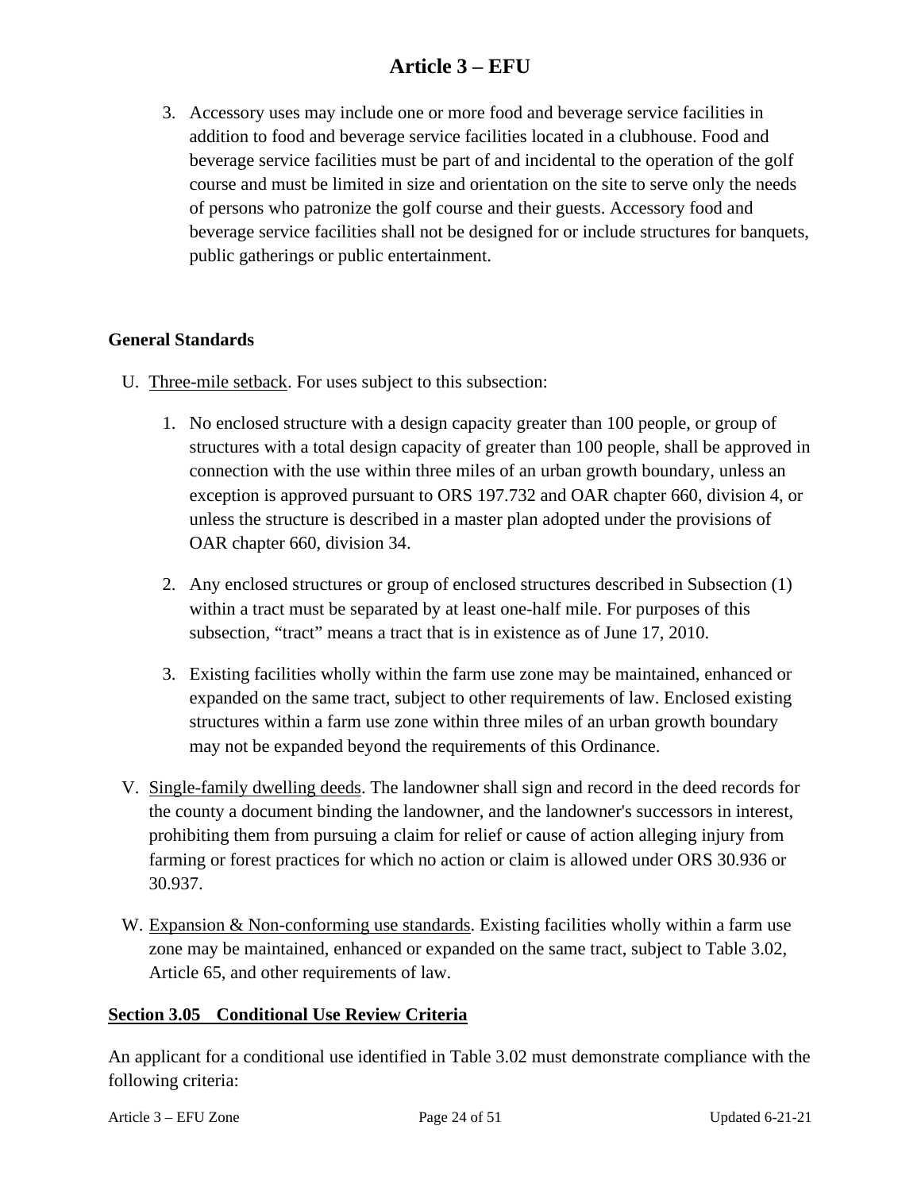3. Accessory uses may include one or more food and beverage service facilities in addition to food and beverage service facilities located in a clubhouse. Food and beverage service facilities must be part of and incidental to the operation of the golf course and must be limited in size and orientation on the site to serve only the needs of persons who patronize the golf course and their guests. Accessory food and beverage service facilities shall not be designed for or include structures for banquets, public gatherings or public entertainment.

**General Standards**

U. Three-mile setback. For uses subject to this subsection:

   1. No enclosed structure with a design capacity greater than 100 people, or group of structures with a total design capacity of greater than 100 people, shall be approved in connection with the use within three miles of an urban growth boundary, unless an exception is approved pursuant to ORS 197.732 and OAR chapter 660, division 4, or unless the structure is described in a master plan adopted under the provisions of OAR chapter 660, division 34.

   2. Any enclosed structures or group of enclosed structures described in Subsection (1) within a tract must be separated by at least one-half mile. For purposes of this subsection, "tract" means a tract that is in existence as of June 17, 2010.

   3. Existing facilities wholly within the farm use zone may be maintained, enhanced or expanded on the same tract, subject to other requirements of law. Enclosed existing structures within a farm use zone within three miles of an urban growth boundary may not be expanded beyond the requirements of this Ordinance.

V. Single-family dwelling deeds. The landowner shall sign and record in the deed records for the county a document binding the landowner, and the landowner's successors in interest, prohibiting them from pursuing a claim for relief or cause of action alleging injury from farming or forest practices for which no action or claim is allowed under ORS 30.936 or 30.937.

W. Expansion & Non-conforming use standards. Existing facilities wholly within a farm use zone may be maintained, enhanced or expanded on the same tract, subject to Table 3.02, Article 65, and other requirements of law.

## Section 3.05 Conditional Use Review Criteria

An applicant for a conditional use identified in Table 3.02 must demonstrate compliance with the following criteria: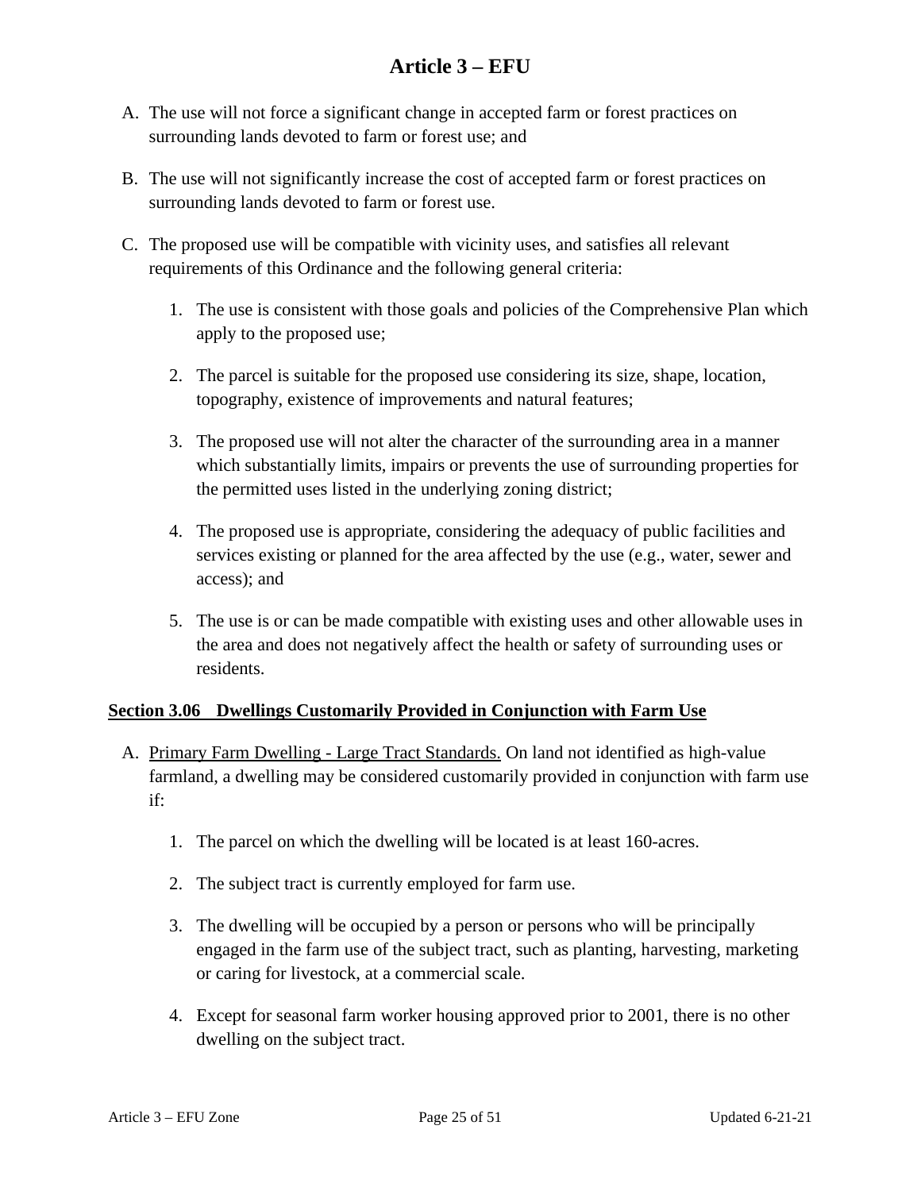A. The use will not force a significant change in accepted farm or forest practices on surrounding lands devoted to farm or forest use; and

B. The use will not significantly increase the cost of accepted farm or forest practices on surrounding lands devoted to farm or forest use.

C. The proposed use will be compatible with vicinity uses, and satisfies all relevant requirements of this Ordinance and the following general criteria:

   1. The use is consistent with those goals and policies of the Comprehensive Plan which apply to the proposed use;

   2. The parcel is suitable for the proposed use considering its size, shape, location, topography, existence of improvements and natural features;

   3. The proposed use will not alter the character of the surrounding area in a manner which substantially limits, impairs or prevents the use of surrounding properties for the permitted uses listed in the underlying zoning district;

   4. The proposed use is appropriate, considering the adequacy of public facilities and services existing or planned for the area affected by the use (e.g., water, sewer and access); and

   5. The use is or can be made compatible with existing uses and other allowable uses in the area and does not negatively affect the health or safety of surrounding uses or residents.

## Section 3.06 Dwellings Customarily Provided in Conjunction with Farm Use

A. Primary Farm Dwelling - Large Tract Standards. On land not identified as high-value farmland, a dwelling may be considered customarily provided in conjunction with farm use if:

   1. The parcel on which the dwelling will be located is at least 160-acres.

   2. The subject tract is currently employed for farm use.

   3. The dwelling will be occupied by a person or persons who will be principally engaged in the farm use of the subject tract, such as planting, harvesting, marketing or caring for livestock, at a commercial scale.

   4. Except for seasonal farm worker housing approved prior to 2001, there is no other dwelling on the subject tract.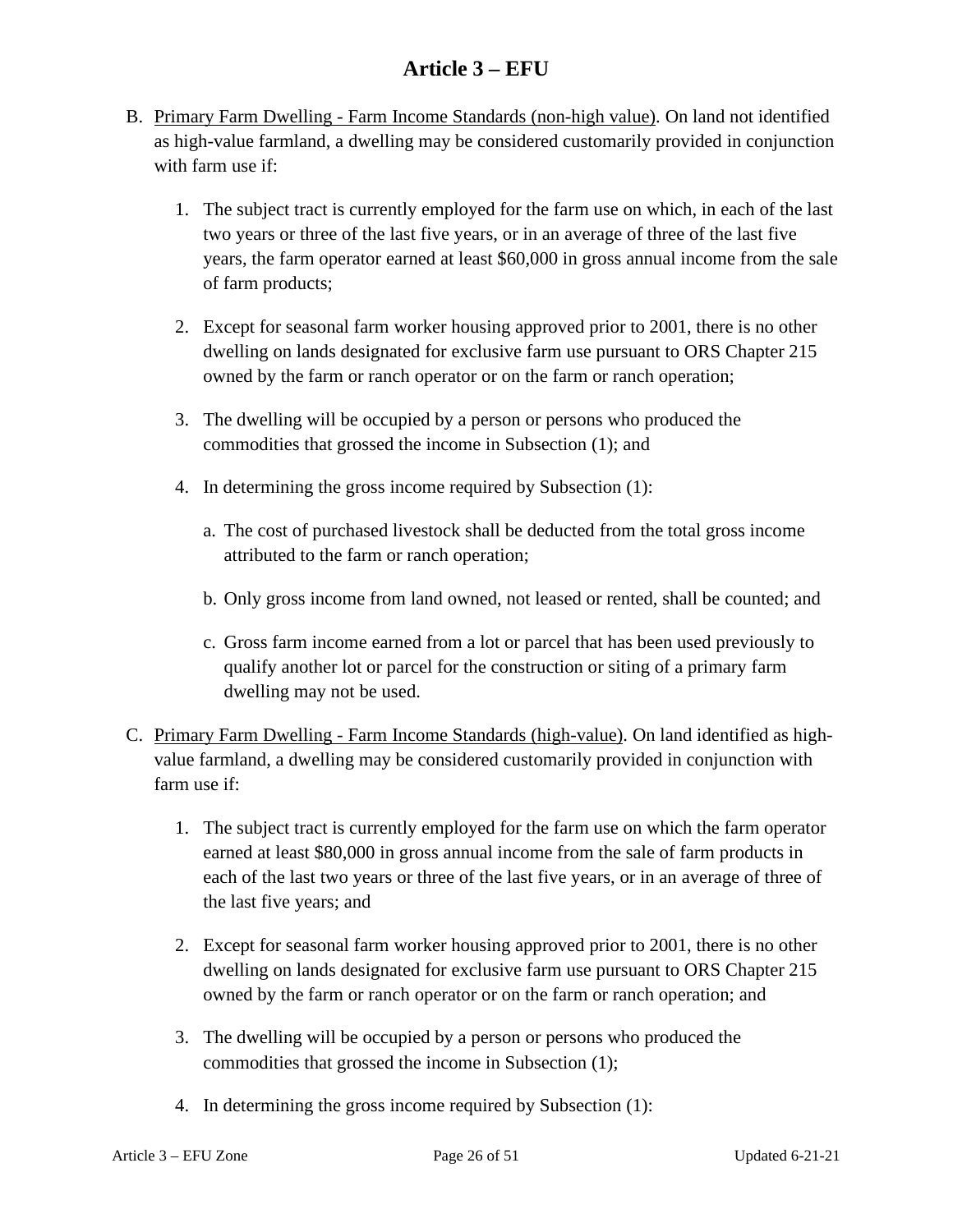B. Primary Farm Dwelling - Farm Income Standards (non-high value). On land not identified as high-value farmland, a dwelling may be considered customarily provided in conjunction with farm use if:

   1. The subject tract is currently employed for the farm use on which, in each of the last two years or three of the last five years, or in an average of three of the last five years, the farm operator earned at least $60,000 in gross annual income from the sale of farm products;

   2. Except for seasonal farm worker housing approved prior to 2001, there is no other dwelling on lands designated for exclusive farm use pursuant to ORS Chapter 215 owned by the farm or ranch operator or on the farm or ranch operation;

   3. The dwelling will be occupied by a person or persons who produced the commodities that grossed the income in Subsection (1); and

   4. In determining the gross income required by Subsection (1):

      a. The cost of purchased livestock shall be deducted from the total gross income attributed to the farm or ranch operation;

      b. Only gross income from land owned, not leased or rented, shall be counted; and

      c. Gross farm income earned from a lot or parcel that has been used previously to qualify another lot or parcel for the construction or siting of a primary farm dwelling may not be used.

C. Primary Farm Dwelling - Farm Income Standards (high-value). On land identified as high-value farmland, a dwelling may be considered customarily provided in conjunction with farm use if:

   1. The subject tract is currently employed for the farm use on which the farm operator earned at least $80,000 in gross annual income from the sale of farm products in each of the last two years or three of the last five years, or in an average of three of the last five years; and

   2. Except for seasonal farm worker housing approved prior to 2001, there is no other dwelling on lands designated for exclusive farm use pursuant to ORS Chapter 215 owned by the farm or ranch operator or on the farm or ranch operation; and

   3. The dwelling will be occupied by a person or persons who produced the commodities that grossed the income in Subsection (1);

   4. In determining the gross income required by Subsection (1):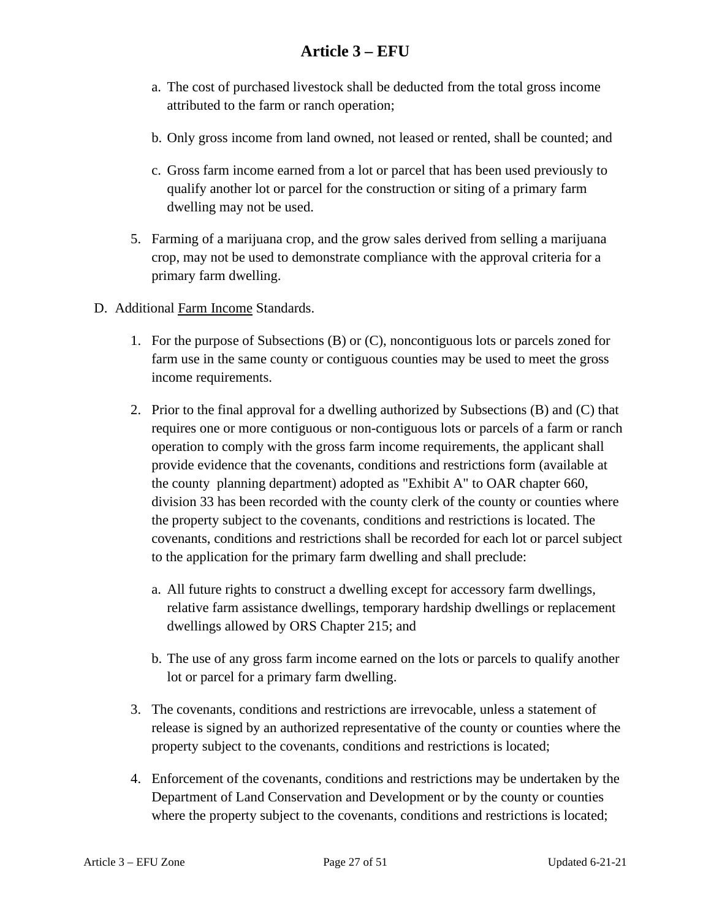a. The cost of purchased livestock shall be deducted from the total gross income attributed to the farm or ranch operation;

b. Only gross income from land owned, not leased or rented, shall be counted; and

c. Gross farm income earned from a lot or parcel that has been used previously to qualify another lot or parcel for the construction or siting of a primary farm dwelling may not be used.

5. Farming of a marijuana crop, and the grow sales derived from selling a marijuana crop, may not be used to demonstrate compliance with the approval criteria for a primary farm dwelling.

D. Additional Farm Income Standards.

1. For the purpose of Subsections (B) or (C), noncontiguous lots or parcels zoned for farm use in the same county or contiguous counties may be used to meet the gross income requirements.

2. Prior to the final approval for a dwelling authorized by Subsections (B) and (C) that requires one or more contiguous or non-contiguous lots or parcels of a farm or ranch operation to comply with the gross farm income requirements, the applicant shall provide evidence that the covenants, conditions and restrictions form (available at the county planning department) adopted as "Exhibit A" to OAR chapter 660, division 33 has been recorded with the county clerk of the county or counties where the property subject to the covenants, conditions and restrictions is located. The covenants, conditions and restrictions shall be recorded for each lot or parcel subject to the application for the primary farm dwelling and shall preclude:

   a. All future rights to construct a dwelling except for accessory farm dwellings, relative farm assistance dwellings, temporary hardship dwellings or replacement dwellings allowed by ORS Chapter 215; and

   b. The use of any gross farm income earned on the lots or parcels to qualify another lot or parcel for a primary farm dwelling.

3. The covenants, conditions and restrictions are irrevocable, unless a statement of release is signed by an authorized representative of the county or counties where the property subject to the covenants, conditions and restrictions is located;

4. Enforcement of the covenants, conditions and restrictions may be undertaken by the Department of Land Conservation and Development or by the county or counties where the property subject to the covenants, conditions and restrictions is located;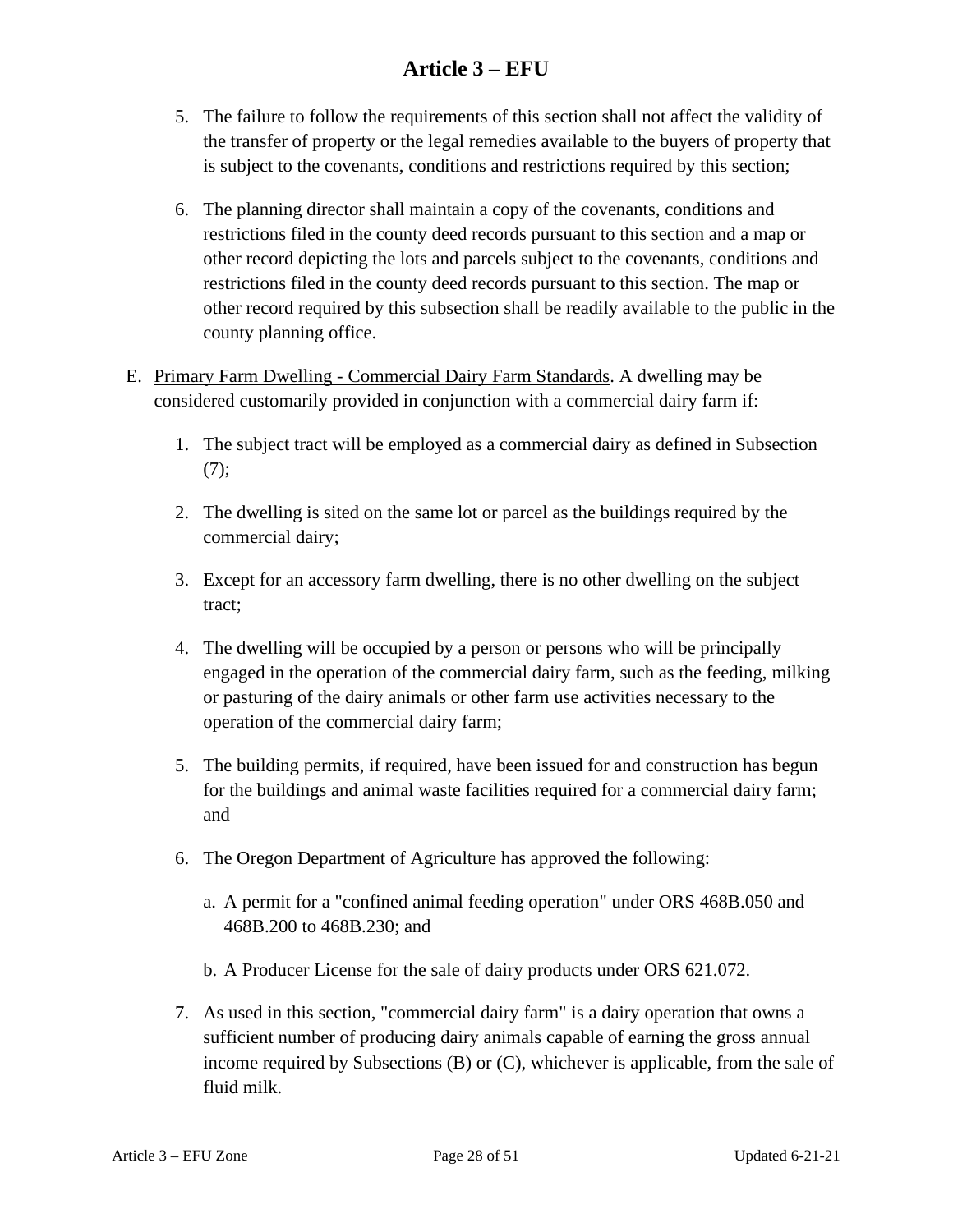5. The failure to follow the requirements of this section shall not affect the validity of the transfer of property or the legal remedies available to the buyers of property that is subject to the covenants, conditions and restrictions required by this section;

6. The planning director shall maintain a copy of the covenants, conditions and restrictions filed in the county deed records pursuant to this section and a map or other record depicting the lots and parcels subject to the covenants, conditions and restrictions filed in the county deed records pursuant to this section. The map or other record required by this subsection shall be readily available to the public in the county planning office.

E. <u>Primary Farm Dwelling - Commercial Dairy Farm Standards</u>. A dwelling may be considered customarily provided in conjunction with a commercial dairy farm if:

   1. The subject tract will be employed as a commercial dairy as defined in Subsection (7);

   2. The dwelling is sited on the same lot or parcel as the buildings required by the commercial dairy;

   3. Except for an accessory farm dwelling, there is no other dwelling on the subject tract;

   4. The dwelling will be occupied by a person or persons who will be principally engaged in the operation of the commercial dairy farm, such as the feeding, milking or pasturing of the dairy animals or other farm use activities necessary to the operation of the commercial dairy farm;

   5. The building permits, if required, have been issued for and construction has begun for the buildings and animal waste facilities required for a commercial dairy farm; and

   6. The Oregon Department of Agriculture has approved the following:

      a. A permit for a "confined animal feeding operation" under ORS 468B.050 and 468B.200 to 468B.230; and

      b. A Producer License for the sale of dairy products under ORS 621.072.

   7. As used in this section, "commercial dairy farm" is a dairy operation that owns a sufficient number of producing dairy animals capable of earning the gross annual income required by Subsections (B) or (C), whichever is applicable, from the sale of fluid milk.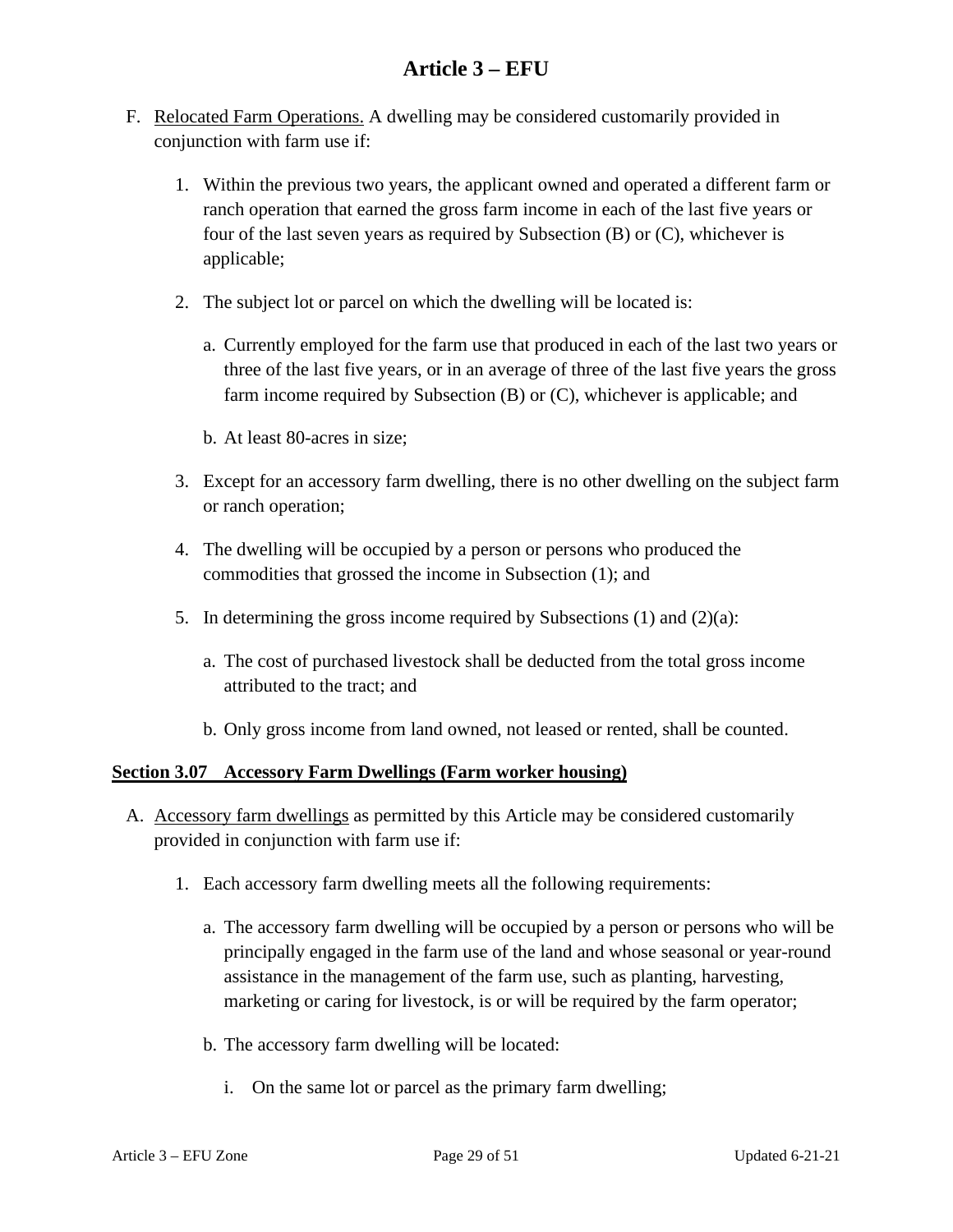F. Relocated Farm Operations. A dwelling may be considered customarily provided in conjunction with farm use if:

   1. Within the previous two years, the applicant owned and operated a different farm or ranch operation that earned the gross farm income in each of the last five years or four of the last seven years as required by Subsection (B) or (C), whichever is applicable;

   2. The subject lot or parcel on which the dwelling will be located is:

      a. Currently employed for the farm use that produced in each of the last two years or three of the last five years, or in an average of three of the last five years the gross farm income required by Subsection (B) or (C), whichever is applicable; and

      b. At least 80-acres in size;

   3. Except for an accessory farm dwelling, there is no other dwelling on the subject farm or ranch operation;

   4. The dwelling will be occupied by a person or persons who produced the commodities that grossed the income in Subsection (1); and

   5. In determining the gross income required by Subsections (1) and (2)(a):

      a. The cost of purchased livestock shall be deducted from the total gross income attributed to the tract; and

      b. Only gross income from land owned, not leased or rented, shall be counted.

## Section 3.07 Accessory Farm Dwellings (Farm worker housing)

A. Accessory farm dwellings as permitted by this Article may be considered customarily provided in conjunction with farm use if:

   1. Each accessory farm dwelling meets all the following requirements:

      a. The accessory farm dwelling will be occupied by a person or persons who will be principally engaged in the farm use of the land and whose seasonal or year-round assistance in the management of the farm use, such as planting, harvesting, marketing or caring for livestock, is or will be required by the farm operator;

      b. The accessory farm dwelling will be located:

         i. On the same lot or parcel as the primary farm dwelling;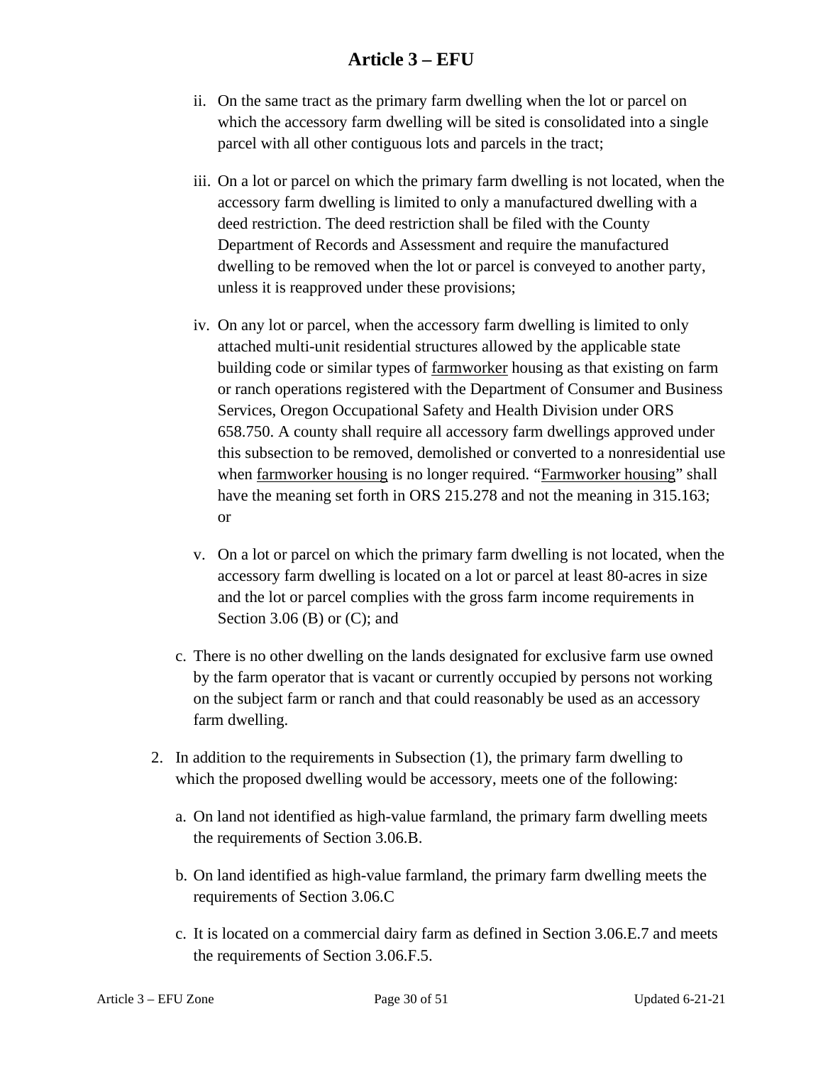ii. On the same tract as the primary farm dwelling when the lot or parcel on which the accessory farm dwelling will be sited is consolidated into a single parcel with all other contiguous lots and parcels in the tract;

iii. On a lot or parcel on which the primary farm dwelling is not located, when the accessory farm dwelling is limited to only a manufactured dwelling with a deed restriction. The deed restriction shall be filed with the County Department of Records and Assessment and require the manufactured dwelling to be removed when the lot or parcel is conveyed to another party, unless it is reapproved under these provisions;

iv. On any lot or parcel, when the accessory farm dwelling is limited to only attached multi-unit residential structures allowed by the applicable state building code or similar types of farmworker housing as that existing on farm or ranch operations registered with the Department of Consumer and Business Services, Oregon Occupational Safety and Health Division under ORS 658.750. A county shall require all accessory farm dwellings approved under this subsection to be removed, demolished or converted to a nonresidential use when farmworker housing is no longer required. "Farmworker housing" shall have the meaning set forth in ORS 215.278 and not the meaning in 315.163; or

v. On a lot or parcel on which the primary farm dwelling is not located, when the accessory farm dwelling is located on a lot or parcel at least 80-acres in size and the lot or parcel complies with the gross farm income requirements in Section 3.06 (B) or (C); and

c. There is no other dwelling on the lands designated for exclusive farm use owned by the farm operator that is vacant or currently occupied by persons not working on the subject farm or ranch and that could reasonably be used as an accessory farm dwelling.

2. In addition to the requirements in Subsection (1), the primary farm dwelling to which the proposed dwelling would be accessory, meets one of the following:

   a. On land not identified as high-value farmland, the primary farm dwelling meets the requirements of Section 3.06.B.

   b. On land identified as high-value farmland, the primary farm dwelling meets the requirements of Section 3.06.C

   c. It is located on a commercial dairy farm as defined in Section 3.06.E.7 and meets the requirements of Section 3.06.F.5.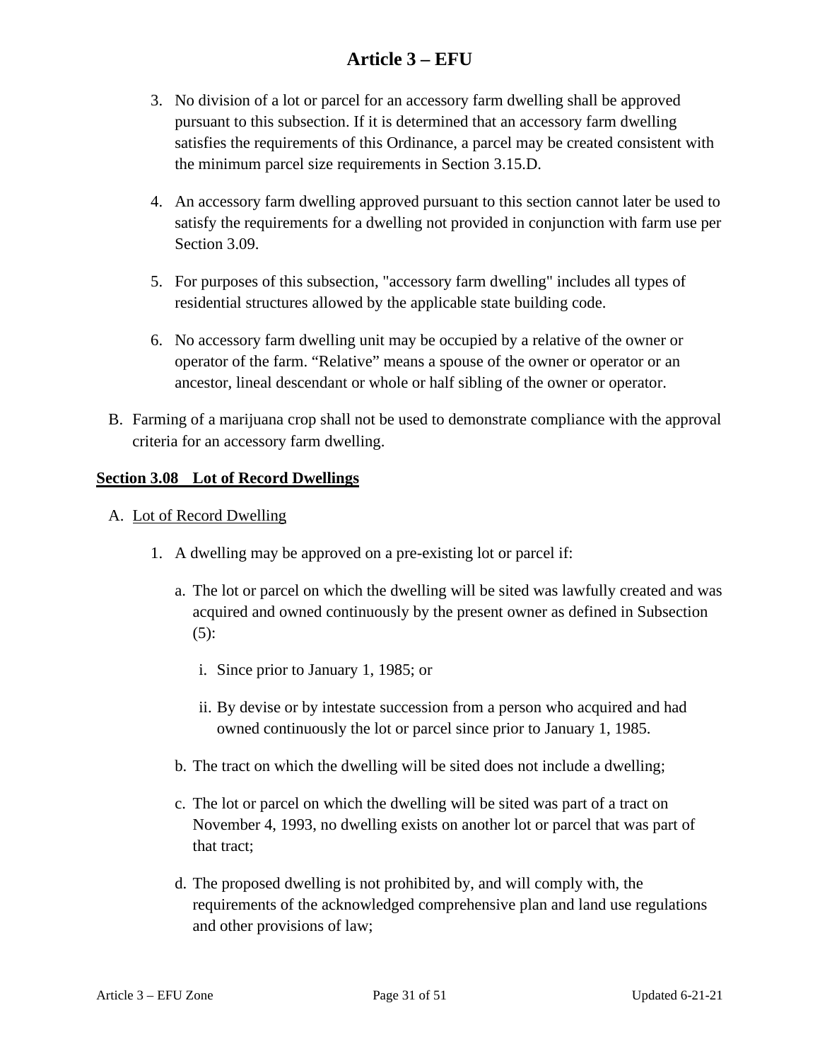3. No division of a lot or parcel for an accessory farm dwelling shall be approved pursuant to this subsection. If it is determined that an accessory farm dwelling satisfies the requirements of this Ordinance, a parcel may be created consistent with the minimum parcel size requirements in Section 3.15.D.

4. An accessory farm dwelling approved pursuant to this section cannot later be used to satisfy the requirements for a dwelling not provided in conjunction with farm use per Section 3.09.

5. For purposes of this subsection, "accessory farm dwelling" includes all types of residential structures allowed by the applicable state building code.

6. No accessory farm dwelling unit may be occupied by a relative of the owner or operator of the farm. "Relative" means a spouse of the owner or operator or an ancestor, lineal descendant or whole or half sibling of the owner or operator.

B. Farming of a marijuana crop shall not be used to demonstrate compliance with the approval criteria for an accessory farm dwelling.

## Section 3.08 Lot of Record Dwellings

A. Lot of Record Dwelling

1. A dwelling may be approved on a pre-existing lot or parcel if:

   a. The lot or parcel on which the dwelling will be sited was lawfully created and was acquired and owned continuously by the present owner as defined in Subsection (5):

      i. Since prior to January 1, 1985; or

      ii. By devise or by intestate succession from a person who acquired and had owned continuously the lot or parcel since prior to January 1, 1985.

   b. The tract on which the dwelling will be sited does not include a dwelling;

   c. The lot or parcel on which the dwelling will be sited was part of a tract on November 4, 1993, no dwelling exists on another lot or parcel that was part of that tract;

   d. The proposed dwelling is not prohibited by, and will comply with, the requirements of the acknowledged comprehensive plan and land use regulations and other provisions of law;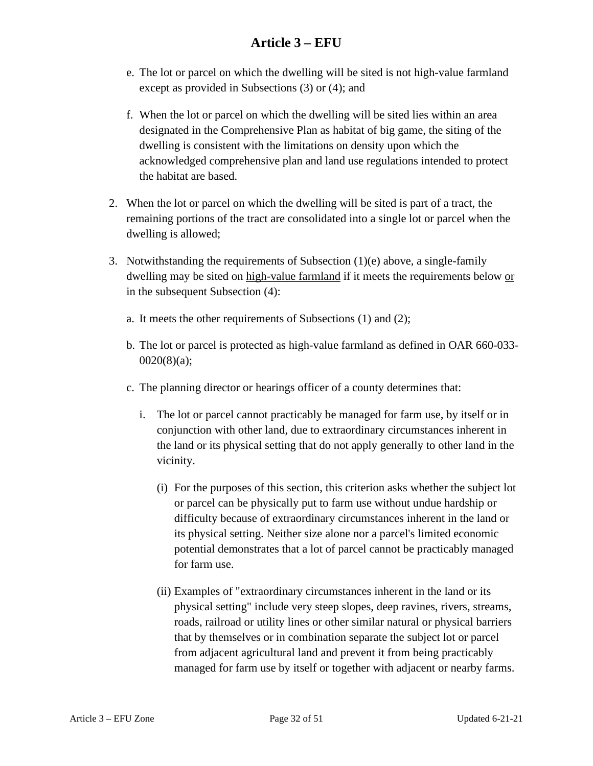e. The lot or parcel on which the dwelling will be sited is not high-value farmland except as provided in Subsections (3) or (4); and

f. When the lot or parcel on which the dwelling will be sited lies within an area designated in the Comprehensive Plan as habitat of big game, the siting of the dwelling is consistent with the limitations on density upon which the acknowledged comprehensive plan and land use regulations intended to protect the habitat are based.

2. When the lot or parcel on which the dwelling will be sited is part of a tract, the remaining portions of the tract are consolidated into a single lot or parcel when the dwelling is allowed;

3. Notwithstanding the requirements of Subsection (1)(e) above, a single-family dwelling may be sited on high-value farmland if it meets the requirements below or in the subsequent Subsection (4):

   a. It meets the other requirements of Subsections (1) and (2);

   b. The lot or parcel is protected as high-value farmland as defined in OAR 660-033-0020(8)(a);

   c. The planning director or hearings officer of a county determines that:

      i. The lot or parcel cannot practicably be managed for farm use, by itself or in conjunction with other land, due to extraordinary circumstances inherent in the land or its physical setting that do not apply generally to other land in the vicinity.

         (i) For the purposes of this section, this criterion asks whether the subject lot or parcel can be physically put to farm use without undue hardship or difficulty because of extraordinary circumstances inherent in the land or its physical setting. Neither size alone nor a parcel's limited economic potential demonstrates that a lot of parcel cannot be practicably managed for farm use.

         (ii) Examples of "extraordinary circumstances inherent in the land or its physical setting" include very steep slopes, deep ravines, rivers, streams, roads, railroad or utility lines or other similar natural or physical barriers that by themselves or in combination separate the subject lot or parcel from adjacent agricultural land and prevent it from being practicably managed for farm use by itself or together with adjacent or nearby farms.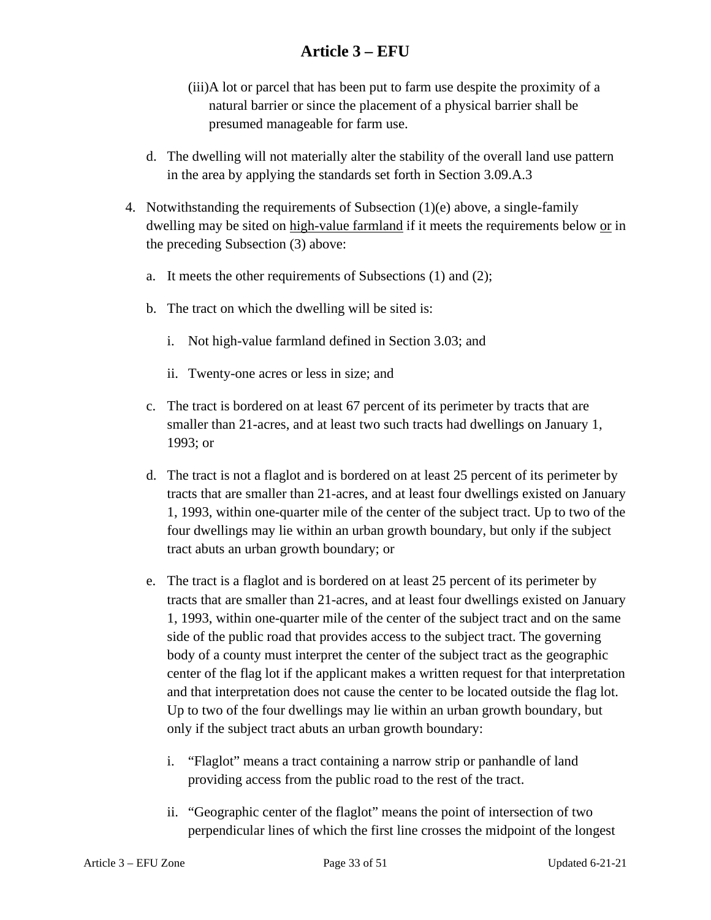(iii)A lot or parcel that has been put to farm use despite the proximity of a natural barrier or since the placement of a physical barrier shall be presumed manageable for farm use.

d. The dwelling will not materially alter the stability of the overall land use pattern in the area by applying the standards set forth in Section 3.09.A.3

4. Notwithstanding the requirements of Subsection (1)(e) above, a single-family dwelling may be sited on <u>high-value farmland</u> if it meets the requirements below <u>or</u> in the preceding Subsection (3) above:

   a. It meets the other requirements of Subsections (1) and (2);

   b. The tract on which the dwelling will be sited is:

      i. Not high-value farmland defined in Section 3.03; and

      ii. Twenty-one acres or less in size; and

   c. The tract is bordered on at least 67 percent of its perimeter by tracts that are smaller than 21-acres, and at least two such tracts had dwellings on January 1, 1993; or

   d. The tract is not a flaglot and is bordered on at least 25 percent of its perimeter by tracts that are smaller than 21-acres, and at least four dwellings existed on January 1, 1993, within one-quarter mile of the center of the subject tract. Up to two of the four dwellings may lie within an urban growth boundary, but only if the subject tract abuts an urban growth boundary; or

   e. The tract is a flaglot and is bordered on at least 25 percent of its perimeter by tracts that are smaller than 21-acres, and at least four dwellings existed on January 1, 1993, within one-quarter mile of the center of the subject tract and on the same side of the public road that provides access to the subject tract. The governing body of a county must interpret the center of the subject tract as the geographic center of the flag lot if the applicant makes a written request for that interpretation and that interpretation does not cause the center to be located outside the flag lot. Up to two of the four dwellings may lie within an urban growth boundary, but only if the subject tract abuts an urban growth boundary:

      i. "Flaglot" means a tract containing a narrow strip or panhandle of land providing access from the public road to the rest of the tract.

      ii. "Geographic center of the flaglot" means the point of intersection of two perpendicular lines of which the first line crosses the midpoint of the longest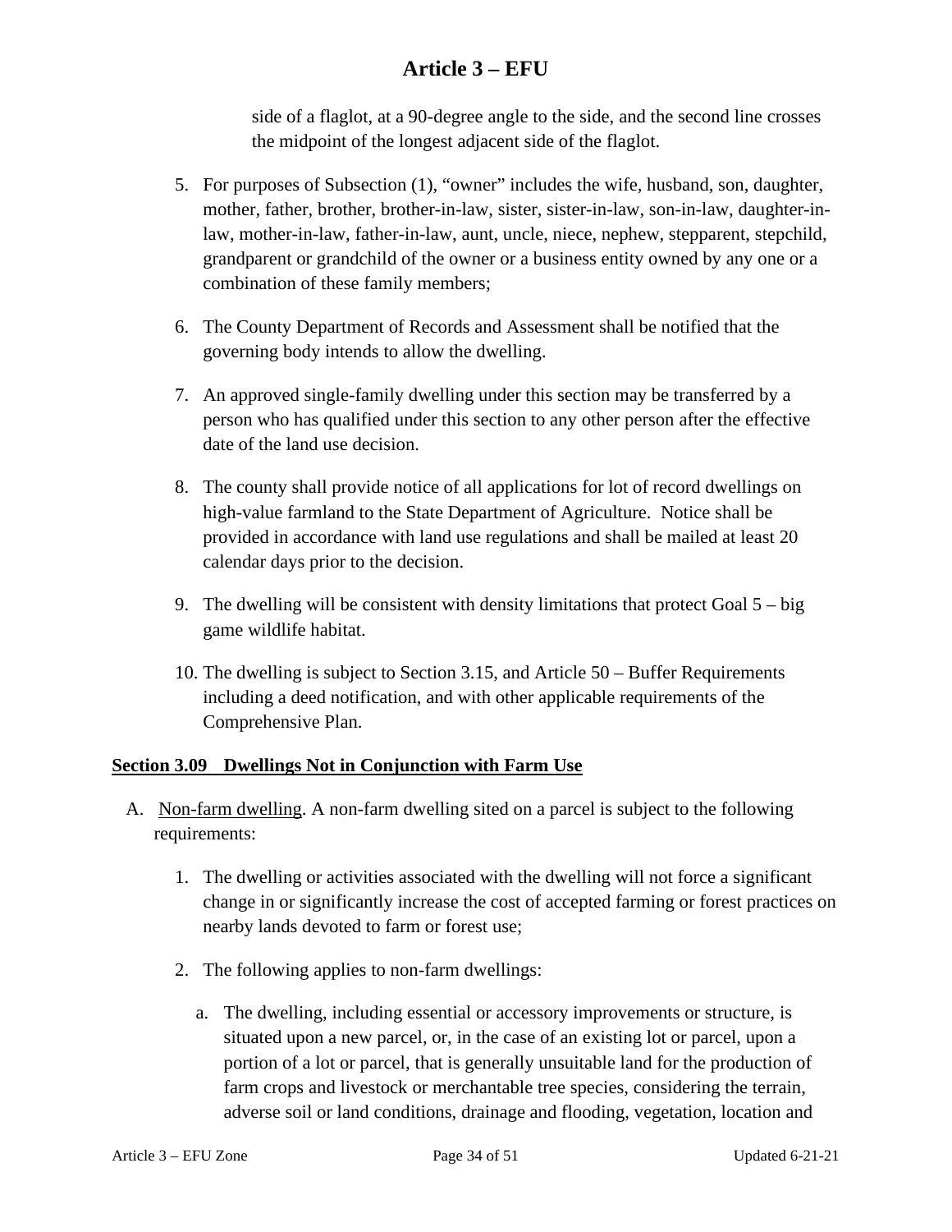side of a flaglot, at a 90-degree angle to the side, and the second line crosses the midpoint of the longest adjacent side of the flaglot.

5. For purposes of Subsection (1), "owner" includes the wife, husband, son, daughter, mother, father, brother, brother-in-law, sister, sister-in-law, son-in-law, daughter-in-law, mother-in-law, father-in-law, aunt, uncle, niece, nephew, stepparent, stepchild, grandparent or grandchild of the owner or a business entity owned by any one or a combination of these family members;

6. The County Department of Records and Assessment shall be notified that the governing body intends to allow the dwelling.

7. An approved single-family dwelling under this section may be transferred by a person who has qualified under this section to any other person after the effective date of the land use decision.

8. The county shall provide notice of all applications for lot of record dwellings on high-value farmland to the State Department of Agriculture. Notice shall be provided in accordance with land use regulations and shall be mailed at least 20 calendar days prior to the decision.

9. The dwelling will be consistent with density limitations that protect Goal 5 – big game wildlife habitat.

10. The dwelling is subject to Section 3.15, and Article 50 – Buffer Requirements including a deed notification, and with other applicable requirements of the Comprehensive Plan.

## Section 3.09 Dwellings Not in Conjunction with Farm Use

A. Non-farm dwelling. A non-farm dwelling sited on a parcel is subject to the following requirements:

1. The dwelling or activities associated with the dwelling will not force a significant change in or significantly increase the cost of accepted farming or forest practices on nearby lands devoted to farm or forest use;

2. The following applies to non-farm dwellings:

   a. The dwelling, including essential or accessory improvements or structure, is situated upon a new parcel, or, in the case of an existing lot or parcel, upon a portion of a lot or parcel, that is generally unsuitable land for the production of farm crops and livestock or merchantable tree species, considering the terrain, adverse soil or land conditions, drainage and flooding, vegetation, location and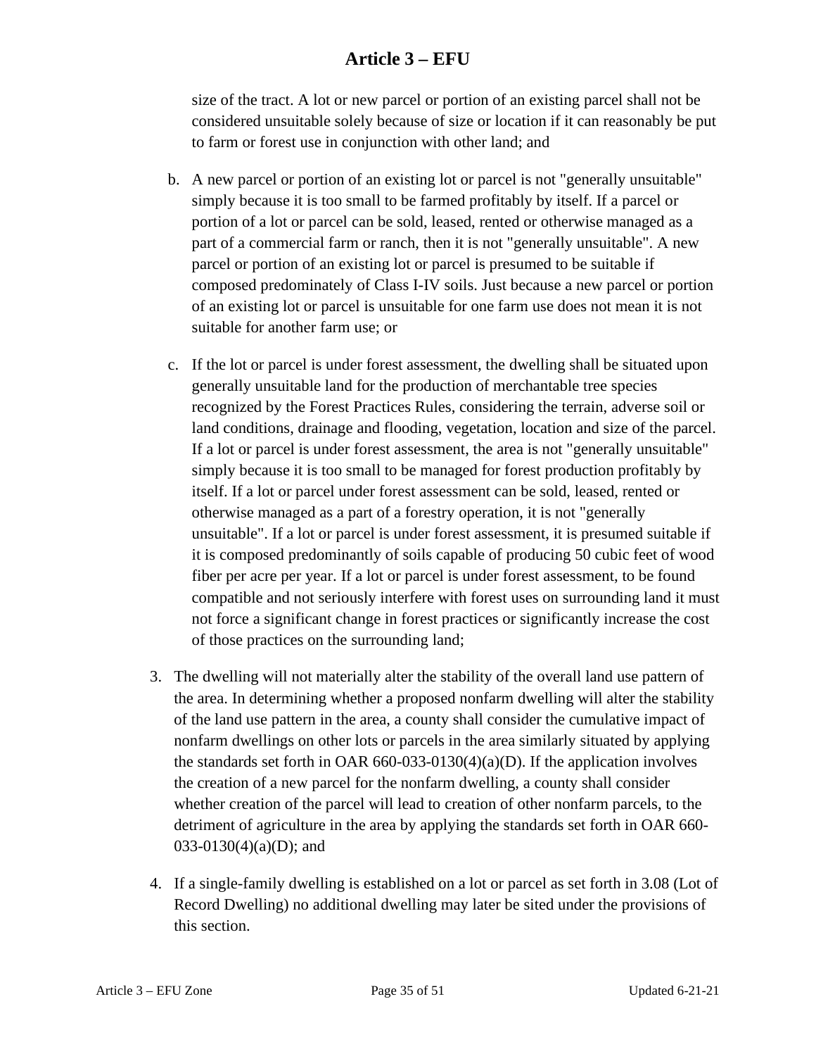size of the tract. A lot or new parcel or portion of an existing parcel shall not be considered unsuitable solely because of size or location if it can reasonably be put to farm or forest use in conjunction with other land; and

b. A new parcel or portion of an existing lot or parcel is not "generally unsuitable" simply because it is too small to be farmed profitably by itself. If a parcel or portion of a lot or parcel can be sold, leased, rented or otherwise managed as a part of a commercial farm or ranch, then it is not "generally unsuitable". A new parcel or portion of an existing lot or parcel is presumed to be suitable if composed predominately of Class I-IV soils. Just because a new parcel or portion of an existing lot or parcel is unsuitable for one farm use does not mean it is not suitable for another farm use; or

c. If the lot or parcel is under forest assessment, the dwelling shall be situated upon generally unsuitable land for the production of merchantable tree species recognized by the Forest Practices Rules, considering the terrain, adverse soil or land conditions, drainage and flooding, vegetation, location and size of the parcel. If a lot or parcel is under forest assessment, the area is not "generally unsuitable" simply because it is too small to be managed for forest production profitably by itself. If a lot or parcel under forest assessment can be sold, leased, rented or otherwise managed as a part of a forestry operation, it is not "generally unsuitable". If a lot or parcel is under forest assessment, it is presumed suitable if it is composed predominantly of soils capable of producing 50 cubic feet of wood fiber per acre per year. If a lot or parcel is under forest assessment, to be found compatible and not seriously interfere with forest uses on surrounding land it must not force a significant change in forest practices or significantly increase the cost of those practices on the surrounding land;

3. The dwelling will not materially alter the stability of the overall land use pattern of the area. In determining whether a proposed nonfarm dwelling will alter the stability of the land use pattern in the area, a county shall consider the cumulative impact of nonfarm dwellings on other lots or parcels in the area similarly situated by applying the standards set forth in OAR 660-033-0130(4)(a)(D). If the application involves the creation of a new parcel for the nonfarm dwelling, a county shall consider whether creation of the parcel will lead to creation of other nonfarm parcels, to the detriment of agriculture in the area by applying the standards set forth in OAR 660-033-0130(4)(a)(D); and

4. If a single-family dwelling is established on a lot or parcel as set forth in 3.08 (Lot of Record Dwelling) no additional dwelling may later be sited under the provisions of this section.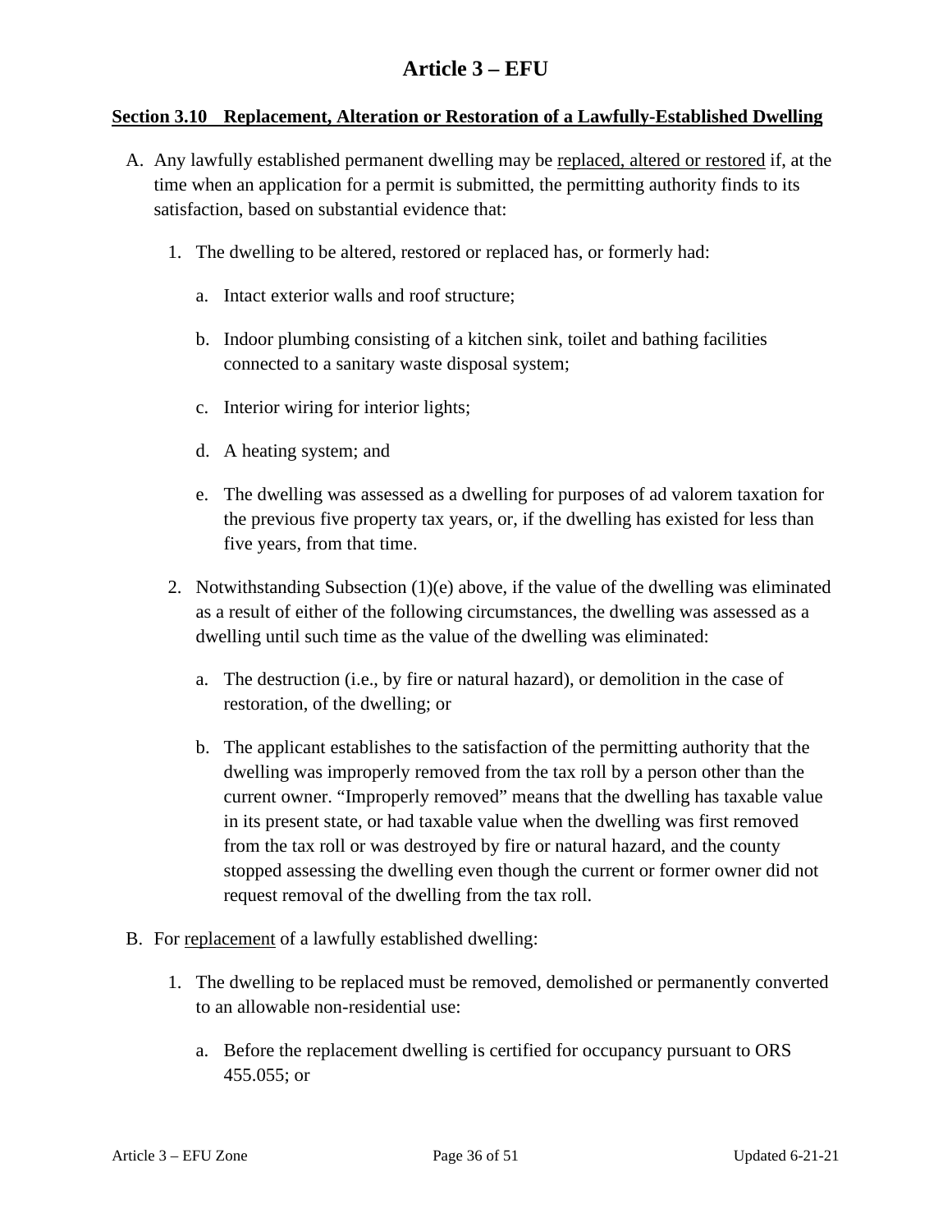# Article 3 – EFU

## Section 3.10 Replacement, Alteration or Restoration of a Lawfully-Established Dwelling

A. Any lawfully established permanent dwelling may be replaced, altered or restored if, at the time when an application for a permit is submitted, the permitting authority finds to its satisfaction, based on substantial evidence that:

   1. The dwelling to be altered, restored or replaced has, or formerly had:

      a. Intact exterior walls and roof structure;

      b. Indoor plumbing consisting of a kitchen sink, toilet and bathing facilities connected to a sanitary waste disposal system;

      c. Interior wiring for interior lights;

      d. A heating system; and

      e. The dwelling was assessed as a dwelling for purposes of ad valorem taxation for the previous five property tax years, or, if the dwelling has existed for less than five years, from that time.

   2. Notwithstanding Subsection (1)(e) above, if the value of the dwelling was eliminated as a result of either of the following circumstances, the dwelling was assessed as a dwelling until such time as the value of the dwelling was eliminated:

      a. The destruction (i.e., by fire or natural hazard), or demolition in the case of restoration, of the dwelling; or

      b. The applicant establishes to the satisfaction of the permitting authority that the dwelling was improperly removed from the tax roll by a person other than the current owner. "Improperly removed" means that the dwelling has taxable value in its present state, or had taxable value when the dwelling was first removed from the tax roll or was destroyed by fire or natural hazard, and the county stopped assessing the dwelling even though the current or former owner did not request removal of the dwelling from the tax roll.

B. For replacement of a lawfully established dwelling:

   1. The dwelling to be replaced must be removed, demolished or permanently converted to an allowable non-residential use:

      a. Before the replacement dwelling is certified for occupancy pursuant to ORS 455.055; or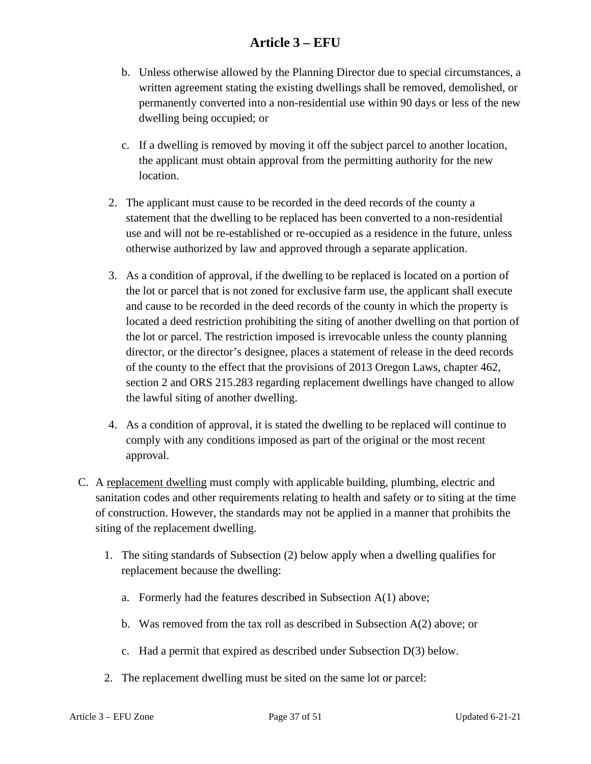b. Unless otherwise allowed by the Planning Director due to special circumstances, a written agreement stating the existing dwellings shall be removed, demolished, or permanently converted into a non-residential use within 90 days or less of the new dwelling being occupied; or

c. If a dwelling is removed by moving it off the subject parcel to another location, the applicant must obtain approval from the permitting authority for the new location.

2. The applicant must cause to be recorded in the deed records of the county a statement that the dwelling to be replaced has been converted to a non-residential use and will not be re-established or re-occupied as a residence in the future, unless otherwise authorized by law and approved through a separate application.

3. As a condition of approval, if the dwelling to be replaced is located on a portion of the lot or parcel that is not zoned for exclusive farm use, the applicant shall execute and cause to be recorded in the deed records of the county in which the property is located a deed restriction prohibiting the siting of another dwelling on that portion of the lot or parcel. The restriction imposed is irrevocable unless the county planning director, or the director's designee, places a statement of release in the deed records of the county to the effect that the provisions of 2013 Oregon Laws, chapter 462, section 2 and ORS 215.283 regarding replacement dwellings have changed to allow the lawful siting of another dwelling.

4. As a condition of approval, it is stated the dwelling to be replaced will continue to comply with any conditions imposed as part of the original or the most recent approval.

C. A <u>replacement dwelling</u> must comply with applicable building, plumbing, electric and sanitation codes and other requirements relating to health and safety or to siting at the time of construction. However, the standards may not be applied in a manner that prohibits the siting of the replacement dwelling.

1. The siting standards of Subsection (2) below apply when a dwelling qualifies for replacement because the dwelling:

   a. Formerly had the features described in Subsection A(1) above;

   b. Was removed from the tax roll as described in Subsection A(2) above; or

   c. Had a permit that expired as described under Subsection D(3) below.

2. The replacement dwelling must be sited on the same lot or parcel: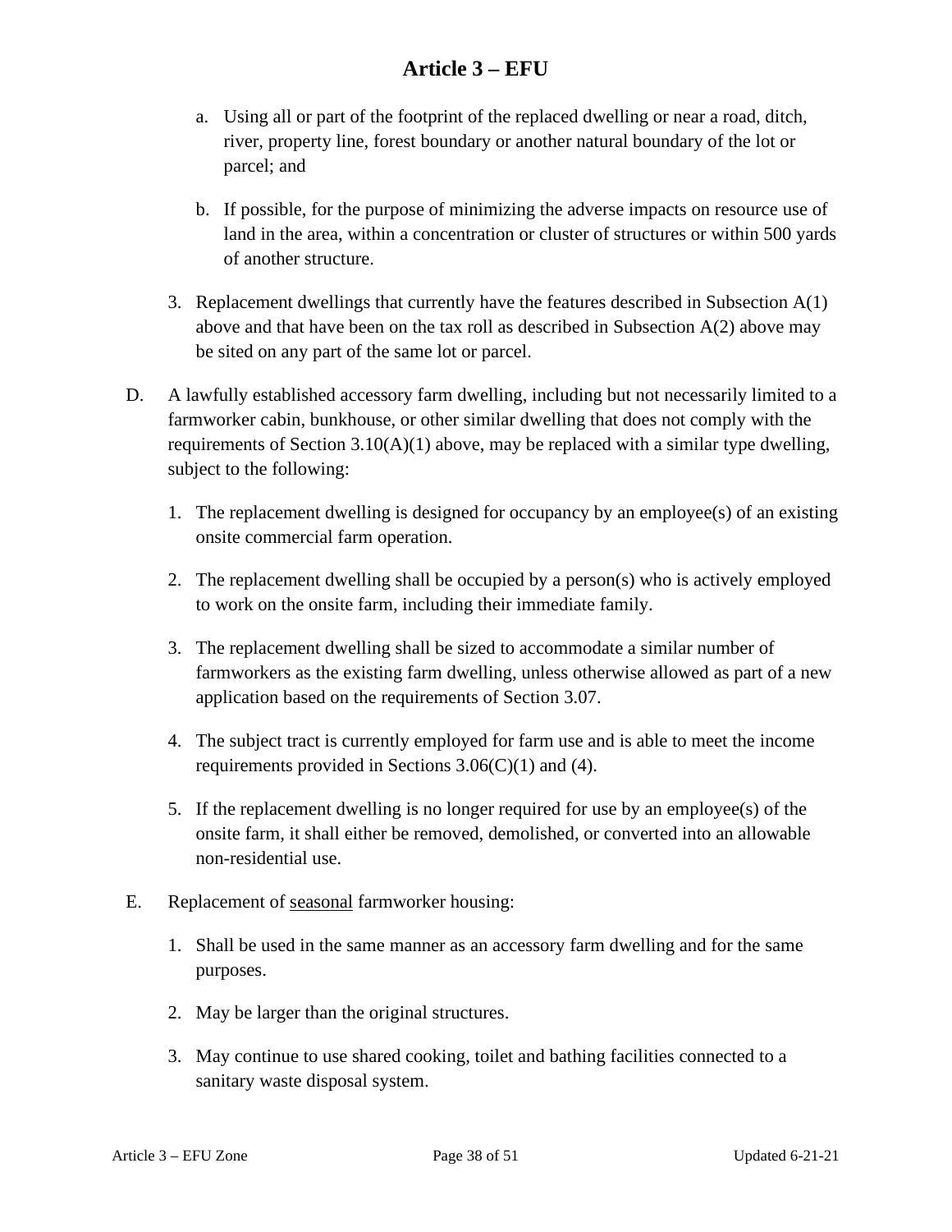a. Using all or part of the footprint of the replaced dwelling or near a road, ditch, river, property line, forest boundary or another natural boundary of the lot or parcel; and

b. If possible, for the purpose of minimizing the adverse impacts on resource use of land in the area, within a concentration or cluster of structures or within 500 yards of another structure.

3. Replacement dwellings that currently have the features described in Subsection A(1) above and that have been on the tax roll as described in Subsection A(2) above may be sited on any part of the same lot or parcel.

D. A lawfully established accessory farm dwelling, including but not necessarily limited to a farmworker cabin, bunkhouse, or other similar dwelling that does not comply with the requirements of Section 3.10(A)(1) above, may be replaced with a similar type dwelling, subject to the following:

1. The replacement dwelling is designed for occupancy by an employee(s) of an existing onsite commercial farm operation.

2. The replacement dwelling shall be occupied by a person(s) who is actively employed to work on the onsite farm, including their immediate family.

3. The replacement dwelling shall be sized to accommodate a similar number of farmworkers as the existing farm dwelling, unless otherwise allowed as part of a new application based on the requirements of Section 3.07.

4. The subject tract is currently employed for farm use and is able to meet the income requirements provided in Sections 3.06(C)(1) and (4).

5. If the replacement dwelling is no longer required for use by an employee(s) of the onsite farm, it shall either be removed, demolished, or converted into an allowable non-residential use.

E. Replacement of <u>seasonal</u> farmworker housing:

1. Shall be used in the same manner as an accessory farm dwelling and for the same purposes.

2. May be larger than the original structures.

3. May continue to use shared cooking, toilet and bathing facilities connected to a sanitary waste disposal system.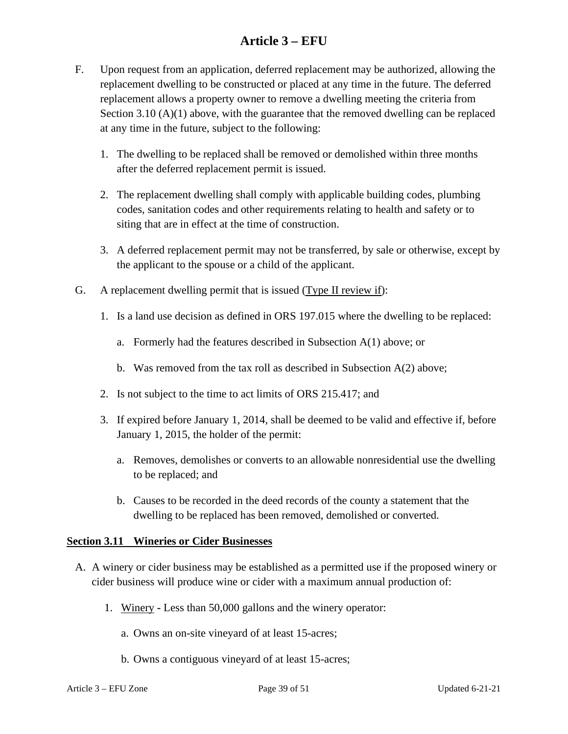F. Upon request from an application, deferred replacement may be authorized, allowing the replacement dwelling to be constructed or placed at any time in the future. The deferred replacement allows a property owner to remove a dwelling meeting the criteria from Section 3.10 (A)(1) above, with the guarantee that the removed dwelling can be replaced at any time in the future, subject to the following:

   1. The dwelling to be replaced shall be removed or demolished within three months after the deferred replacement permit is issued.

   2. The replacement dwelling shall comply with applicable building codes, plumbing codes, sanitation codes and other requirements relating to health and safety or to siting that are in effect at the time of construction.

   3. A deferred replacement permit may not be transferred, by sale or otherwise, except by the applicant to the spouse or a child of the applicant.

G. A replacement dwelling permit that is issued (<u>Type II review if</u>):

   1. Is a land use decision as defined in ORS 197.015 where the dwelling to be replaced:

      a. Formerly had the features described in Subsection A(1) above; or

      b. Was removed from the tax roll as described in Subsection A(2) above;

   2. Is not subject to the time to act limits of ORS 215.417; and

   3. If expired before January 1, 2014, shall be deemed to be valid and effective if, before January 1, 2015, the holder of the permit:

      a. Removes, demolishes or converts to an allowable nonresidential use the dwelling to be replaced; and

      b. Causes to be recorded in the deed records of the county a statement that the dwelling to be replaced has been removed, demolished or converted.

## Section 3.11 Wineries or Cider Businesses

A. A winery or cider business may be established as a permitted use if the proposed winery or cider business will produce wine or cider with a maximum annual production of:

   1. <u>Winery</u> - Less than 50,000 gallons and the winery operator:

      a. Owns an on-site vineyard of at least 15-acres;

      b. Owns a contiguous vineyard of at least 15-acres;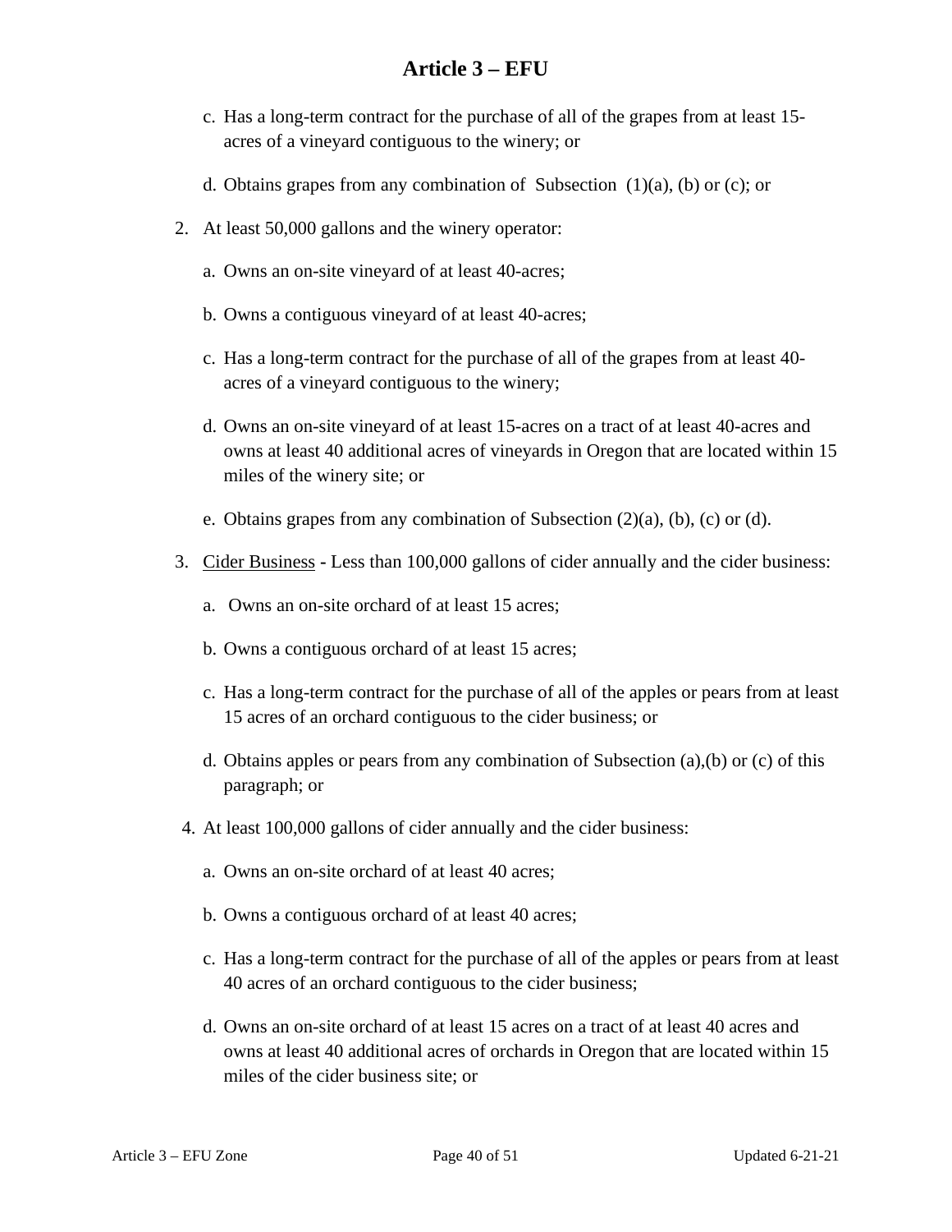# Article 3 – EFU

c. Has a long-term contract for the purchase of all of the grapes from at least 15-acres of a vineyard contiguous to the winery; or

d. Obtains grapes from any combination of Subsection (1)(a), (b) or (c); or

2. At least 50,000 gallons and the winery operator:

   a. Owns an on-site vineyard of at least 40-acres;

   b. Owns a contiguous vineyard of at least 40-acres;

   c. Has a long-term contract for the purchase of all of the grapes from at least 40-acres of a vineyard contiguous to the winery;

   d. Owns an on-site vineyard of at least 15-acres on a tract of at least 40-acres and owns at least 40 additional acres of vineyards in Oregon that are located within 15 miles of the winery site; or

   e. Obtains grapes from any combination of Subsection (2)(a), (b), (c) or (d).

3. <u>Cider Business</u> - Less than 100,000 gallons of cider annually and the cider business:

   a. Owns an on-site orchard of at least 15 acres;

   b. Owns a contiguous orchard of at least 15 acres;

   c. Has a long-term contract for the purchase of all of the apples or pears from at least 15 acres of an orchard contiguous to the cider business; or

   d. Obtains apples or pears from any combination of Subsection (a),(b) or (c) of this paragraph; or

4. At least 100,000 gallons of cider annually and the cider business:

   a. Owns an on-site orchard of at least 40 acres;

   b. Owns a contiguous orchard of at least 40 acres;

   c. Has a long-term contract for the purchase of all of the apples or pears from at least 40 acres of an orchard contiguous to the cider business;

   d. Owns an on-site orchard of at least 15 acres on a tract of at least 40 acres and owns at least 40 additional acres of orchards in Oregon that are located within 15 miles of the cider business site; or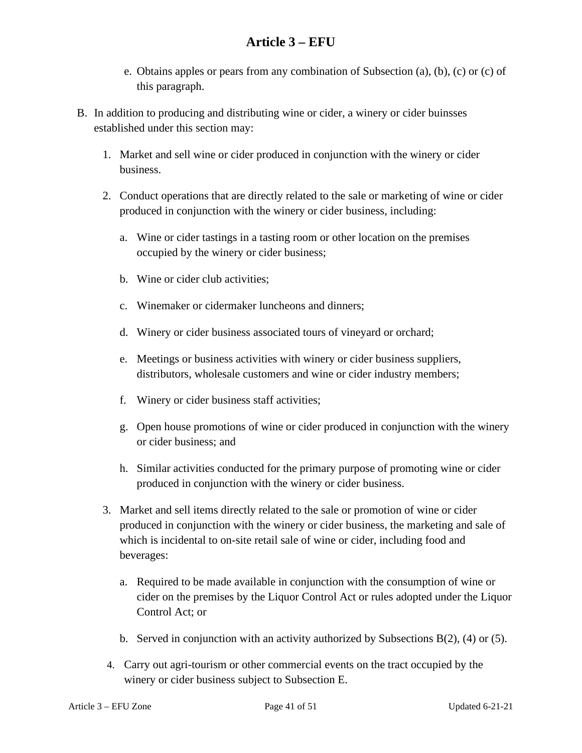e. Obtains apples or pears from any combination of Subsection (a), (b), (c) or (c) of this paragraph.

B. In addition to producing and distributing wine or cider, a winery or cider buinsses established under this section may:

1. Market and sell wine or cider produced in conjunction with the winery or cider business.

2. Conduct operations that are directly related to the sale or marketing of wine or cider produced in conjunction with the winery or cider business, including:

   a. Wine or cider tastings in a tasting room or other location on the premises occupied by the winery or cider business;

   b. Wine or cider club activities;

   c. Winemaker or cidermaker luncheons and dinners;

   d. Winery or cider business associated tours of vineyard or orchard;

   e. Meetings or business activities with winery or cider business suppliers, distributors, wholesale customers and wine or cider industry members;

   f. Winery or cider business staff activities;

   g. Open house promotions of wine or cider produced in conjunction with the winery or cider business; and

   h. Similar activities conducted for the primary purpose of promoting wine or cider produced in conjunction with the winery or cider business.

3. Market and sell items directly related to the sale or promotion of wine or cider produced in conjunction with the winery or cider business, the marketing and sale of which is incidental to on-site retail sale of wine or cider, including food and beverages:

   a. Required to be made available in conjunction with the consumption of wine or cider on the premises by the Liquor Control Act or rules adopted under the Liquor Control Act; or

   b. Served in conjunction with an activity authorized by Subsections B(2), (4) or (5).

4. Carry out agri-tourism or other commercial events on the tract occupied by the winery or cider business subject to Subsection E.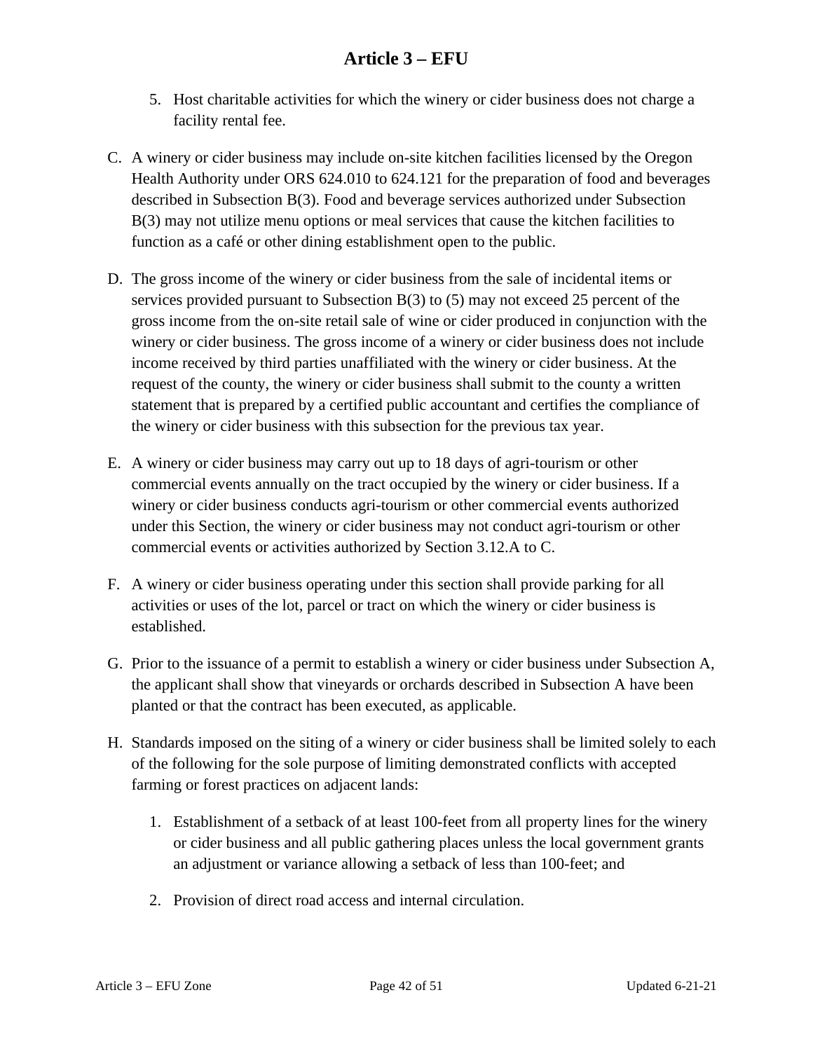5. Host charitable activities for which the winery or cider business does not charge a facility rental fee.

C. A winery or cider business may include on-site kitchen facilities licensed by the Oregon Health Authority under ORS 624.010 to 624.121 for the preparation of food and beverages described in Subsection B(3). Food and beverage services authorized under Subsection B(3) may not utilize menu options or meal services that cause the kitchen facilities to function as a café or other dining establishment open to the public.

D. The gross income of the winery or cider business from the sale of incidental items or services provided pursuant to Subsection B(3) to (5) may not exceed 25 percent of the gross income from the on-site retail sale of wine or cider produced in conjunction with the winery or cider business. The gross income of a winery or cider business does not include income received by third parties unaffiliated with the winery or cider business. At the request of the county, the winery or cider business shall submit to the county a written statement that is prepared by a certified public accountant and certifies the compliance of the winery or cider business with this subsection for the previous tax year.

E. A winery or cider business may carry out up to 18 days of agri-tourism or other commercial events annually on the tract occupied by the winery or cider business. If a winery or cider business conducts agri-tourism or other commercial events authorized under this Section, the winery or cider business may not conduct agri-tourism or other commercial events or activities authorized by Section 3.12.A to C.

F. A winery or cider business operating under this section shall provide parking for all activities or uses of the lot, parcel or tract on which the winery or cider business is established.

G. Prior to the issuance of a permit to establish a winery or cider business under Subsection A, the applicant shall show that vineyards or orchards described in Subsection A have been planted or that the contract has been executed, as applicable.

H. Standards imposed on the siting of a winery or cider business shall be limited solely to each of the following for the sole purpose of limiting demonstrated conflicts with accepted farming or forest practices on adjacent lands:

   1. Establishment of a setback of at least 100-feet from all property lines for the winery or cider business and all public gathering places unless the local government grants an adjustment or variance allowing a setback of less than 100-feet; and

   2. Provision of direct road access and internal circulation.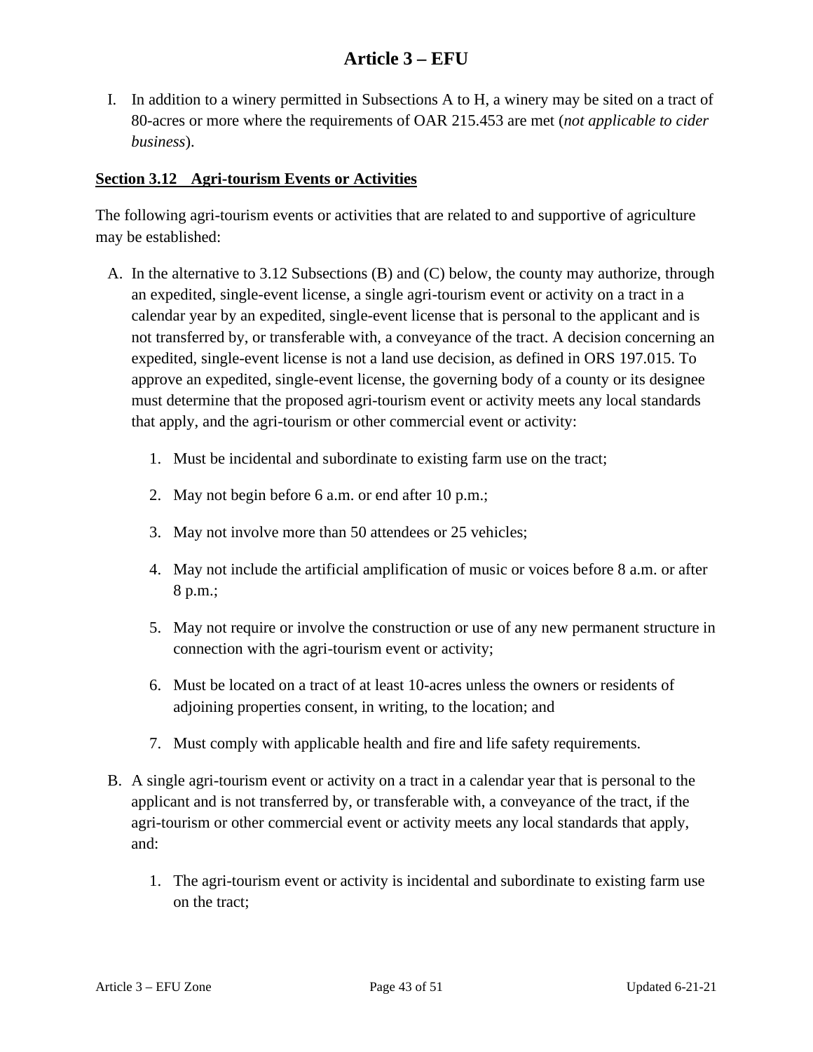I. In addition to a winery permitted in Subsections A to H, a winery may be sited on a tract of 80-acres or more where the requirements of OAR 215.453 are met (*not applicable to cider business*).

**Section 3.12 Agri-tourism Events or Activities**

The following agri-tourism events or activities that are related to and supportive of agriculture may be established:

A. In the alternative to 3.12 Subsections (B) and (C) below, the county may authorize, through an expedited, single-event license, a single agri-tourism event or activity on a tract in a calendar year by an expedited, single-event license that is personal to the applicant and is not transferred by, or transferable with, a conveyance of the tract. A decision concerning an expedited, single-event license is not a land use decision, as defined in ORS 197.015. To approve an expedited, single-event license, the governing body of a county or its designee must determine that the proposed agri-tourism event or activity meets any local standards that apply, and the agri-tourism or other commercial event or activity:

   1. Must be incidental and subordinate to existing farm use on the tract;

   2. May not begin before 6 a.m. or end after 10 p.m.;

   3. May not involve more than 50 attendees or 25 vehicles;

   4. May not include the artificial amplification of music or voices before 8 a.m. or after 8 p.m.;

   5. May not require or involve the construction or use of any new permanent structure in connection with the agri-tourism event or activity;

   6. Must be located on a tract of at least 10-acres unless the owners or residents of adjoining properties consent, in writing, to the location; and

   7. Must comply with applicable health and fire and life safety requirements.

B. A single agri-tourism event or activity on a tract in a calendar year that is personal to the applicant and is not transferred by, or transferable with, a conveyance of the tract, if the agri-tourism or other commercial event or activity meets any local standards that apply, and:

   1. The agri-tourism event or activity is incidental and subordinate to existing farm use on the tract;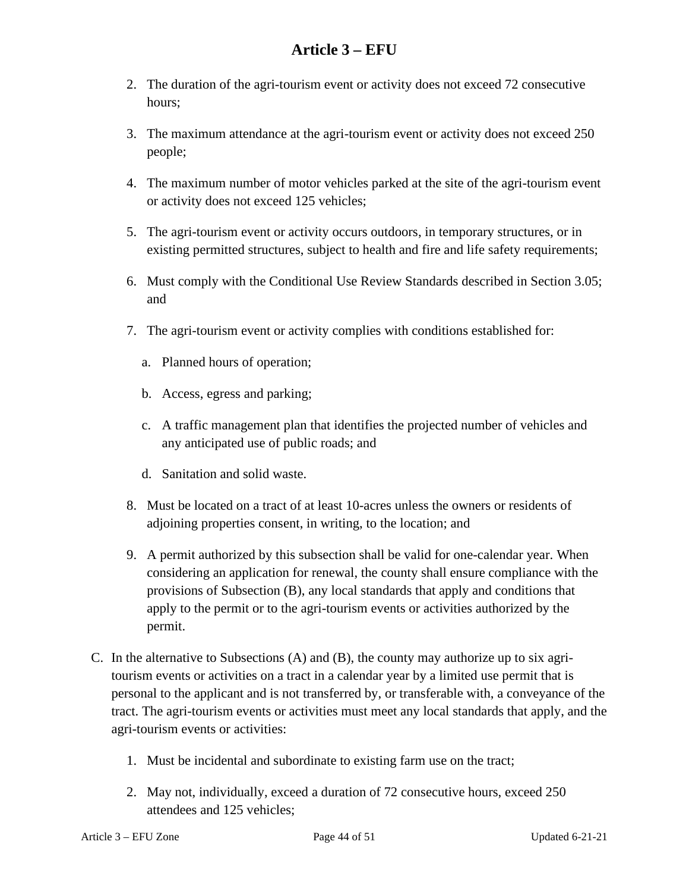2. The duration of the agri-tourism event or activity does not exceed 72 consecutive hours;

3. The maximum attendance at the agri-tourism event or activity does not exceed 250 people;

4. The maximum number of motor vehicles parked at the site of the agri-tourism event or activity does not exceed 125 vehicles;

5. The agri-tourism event or activity occurs outdoors, in temporary structures, or in existing permitted structures, subject to health and fire and life safety requirements;

6. Must comply with the Conditional Use Review Standards described in Section 3.05; and

7. The agri-tourism event or activity complies with conditions established for:

   a. Planned hours of operation;

   b. Access, egress and parking;

   c. A traffic management plan that identifies the projected number of vehicles and any anticipated use of public roads; and

   d. Sanitation and solid waste.

8. Must be located on a tract of at least 10-acres unless the owners or residents of adjoining properties consent, in writing, to the location; and

9. A permit authorized by this subsection shall be valid for one-calendar year. When considering an application for renewal, the county shall ensure compliance with the provisions of Subsection (B), any local standards that apply and conditions that apply to the permit or to the agri-tourism events or activities authorized by the permit.

C. In the alternative to Subsections (A) and (B), the county may authorize up to six agri-tourism events or activities on a tract in a calendar year by a limited use permit that is personal to the applicant and is not transferred by, or transferable with, a conveyance of the tract. The agri-tourism events or activities must meet any local standards that apply, and the agri-tourism events or activities:

   1. Must be incidental and subordinate to existing farm use on the tract;

   2. May not, individually, exceed a duration of 72 consecutive hours, exceed 250 attendees and 125 vehicles;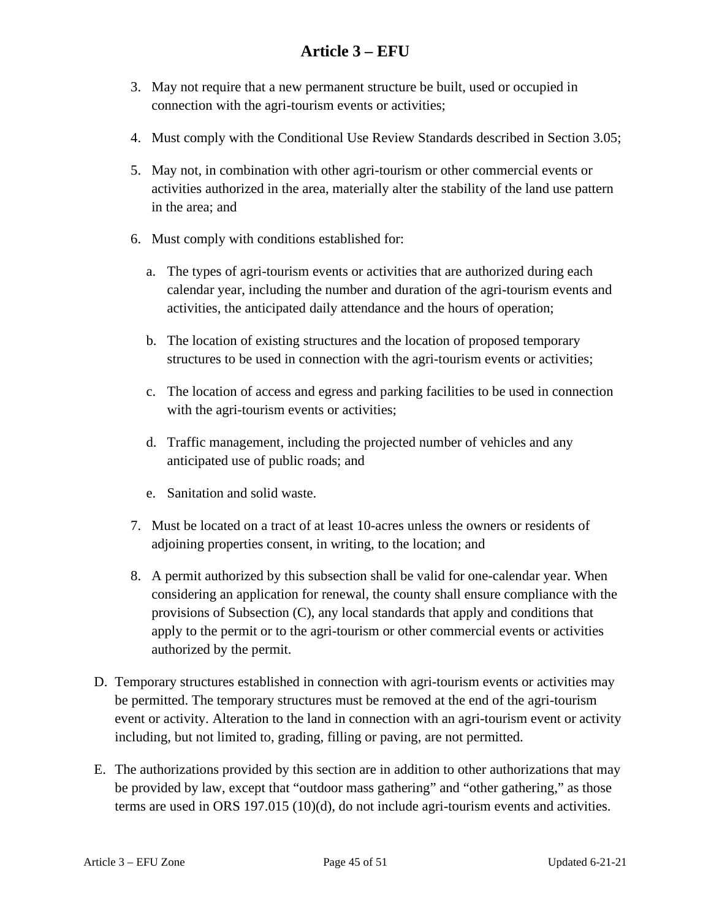3. May not require that a new permanent structure be built, used or occupied in connection with the agri-tourism events or activities;

4. Must comply with the Conditional Use Review Standards described in Section 3.05;

5. May not, in combination with other agri-tourism or other commercial events or activities authorized in the area, materially alter the stability of the land use pattern in the area; and

6. Must comply with conditions established for:

   a. The types of agri-tourism events or activities that are authorized during each calendar year, including the number and duration of the agri-tourism events and activities, the anticipated daily attendance and the hours of operation;

   b. The location of existing structures and the location of proposed temporary structures to be used in connection with the agri-tourism events or activities;

   c. The location of access and egress and parking facilities to be used in connection with the agri-tourism events or activities;

   d. Traffic management, including the projected number of vehicles and any anticipated use of public roads; and

   e. Sanitation and solid waste.

7. Must be located on a tract of at least 10-acres unless the owners or residents of adjoining properties consent, in writing, to the location; and

8. A permit authorized by this subsection shall be valid for one-calendar year. When considering an application for renewal, the county shall ensure compliance with the provisions of Subsection (C), any local standards that apply and conditions that apply to the permit or to the agri-tourism or other commercial events or activities authorized by the permit.

D. Temporary structures established in connection with agri-tourism events or activities may be permitted. The temporary structures must be removed at the end of the agri-tourism event or activity. Alteration to the land in connection with an agri-tourism event or activity including, but not limited to, grading, filling or paving, are not permitted.

E. The authorizations provided by this section are in addition to other authorizations that may be provided by law, except that "outdoor mass gathering" and "other gathering," as those terms are used in ORS 197.015 (10)(d), do not include agri-tourism events and activities.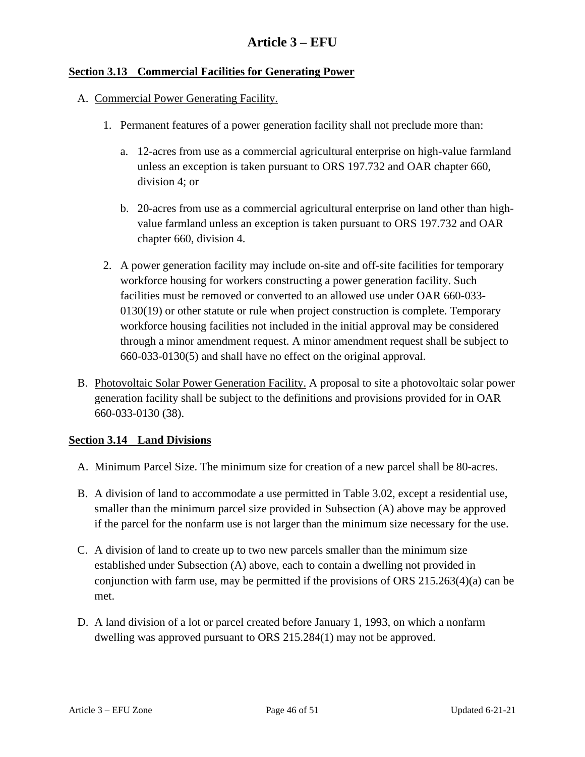# Article 3 – EFU

## Section 3.13 Commercial Facilities for Generating Power

A. Commercial Power Generating Facility.

   1. Permanent features of a power generation facility shall not preclude more than:

      a. 12-acres from use as a commercial agricultural enterprise on high-value farmland unless an exception is taken pursuant to ORS 197.732 and OAR chapter 660, division 4; or

      b. 20-acres from use as a commercial agricultural enterprise on land other than high-value farmland unless an exception is taken pursuant to ORS 197.732 and OAR chapter 660, division 4.

   2. A power generation facility may include on-site and off-site facilities for temporary workforce housing for workers constructing a power generation facility. Such facilities must be removed or converted to an allowed use under OAR 660-033-0130(19) or other statute or rule when project construction is complete. Temporary workforce housing facilities not included in the initial approval may be considered through a minor amendment request. A minor amendment request shall be subject to 660-033-0130(5) and shall have no effect on the original approval.

B. Photovoltaic Solar Power Generation Facility. A proposal to site a photovoltaic solar power generation facility shall be subject to the definitions and provisions provided for in OAR 660-033-0130 (38).

## Section 3.14 Land Divisions

A. Minimum Parcel Size. The minimum size for creation of a new parcel shall be 80-acres.

B. A division of land to accommodate a use permitted in Table 3.02, except a residential use, smaller than the minimum parcel size provided in Subsection (A) above may be approved if the parcel for the nonfarm use is not larger than the minimum size necessary for the use.

C. A division of land to create up to two new parcels smaller than the minimum size established under Subsection (A) above, each to contain a dwelling not provided in conjunction with farm use, may be permitted if the provisions of ORS 215.263(4)(a) can be met.

D. A land division of a lot or parcel created before January 1, 1993, on which a nonfarm dwelling was approved pursuant to ORS 215.284(1) may not be approved.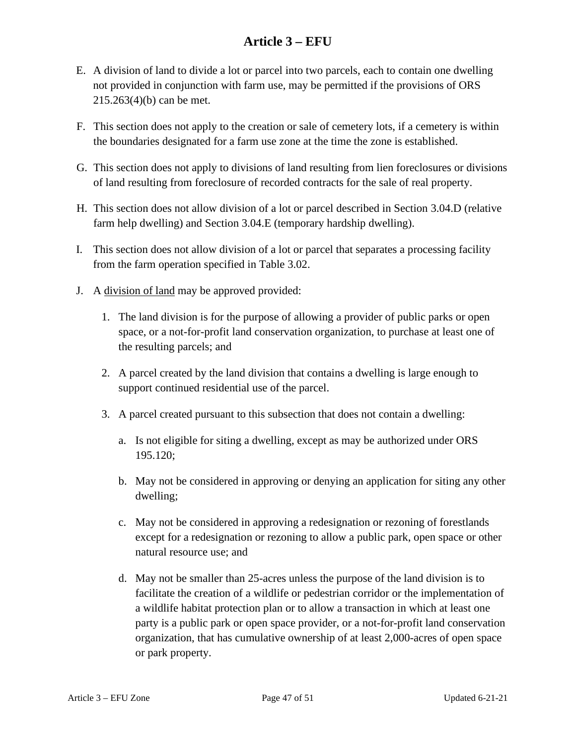E. A division of land to divide a lot or parcel into two parcels, each to contain one dwelling not provided in conjunction with farm use, may be permitted if the provisions of ORS 215.263(4)(b) can be met.

F. This section does not apply to the creation or sale of cemetery lots, if a cemetery is within the boundaries designated for a farm use zone at the time the zone is established.

G. This section does not apply to divisions of land resulting from lien foreclosures or divisions of land resulting from foreclosure of recorded contracts for the sale of real property.

H. This section does not allow division of a lot or parcel described in Section 3.04.D (relative farm help dwelling) and Section 3.04.E (temporary hardship dwelling).

I. This section does not allow division of a lot or parcel that separates a processing facility from the farm operation specified in Table 3.02.

J. A <u>division of land</u> may be approved provided:

   1. The land division is for the purpose of allowing a provider of public parks or open space, or a not-for-profit land conservation organization, to purchase at least one of the resulting parcels; and

   2. A parcel created by the land division that contains a dwelling is large enough to support continued residential use of the parcel.

   3. A parcel created pursuant to this subsection that does not contain a dwelling:

      a. Is not eligible for siting a dwelling, except as may be authorized under ORS 195.120;

      b. May not be considered in approving or denying an application for siting any other dwelling;

      c. May not be considered in approving a redesignation or rezoning of forestlands except for a redesignation or rezoning to allow a public park, open space or other natural resource use; and

      d. May not be smaller than 25-acres unless the purpose of the land division is to facilitate the creation of a wildlife or pedestrian corridor or the implementation of a wildlife habitat protection plan or to allow a transaction in which at least one party is a public park or open space provider, or a not-for-profit land conservation organization, that has cumulative ownership of at least 2,000-acres of open space or park property.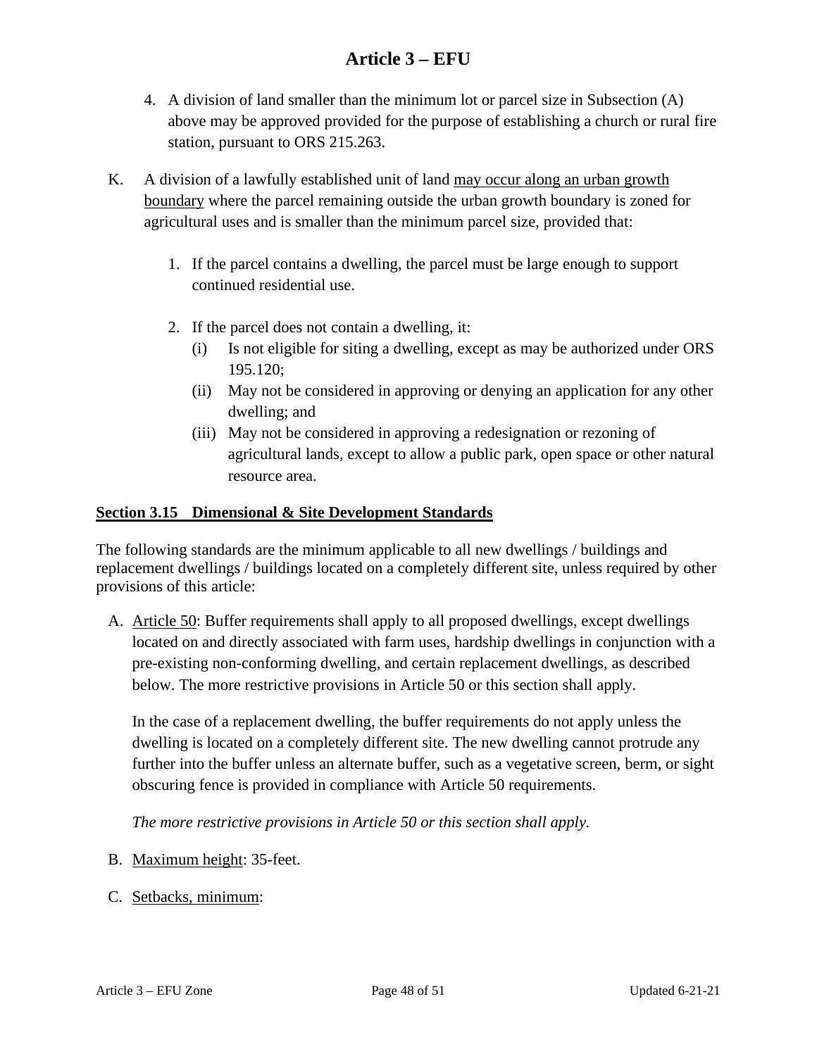4. A division of land smaller than the minimum lot or parcel size in Subsection (A) above may be approved provided for the purpose of establishing a church or rural fire station, pursuant to ORS 215.263.

K. A division of a lawfully established unit of land <u>may occur along an urban growth boundary</u> where the parcel remaining outside the urban growth boundary is zoned for agricultural uses and is smaller than the minimum parcel size, provided that:

   1. If the parcel contains a dwelling, the parcel must be large enough to support continued residential use.

   2. If the parcel does not contain a dwelling, it:
      (i) Is not eligible for siting a dwelling, except as may be authorized under ORS 195.120;
      (ii) May not be considered in approving or denying an application for any other dwelling; and
      (iii) May not be considered in approving a redesignation or rezoning of agricultural lands, except to allow a public park, open space or other natural resource area.

## <u>Section 3.15 Dimensional & Site Development Standards</u>

The following standards are the minimum applicable to all new dwellings / buildings and replacement dwellings / buildings located on a completely different site, unless required by other provisions of this article:

A. <u>Article 50</u>: Buffer requirements shall apply to all proposed dwellings, except dwellings located on and directly associated with farm uses, hardship dwellings in conjunction with a pre-existing non-conforming dwelling, and certain replacement dwellings, as described below. The more restrictive provisions in Article 50 or this section shall apply.

   In the case of a replacement dwelling, the buffer requirements do not apply unless the dwelling is located on a completely different site. The new dwelling cannot protrude any further into the buffer unless an alternate buffer, such as a vegetative screen, berm, or sight obscuring fence is provided in compliance with Article 50 requirements.

   *The more restrictive provisions in Article 50 or this section shall apply.*

B. <u>Maximum height</u>: 35-feet.

C. <u>Setbacks, minimum</u>: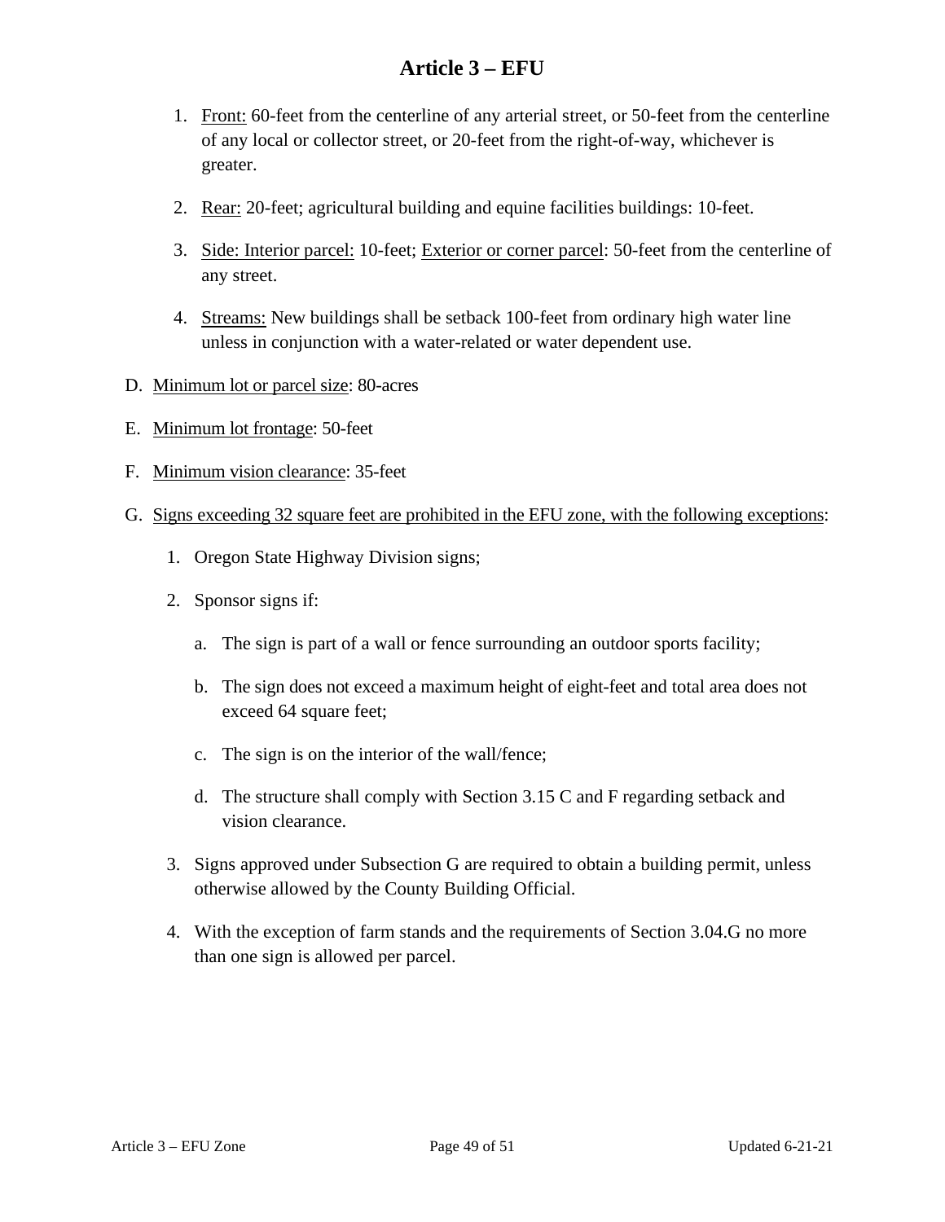1. Front: 60-feet from the centerline of any arterial street, or 50-feet from the centerline of any local or collector street, or 20-feet from the right-of-way, whichever is greater.

2. Rear: 20-feet; agricultural building and equine facilities buildings: 10-feet.

3. Side: Interior parcel: 10-feet; Exterior or corner parcel: 50-feet from the centerline of any street.

4. Streams: New buildings shall be setback 100-feet from ordinary high water line unless in conjunction with a water-related or water dependent use.

D. Minimum lot or parcel size: 80-acres

E. Minimum lot frontage: 50-feet

F. Minimum vision clearance: 35-feet

G. Signs exceeding 32 square feet are prohibited in the EFU zone, with the following exceptions:

   1. Oregon State Highway Division signs;

   2. Sponsor signs if:

      a. The sign is part of a wall or fence surrounding an outdoor sports facility;

      b. The sign does not exceed a maximum height of eight-feet and total area does not exceed 64 square feet;

      c. The sign is on the interior of the wall/fence;

      d. The structure shall comply with Section 3.15 C and F regarding setback and vision clearance.

   3. Signs approved under Subsection G are required to obtain a building permit, unless otherwise allowed by the County Building Official.

   4. With the exception of farm stands and the requirements of Section 3.04.G no more than one sign is allowed per parcel.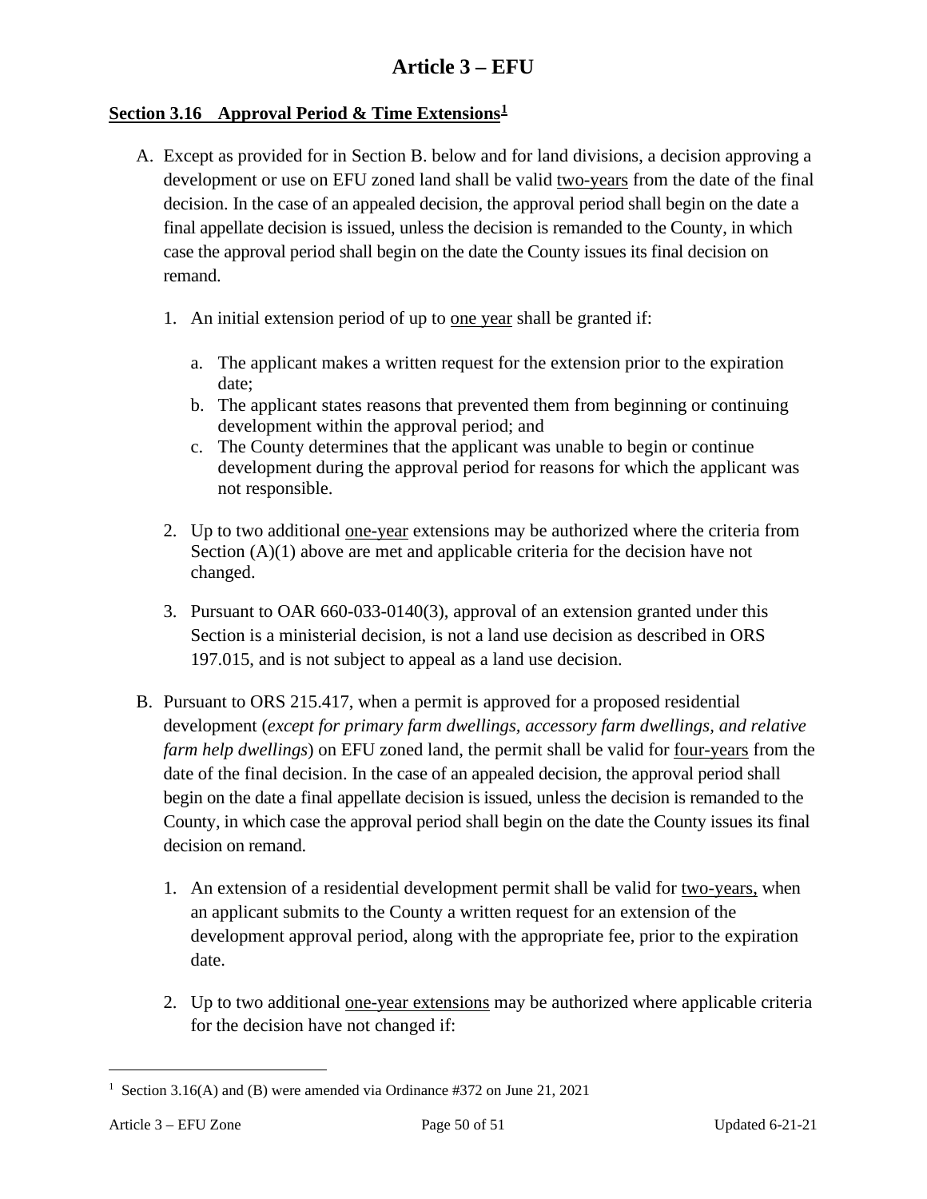# Article 3 – EFU

## Section 3.16 Approval Period & Time Extensions[1]

A. Except as provided for in Section B. below and for land divisions, a decision approving a development or use on EFU zoned land shall be valid two-years from the date of the final decision. In the case of an appealed decision, the approval period shall begin on the date a final appellate decision is issued, unless the decision is remanded to the County, in which case the approval period shall begin on the date the County issues its final decision on remand.

   1. An initial extension period of up to one year shall be granted if:

      a. The applicant makes a written request for the extension prior to the expiration date;
      b. The applicant states reasons that prevented them from beginning or continuing development within the approval period; and
      c. The County determines that the applicant was unable to begin or continue development during the approval period for reasons for which the applicant was not responsible.

   2. Up to two additional one-year extensions may be authorized where the criteria from Section (A)(1) above are met and applicable criteria for the decision have not changed.

   3. Pursuant to OAR 660-033-0140(3), approval of an extension granted under this Section is a ministerial decision, is not a land use decision as described in ORS 197.015, and is not subject to appeal as a land use decision.

B. Pursuant to ORS 215.417, when a permit is approved for a proposed residential development (*except for primary farm dwellings, accessory farm dwellings, and relative farm help dwellings*) on EFU zoned land, the permit shall be valid for four-years from the date of the final decision. In the case of an appealed decision, the approval period shall begin on the date a final appellate decision is issued, unless the decision is remanded to the County, in which case the approval period shall begin on the date the County issues its final decision on remand.

   1. An extension of a residential development permit shall be valid for two-years, when an applicant submits to the County a written request for an extension of the development approval period, along with the appropriate fee, prior to the expiration date.

   2. Up to two additional one-year extensions may be authorized where applicable criteria for the decision have not changed if:

---

[1] Section 3.16(A) and (B) were amended via Ordinance #372 on June 21, 2021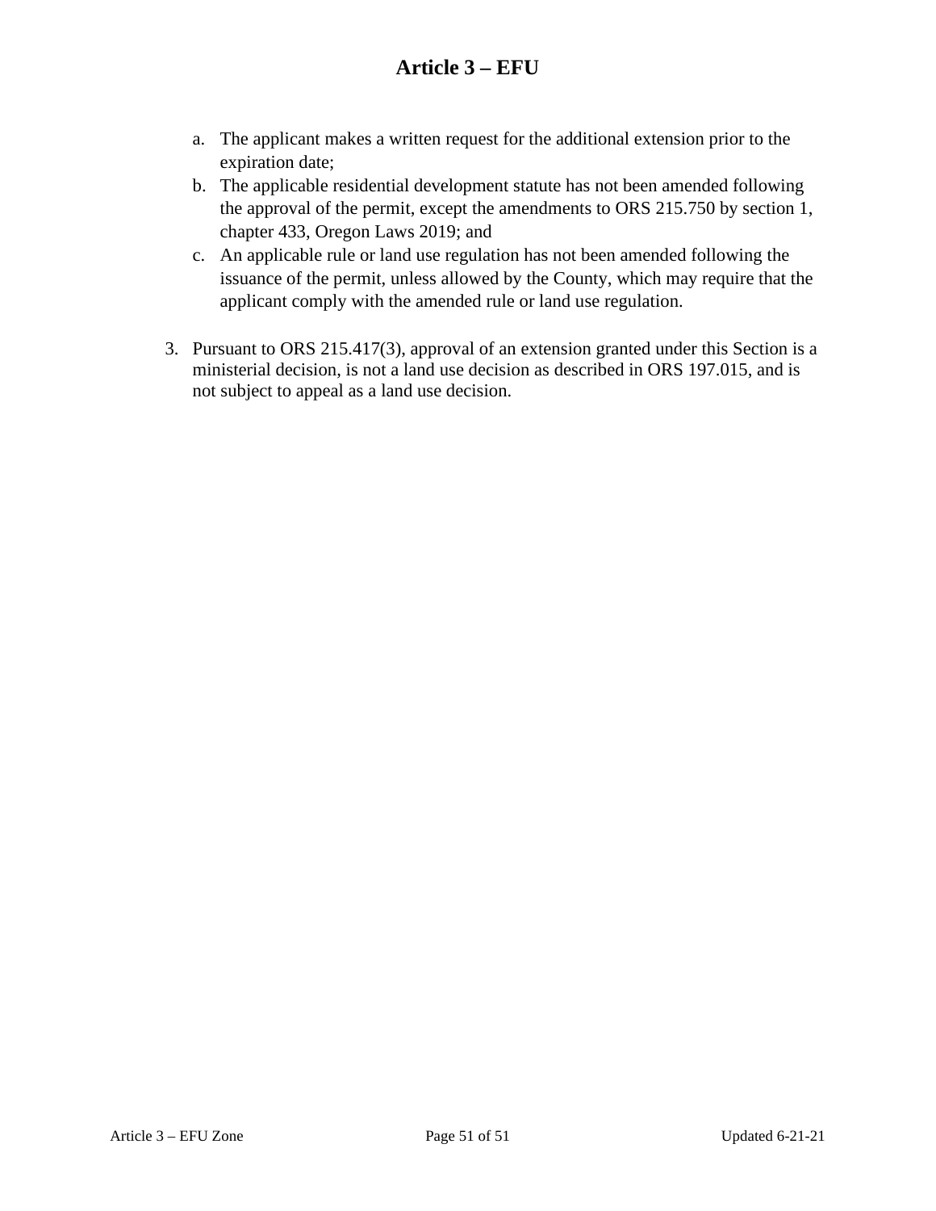a. The applicant makes a written request for the additional extension prior to the expiration date;
b. The applicable residential development statute has not been amended following the approval of the permit, except the amendments to ORS 215.750 by section 1, chapter 433, Oregon Laws 2019; and
c. An applicable rule or land use regulation has not been amended following the issuance of the permit, unless allowed by the County, which may require that the applicant comply with the amended rule or land use regulation.

3. Pursuant to ORS 215.417(3), approval of an extension granted under this Section is a ministerial decision, is not a land use decision as described in ORS 197.015, and is not subject to appeal as a land use decision.